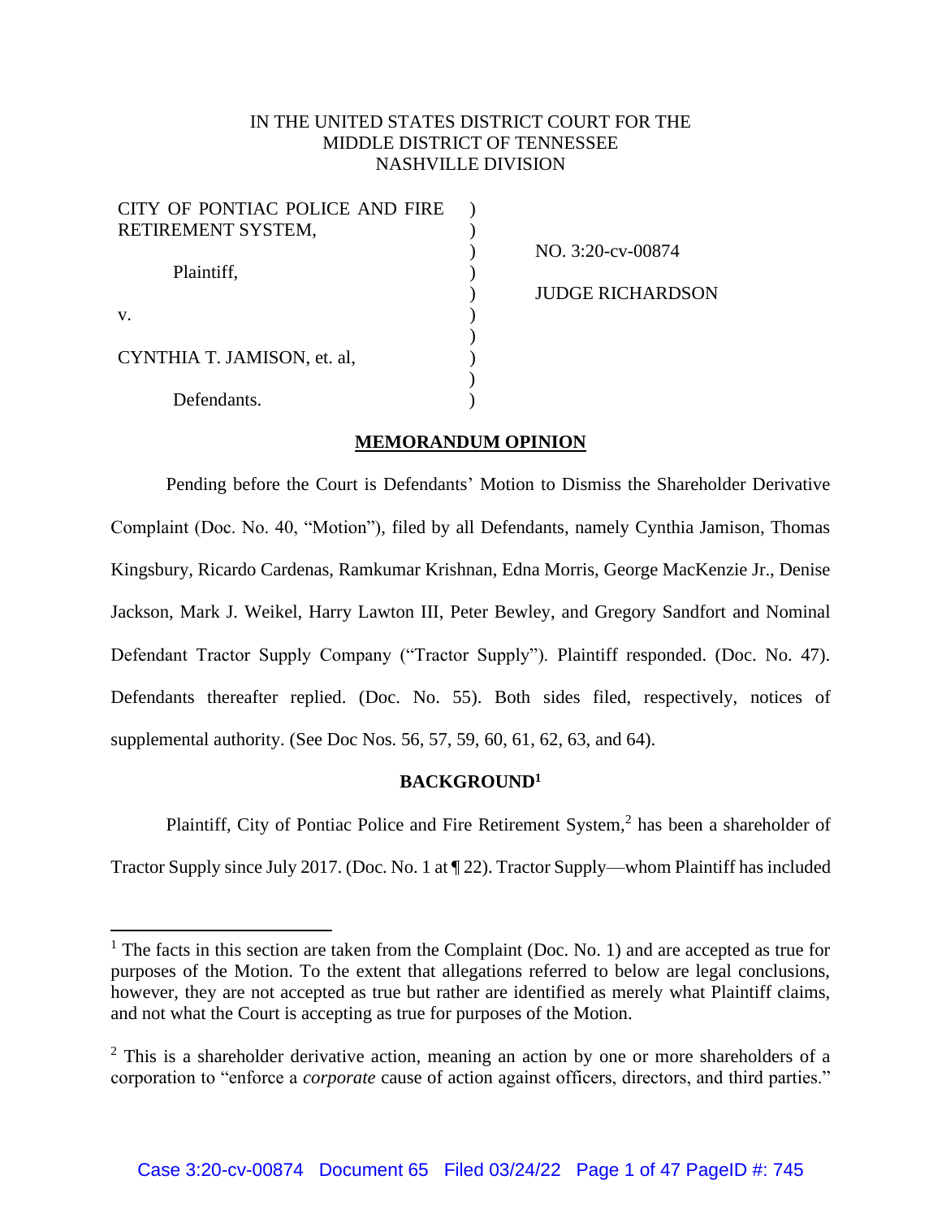IN THE UNITED STATES DISTRICT COURT FOR THE
MIDDLE DISTRICT OF TENNESSEE
NASHVILLE DIVISION

| | | |
|---|---|---|
| CITY OF PONTIAC POLICE AND FIRE RETIREMENT SYSTEM, | ) | |
| | ) | NO. 3:20-cv-00874 |
| Plaintiff, | ) | |
| | ) | JUDGE RICHARDSON |
| v. | ) | |
| | ) | |
| CYNTHIA T. JAMISON, et. al, | ) | |
| | ) | |
| Defendants. | ) | |

## MEMORANDUM OPINION

Pending before the Court is Defendants' Motion to Dismiss the Shareholder Derivative Complaint (Doc. No. 40, "Motion"), filed by all Defendants, namely Cynthia Jamison, Thomas Kingsbury, Ricardo Cardenas, Ramkumar Krishnan, Edna Morris, George MacKenzie Jr., Denise Jackson, Mark J. Weikel, Harry Lawton III, Peter Bewley, and Gregory Sandfort and Nominal Defendant Tractor Supply Company ("Tractor Supply"). Plaintiff responded. (Doc. No. 47). Defendants thereafter replied. (Doc. No. 55). Both sides filed, respectively, notices of supplemental authority. (See Doc Nos. 56, 57, 59, 60, 61, 62, 63, and 64).

### BACKGROUND[1]

Plaintiff, City of Pontiac Police and Fire Retirement System,[2] has been a shareholder of Tractor Supply since July 2017. (Doc. No. 1 at ¶ 22). Tractor Supply—whom Plaintiff has included

---

[1] The facts in this section are taken from the Complaint (Doc. No. 1) and are accepted as true for purposes of the Motion. To the extent that allegations referred to below are legal conclusions, however, they are not accepted as true but rather are identified as merely what Plaintiff claims, and not what the Court is accepting as true for purposes of the Motion.

[2] This is a shareholder derivative action, meaning an action by one or more shareholders of a corporation to "enforce a *corporate* cause of action against officers, directors, and third parties."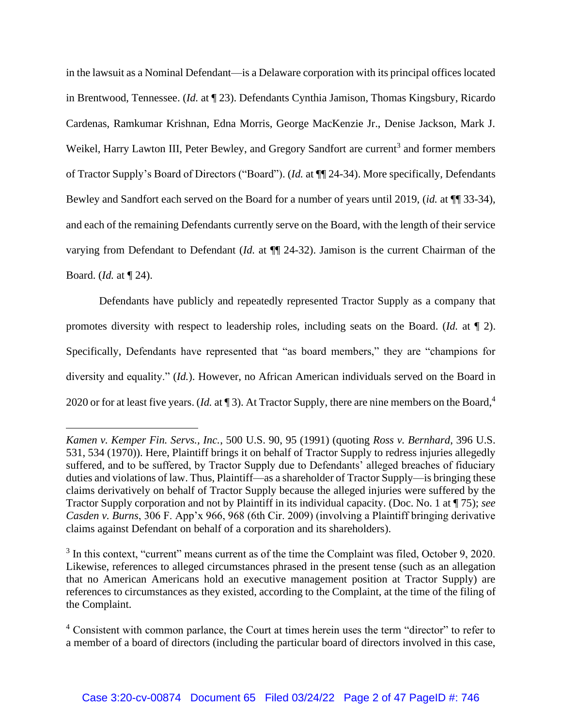in the lawsuit as a Nominal Defendant—is a Delaware corporation with its principal offices located in Brentwood, Tennessee. (*Id.* at ¶ 23). Defendants Cynthia Jamison, Thomas Kingsbury, Ricardo Cardenas, Ramkumar Krishnan, Edna Morris, George MacKenzie Jr., Denise Jackson, Mark J. Weikel, Harry Lawton III, Peter Bewley, and Gregory Sandfort are current[3] and former members of Tractor Supply's Board of Directors ("Board"). (*Id.* at ¶¶ 24-34). More specifically, Defendants Bewley and Sandfort each served on the Board for a number of years until 2019, (*id.* at ¶¶ 33-34), and each of the remaining Defendants currently serve on the Board, with the length of their service varying from Defendant to Defendant (*Id.* at ¶¶ 24-32). Jamison is the current Chairman of the Board. (*Id.* at ¶ 24).

Defendants have publicly and repeatedly represented Tractor Supply as a company that promotes diversity with respect to leadership roles, including seats on the Board. (*Id.* at ¶ 2). Specifically, Defendants have represented that "as board members," they are "champions for diversity and equality." (*Id.*). However, no African American individuals served on the Board in 2020 or for at least five years. (*Id.* at ¶ 3). At Tractor Supply, there are nine members on the Board,[4]

---

*Kamen v. Kemper Fin. Servs., Inc.*, 500 U.S. 90, 95 (1991) (quoting *Ross v. Bernhard*, 396 U.S. 531, 534 (1970)). Here, Plaintiff brings it on behalf of Tractor Supply to redress injuries allegedly suffered, and to be suffered, by Tractor Supply due to Defendants' alleged breaches of fiduciary duties and violations of law. Thus, Plaintiff—as a shareholder of Tractor Supply—is bringing these claims derivatively on behalf of Tractor Supply because the alleged injuries were suffered by the Tractor Supply corporation and not by Plaintiff in its individual capacity. (Doc. No. 1 at ¶ 75); *see Casden v. Burns*, 306 F. App'x 966, 968 (6th Cir. 2009) (involving a Plaintiff bringing derivative claims against Defendant on behalf of a corporation and its shareholders).

[3] In this context, "current" means current as of the time the Complaint was filed, October 9, 2020. Likewise, references to alleged circumstances phrased in the present tense (such as an allegation that no American Americans hold an executive management position at Tractor Supply) are references to circumstances as they existed, according to the Complaint, at the time of the filing of the Complaint.

[4] Consistent with common parlance, the Court at times herein uses the term "director" to refer to a member of a board of directors (including the particular board of directors involved in this case,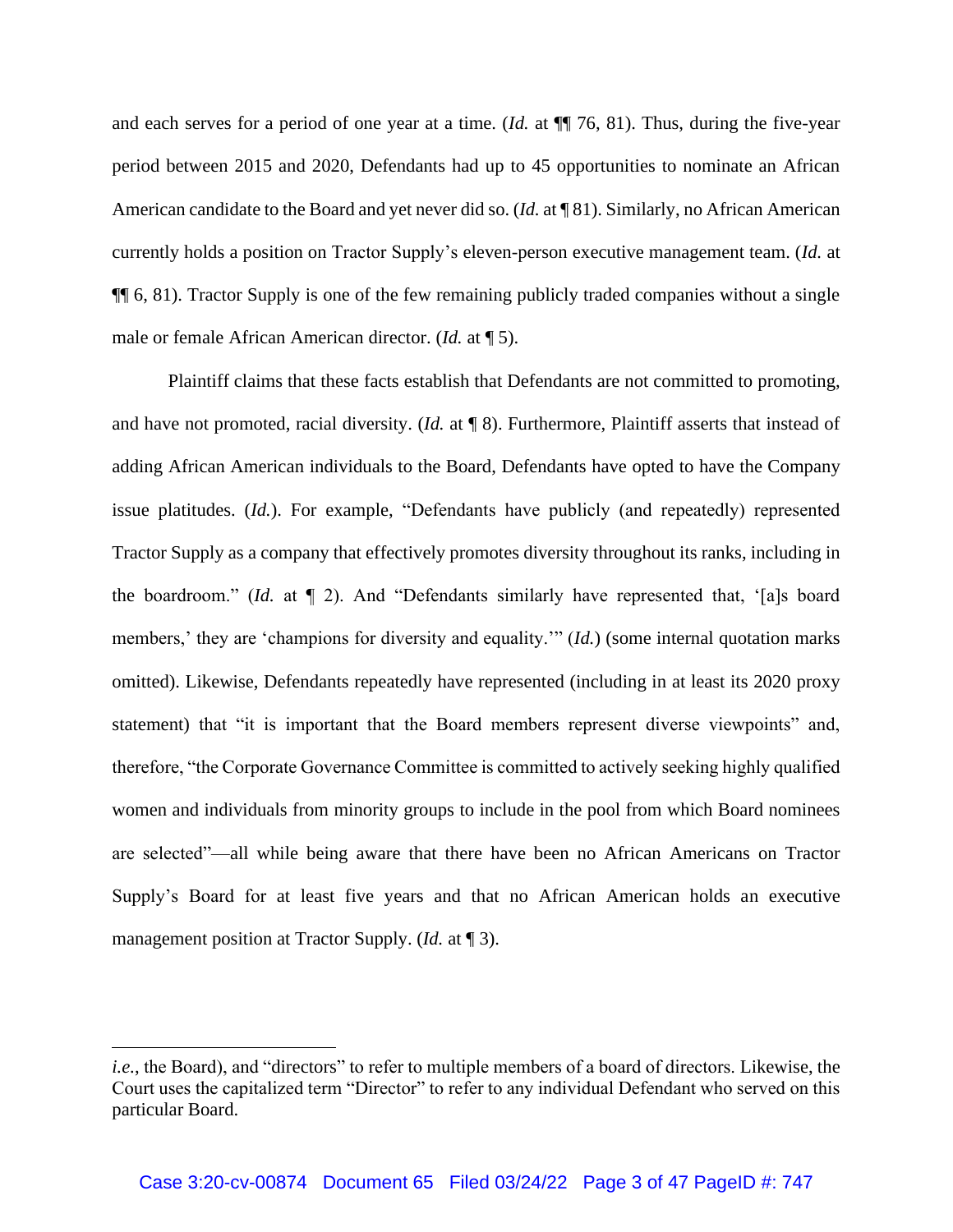and each serves for a period of one year at a time. (*Id.* at ¶¶ 76, 81). Thus, during the five-year period between 2015 and 2020, Defendants had up to 45 opportunities to nominate an African American candidate to the Board and yet never did so. (*Id.* at ¶ 81). Similarly, no African American currently holds a position on Tractor Supply's eleven-person executive management team. (*Id.* at ¶¶ 6, 81). Tractor Supply is one of the few remaining publicly traded companies without a single male or female African American director. (*Id.* at ¶ 5).

Plaintiff claims that these facts establish that Defendants are not committed to promoting, and have not promoted, racial diversity. (*Id.* at ¶ 8). Furthermore, Plaintiff asserts that instead of adding African American individuals to the Board, Defendants have opted to have the Company issue platitudes. (*Id.*). For example, "Defendants have publicly (and repeatedly) represented Tractor Supply as a company that effectively promotes diversity throughout its ranks, including in the boardroom." (*Id.* at ¶ 2). And "Defendants similarly have represented that, '[a]s board members,' they are 'champions for diversity and equality.'" (*Id.*) (some internal quotation marks omitted). Likewise, Defendants repeatedly have represented (including in at least its 2020 proxy statement) that "it is important that the Board members represent diverse viewpoints" and, therefore, "the Corporate Governance Committee is committed to actively seeking highly qualified women and individuals from minority groups to include in the pool from which Board nominees are selected"—all while being aware that there have been no African Americans on Tractor Supply's Board for at least five years and that no African American holds an executive management position at Tractor Supply. (*Id.* at ¶ 3).

---

*i.e.*, the Board), and "directors" to refer to multiple members of a board of directors. Likewise, the Court uses the capitalized term "Director" to refer to any individual Defendant who served on this particular Board.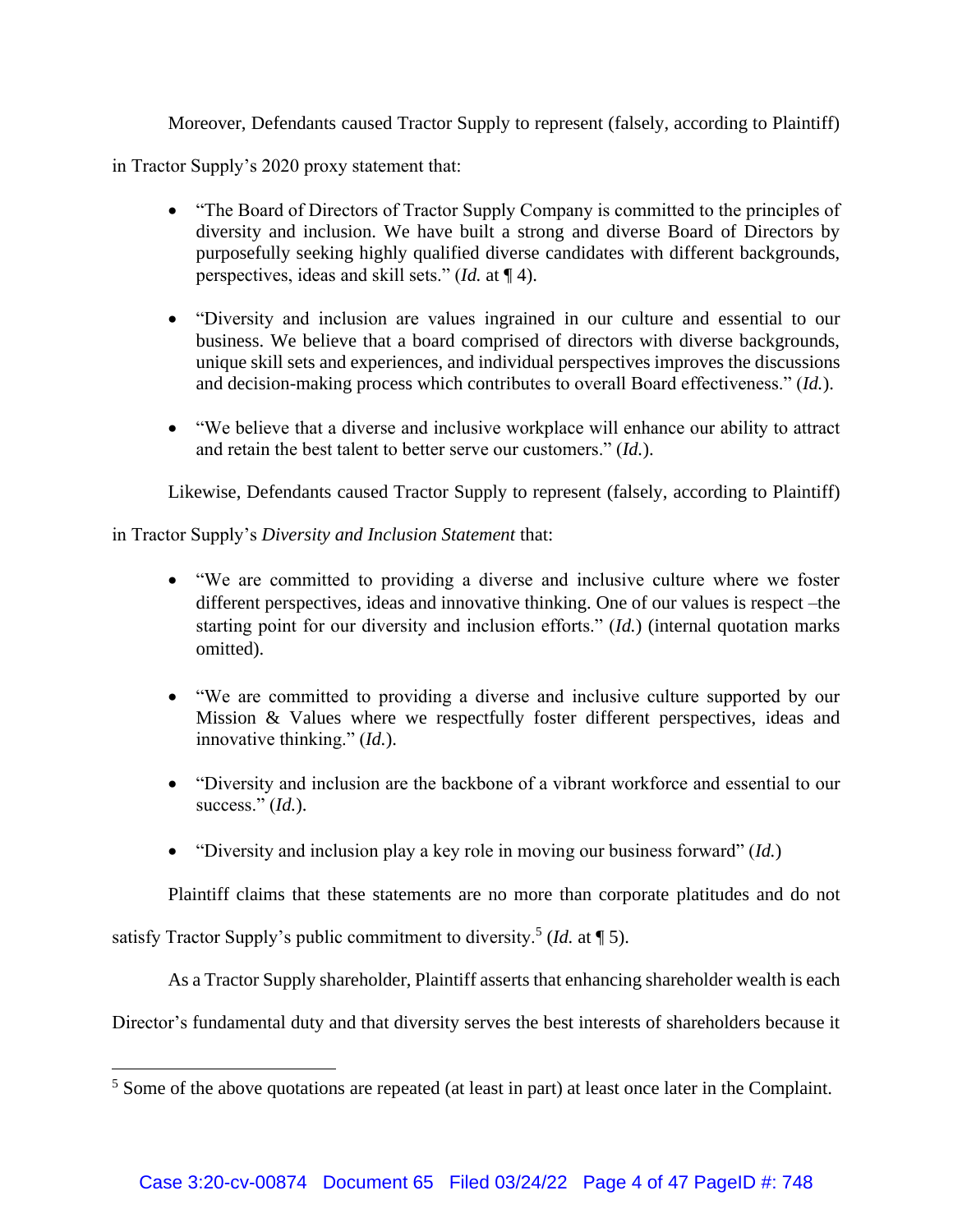Moreover, Defendants caused Tractor Supply to represent (falsely, according to Plaintiff) in Tractor Supply's 2020 proxy statement that:

- "The Board of Directors of Tractor Supply Company is committed to the principles of diversity and inclusion. We have built a strong and diverse Board of Directors by purposefully seeking highly qualified diverse candidates with different backgrounds, perspectives, ideas and skill sets." (*Id.* at ¶ 4).

- "Diversity and inclusion are values ingrained in our culture and essential to our business. We believe that a board comprised of directors with diverse backgrounds, unique skill sets and experiences, and individual perspectives improves the discussions and decision-making process which contributes to overall Board effectiveness." (*Id.*).

- "We believe that a diverse and inclusive workplace will enhance our ability to attract and retain the best talent to better serve our customers." (*Id.*).

Likewise, Defendants caused Tractor Supply to represent (falsely, according to Plaintiff) in Tractor Supply's *Diversity and Inclusion Statement* that:

- "We are committed to providing a diverse and inclusive culture where we foster different perspectives, ideas and innovative thinking. One of our values is respect –the starting point for our diversity and inclusion efforts." (*Id.*) (internal quotation marks omitted).

- "We are committed to providing a diverse and inclusive culture supported by our Mission & Values where we respectfully foster different perspectives, ideas and innovative thinking." (*Id.*).

- "Diversity and inclusion are the backbone of a vibrant workforce and essential to our success." (*Id.*).

- "Diversity and inclusion play a key role in moving our business forward" (*Id.*)

Plaintiff claims that these statements are no more than corporate platitudes and do not satisfy Tractor Supply's public commitment to diversity.[5] (*Id.* at ¶ 5).

As a Tractor Supply shareholder, Plaintiff asserts that enhancing shareholder wealth is each Director's fundamental duty and that diversity serves the best interests of shareholders because it

[5] Some of the above quotations are repeated (at least in part) at least once later in the Complaint.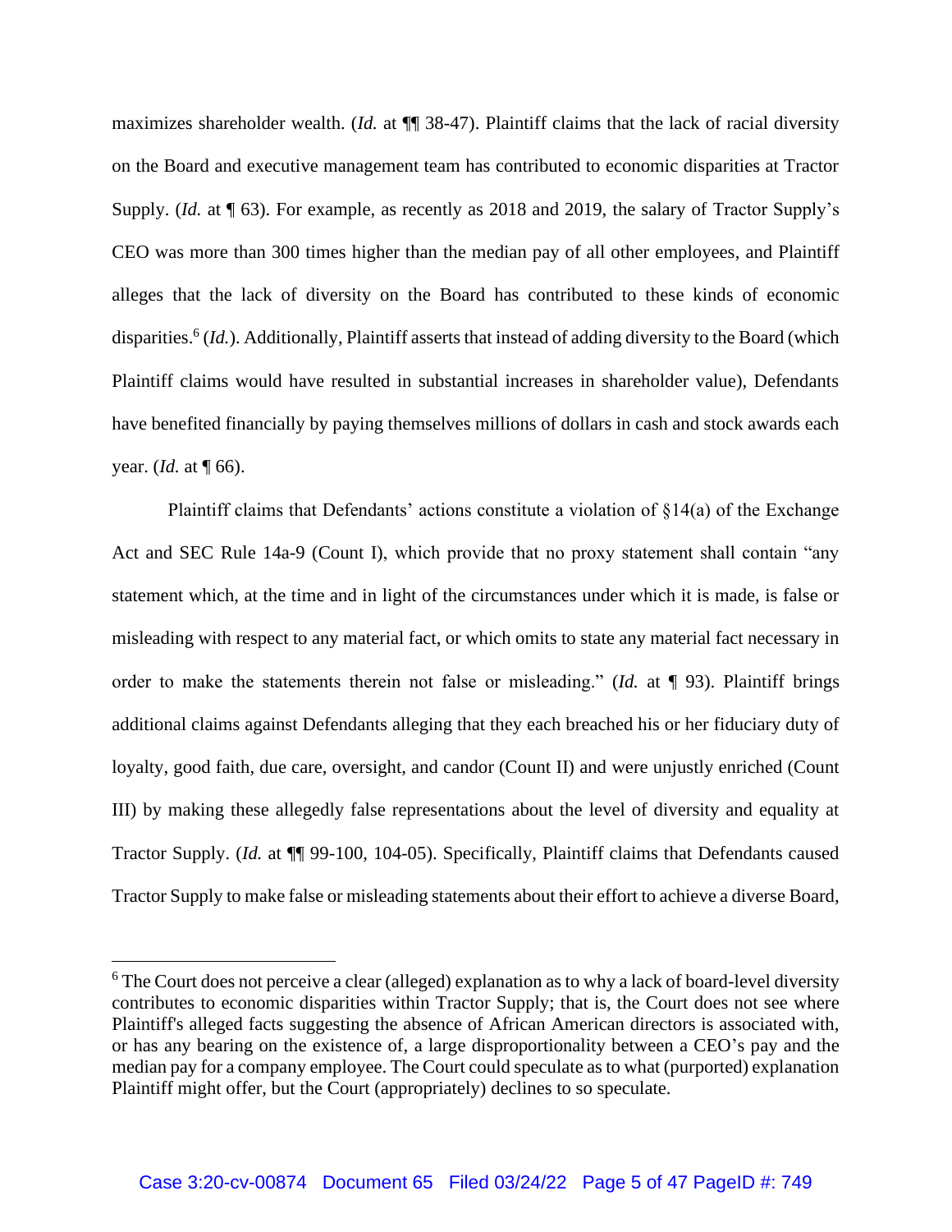maximizes shareholder wealth. (*Id.* at ¶¶ 38-47). Plaintiff claims that the lack of racial diversity on the Board and executive management team has contributed to economic disparities at Tractor Supply. (*Id.* at ¶ 63). For example, as recently as 2018 and 2019, the salary of Tractor Supply's CEO was more than 300 times higher than the median pay of all other employees, and Plaintiff alleges that the lack of diversity on the Board has contributed to these kinds of economic disparities.[6] (*Id.*). Additionally, Plaintiff asserts that instead of adding diversity to the Board (which Plaintiff claims would have resulted in substantial increases in shareholder value), Defendants have benefited financially by paying themselves millions of dollars in cash and stock awards each year. (*Id.* at ¶ 66).

Plaintiff claims that Defendants' actions constitute a violation of §14(a) of the Exchange Act and SEC Rule 14a-9 (Count I), which provide that no proxy statement shall contain "any statement which, at the time and in light of the circumstances under which it is made, is false or misleading with respect to any material fact, or which omits to state any material fact necessary in order to make the statements therein not false or misleading." (*Id.* at ¶ 93). Plaintiff brings additional claims against Defendants alleging that they each breached his or her fiduciary duty of loyalty, good faith, due care, oversight, and candor (Count II) and were unjustly enriched (Count III) by making these allegedly false representations about the level of diversity and equality at Tractor Supply. (*Id.* at ¶¶ 99-100, 104-05). Specifically, Plaintiff claims that Defendants caused Tractor Supply to make false or misleading statements about their effort to achieve a diverse Board,

---

[6] The Court does not perceive a clear (alleged) explanation as to why a lack of board-level diversity contributes to economic disparities within Tractor Supply; that is, the Court does not see where Plaintiff's alleged facts suggesting the absence of African American directors is associated with, or has any bearing on the existence of, a large disproportionality between a CEO's pay and the median pay for a company employee. The Court could speculate as to what (purported) explanation Plaintiff might offer, but the Court (appropriately) declines to so speculate.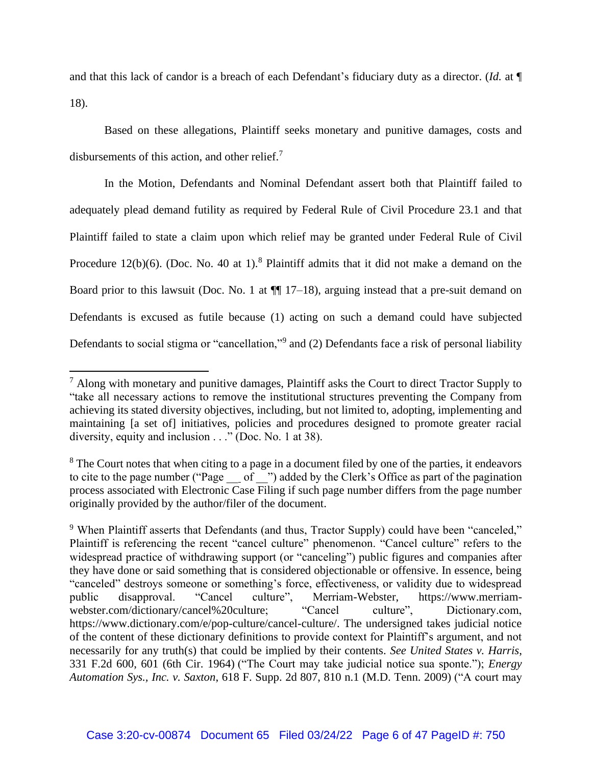and that this lack of candor is a breach of each Defendant's fiduciary duty as a director. (*Id.* at ¶ 18).

Based on these allegations, Plaintiff seeks monetary and punitive damages, costs and disbursements of this action, and other relief.[7]

In the Motion, Defendants and Nominal Defendant assert both that Plaintiff failed to adequately plead demand futility as required by Federal Rule of Civil Procedure 23.1 and that Plaintiff failed to state a claim upon which relief may be granted under Federal Rule of Civil Procedure 12(b)(6). (Doc. No. 40 at 1).[8] Plaintiff admits that it did not make a demand on the Board prior to this lawsuit (Doc. No. 1 at ¶¶ 17–18), arguing instead that a pre-suit demand on Defendants is excused as futile because (1) acting on such a demand could have subjected Defendants to social stigma or "cancellation,"[9] and (2) Defendants face a risk of personal liability

---

[7] Along with monetary and punitive damages, Plaintiff asks the Court to direct Tractor Supply to "take all necessary actions to remove the institutional structures preventing the Company from achieving its stated diversity objectives, including, but not limited to, adopting, implementing and maintaining [a set of] initiatives, policies and procedures designed to promote greater racial diversity, equity and inclusion . . ." (Doc. No. 1 at 38).

[8] The Court notes that when citing to a page in a document filed by one of the parties, it endeavors to cite to the page number ("Page __ of __") added by the Clerk's Office as part of the pagination process associated with Electronic Case Filing if such page number differs from the page number originally provided by the author/filer of the document.

[9] When Plaintiff asserts that Defendants (and thus, Tractor Supply) could have been "canceled," Plaintiff is referencing the recent "cancel culture" phenomenon. "Cancel culture" refers to the widespread practice of withdrawing support (or "canceling") public figures and companies after they have done or said something that is considered objectionable or offensive. In essence, being "canceled" destroys someone or something's force, effectiveness, or validity due to widespread public disapproval. "Cancel culture", Merriam-Webster, https://www.merriam-webster.com/dictionary/cancel%20culture; "Cancel culture", Dictionary.com, https://www.dictionary.com/e/pop-culture/cancel-culture/. The undersigned takes judicial notice of the content of these dictionary definitions to provide context for Plaintiff's argument, and not necessarily for any truth(s) that could be implied by their contents. *See United States v. Harris*, 331 F.2d 600, 601 (6th Cir. 1964) ("The Court may take judicial notice sua sponte."); *Energy Automation Sys., Inc. v. Saxton*, 618 F. Supp. 2d 807, 810 n.1 (M.D. Tenn. 2009) ("A court may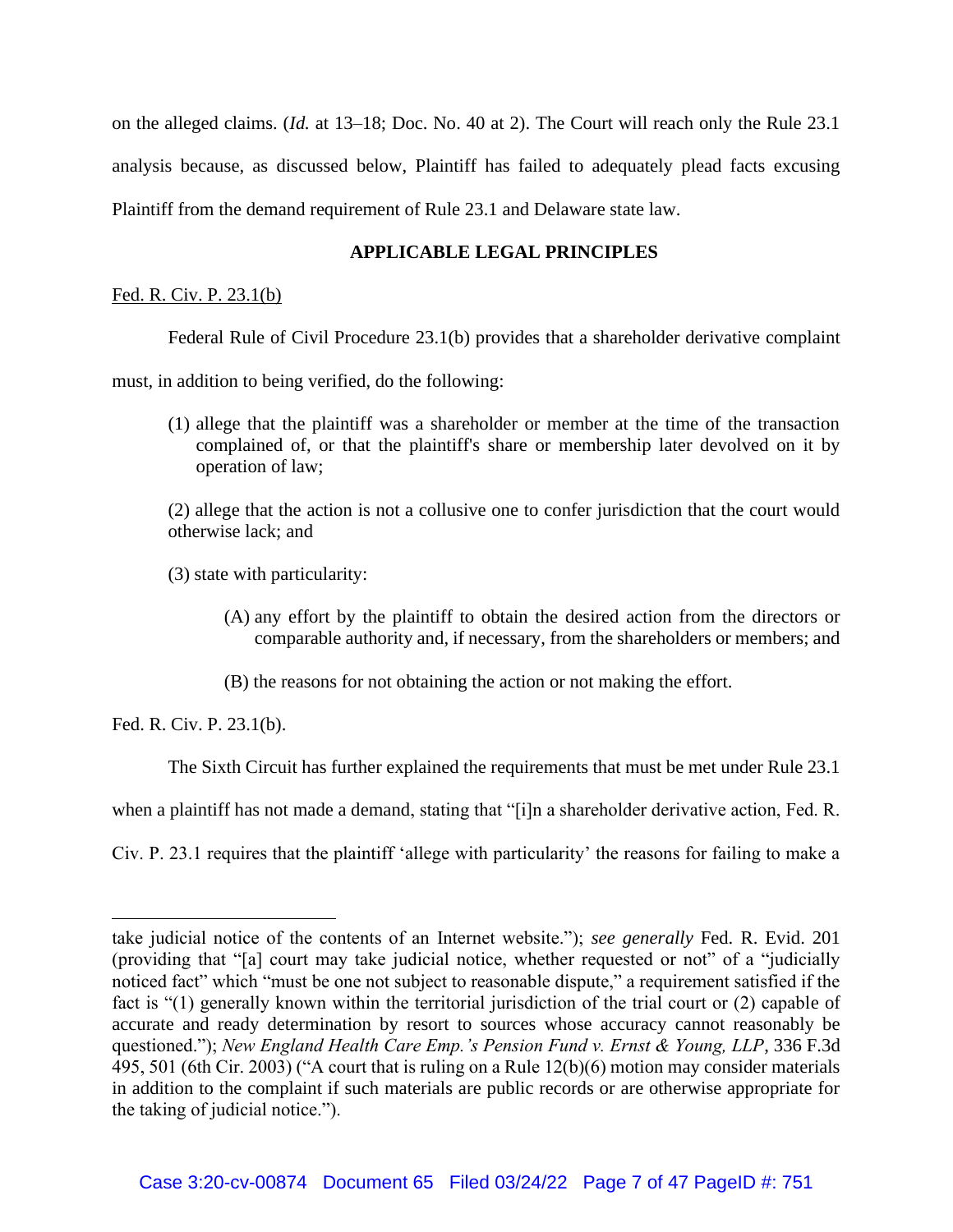on the alleged claims. (*Id.* at 13–18; Doc. No. 40 at 2). The Court will reach only the Rule 23.1 analysis because, as discussed below, Plaintiff has failed to adequately plead facts excusing Plaintiff from the demand requirement of Rule 23.1 and Delaware state law.

## APPLICABLE LEGAL PRINCIPLES

Fed. R. Civ. P. 23.1(b)

Federal Rule of Civil Procedure 23.1(b) provides that a shareholder derivative complaint must, in addition to being verified, do the following:

> (1) allege that the plaintiff was a shareholder or member at the time of the transaction complained of, or that the plaintiff's share or membership later devolved on it by operation of law;
>
> (2) allege that the action is not a collusive one to confer jurisdiction that the court would otherwise lack; and
>
> (3) state with particularity:
>
> > (A) any effort by the plaintiff to obtain the desired action from the directors or comparable authority and, if necessary, from the shareholders or members; and
> >
> > (B) the reasons for not obtaining the action or not making the effort.

Fed. R. Civ. P. 23.1(b).

The Sixth Circuit has further explained the requirements that must be met under Rule 23.1 when a plaintiff has not made a demand, stating that "[i]n a shareholder derivative action, Fed. R. Civ. P. 23.1 requires that the plaintiff 'allege with particularity' the reasons for failing to make a

---

take judicial notice of the contents of an Internet website."); *see generally* Fed. R. Evid. 201 (providing that "[a] court may take judicial notice, whether requested or not" of a "judicially noticed fact" which "must be one not subject to reasonable dispute," a requirement satisfied if the fact is "(1) generally known within the territorial jurisdiction of the trial court or (2) capable of accurate and ready determination by resort to sources whose accuracy cannot reasonably be questioned."); *New England Health Care Emp.'s Pension Fund v. Ernst & Young, LLP*, 336 F.3d 495, 501 (6th Cir. 2003) ("A court that is ruling on a Rule 12(b)(6) motion may consider materials in addition to the complaint if such materials are public records or are otherwise appropriate for the taking of judicial notice.").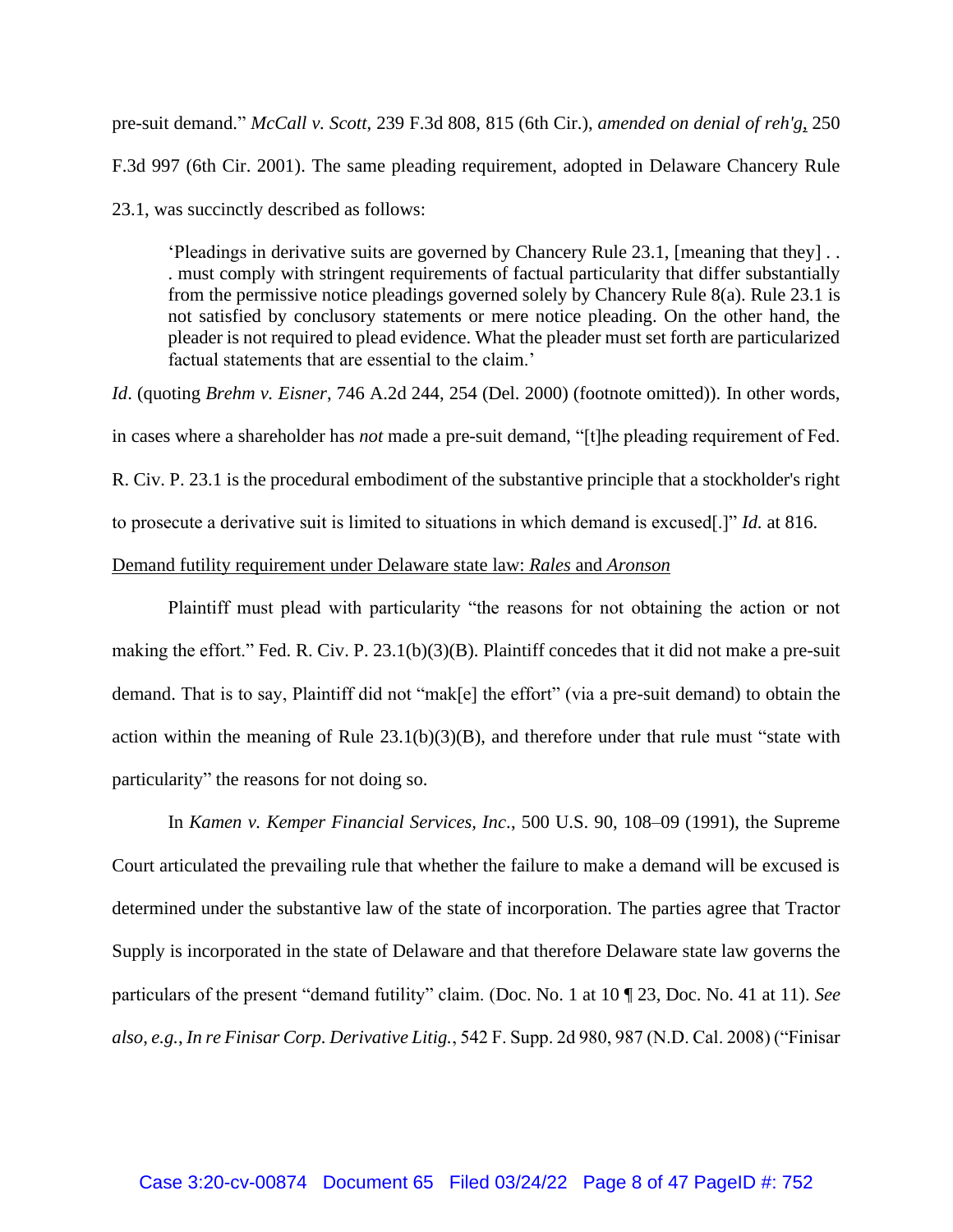pre-suit demand." *McCall v. Scott*, 239 F.3d 808, 815 (6th Cir.), *amended on denial of reh'g*, 250 F.3d 997 (6th Cir. 2001). The same pleading requirement, adopted in Delaware Chancery Rule 23.1, was succinctly described as follows:

> 'Pleadings in derivative suits are governed by Chancery Rule 23.1, [meaning that they] . . . must comply with stringent requirements of factual particularity that differ substantially from the permissive notice pleadings governed solely by Chancery Rule 8(a). Rule 23.1 is not satisfied by conclusory statements or mere notice pleading. On the other hand, the pleader is not required to plead evidence. What the pleader must set forth are particularized factual statements that are essential to the claim.'

*Id*. (quoting *Brehm v. Eisner*, 746 A.2d 244, 254 (Del. 2000) (footnote omitted)). In other words, in cases where a shareholder has *not* made a pre-suit demand, "[t]he pleading requirement of Fed. R. Civ. P. 23.1 is the procedural embodiment of the substantive principle that a stockholder's right to prosecute a derivative suit is limited to situations in which demand is excused[.]" *Id.* at 816.

<u>Demand futility requirement under Delaware state law: *Rales* and *Aronson*</u>

Plaintiff must plead with particularity "the reasons for not obtaining the action or not making the effort." Fed. R. Civ. P. 23.1(b)(3)(B). Plaintiff concedes that it did not make a pre-suit demand. That is to say, Plaintiff did not "mak[e] the effort" (via a pre-suit demand) to obtain the action within the meaning of Rule 23.1(b)(3)(B), and therefore under that rule must "state with particularity" the reasons for not doing so.

In *Kamen v. Kemper Financial Services, Inc.*, 500 U.S. 90, 108–09 (1991), the Supreme Court articulated the prevailing rule that whether the failure to make a demand will be excused is determined under the substantive law of the state of incorporation. The parties agree that Tractor Supply is incorporated in the state of Delaware and that therefore Delaware state law governs the particulars of the present "demand futility" claim. (Doc. No. 1 at 10 ¶ 23, Doc. No. 41 at 11). *See also*, *e.g.*, *In re Finisar Corp. Derivative Litig.*, 542 F. Supp. 2d 980, 987 (N.D. Cal. 2008) ("Finisar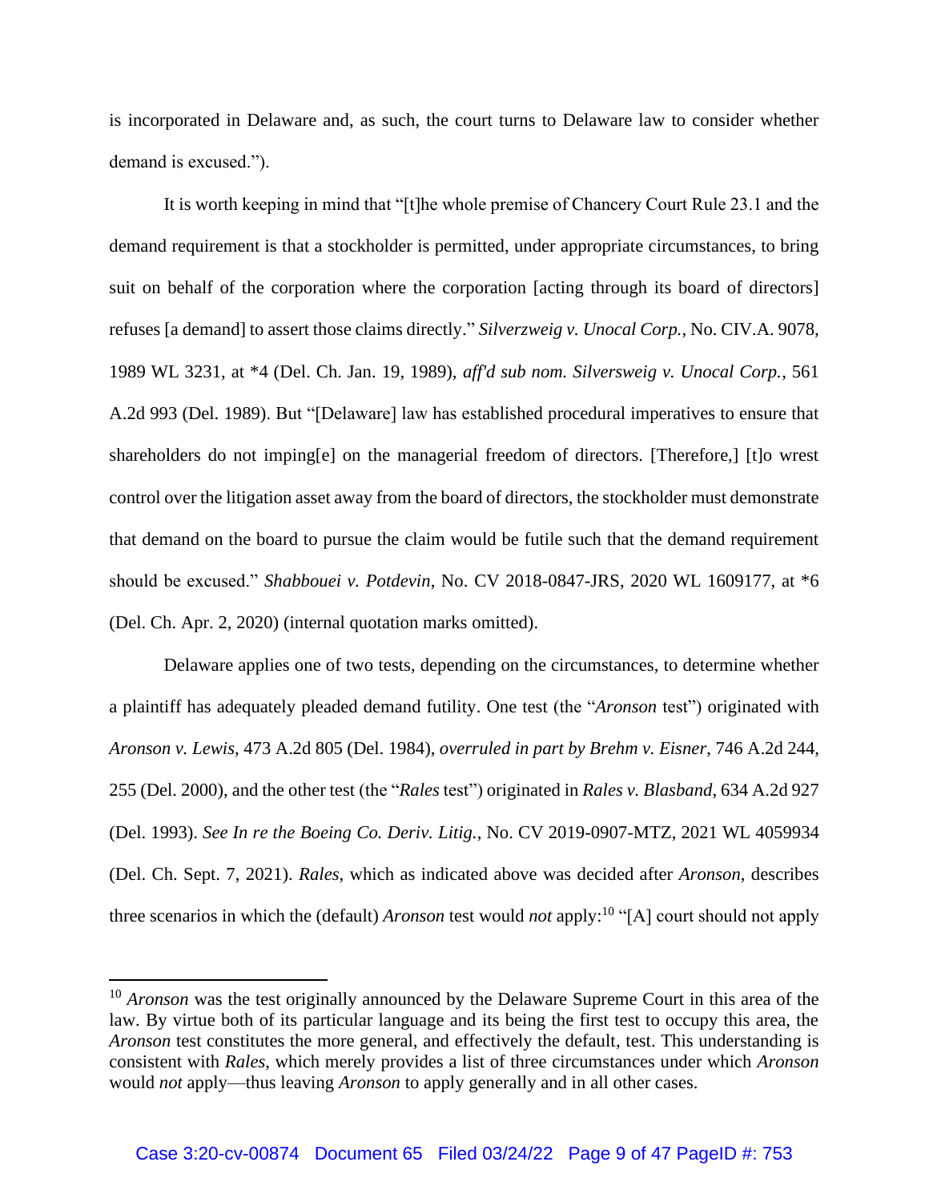is incorporated in Delaware and, as such, the court turns to Delaware law to consider whether demand is excused.").

It is worth keeping in mind that "[t]he whole premise of Chancery Court Rule 23.1 and the demand requirement is that a stockholder is permitted, under appropriate circumstances, to bring suit on behalf of the corporation where the corporation [acting through its board of directors] refuses [a demand] to assert those claims directly." *Silverzweig v. Unocal Corp.*, No. CIV.A. 9078, 1989 WL 3231, at *4 (Del. Ch. Jan. 19, 1989), *aff'd sub nom. Silversweig v. Unocal Corp.*, 561 A.2d 993 (Del. 1989). But "[Delaware] law has established procedural imperatives to ensure that shareholders do not imping[e] on the managerial freedom of directors. [Therefore,] [t]o wrest control over the litigation asset away from the board of directors, the stockholder must demonstrate that demand on the board to pursue the claim would be futile such that the demand requirement should be excused." *Shabbouei v. Potdevin*, No. CV 2018-0847-JRS, 2020 WL 1609177, at *6 (Del. Ch. Apr. 2, 2020) (internal quotation marks omitted).

Delaware applies one of two tests, depending on the circumstances, to determine whether a plaintiff has adequately pleaded demand futility. One test (the "*Aronson* test") originated with *Aronson v. Lewis*, 473 A.2d 805 (Del. 1984), *overruled in part by Brehm v. Eisner*, 746 A.2d 244, 255 (Del. 2000), and the other test (the "*Rales* test") originated in *Rales v. Blasband*, 634 A.2d 927 (Del. 1993). *See In re the Boeing Co. Deriv. Litig.*, No. CV 2019-0907-MTZ, 2021 WL 4059934 (Del. Ch. Sept. 7, 2021). *Rales*, which as indicated above was decided after *Aronson*, describes three scenarios in which the (default) *Aronson* test would *not* apply:[10] "[A] court should not apply

[10] *Aronson* was the test originally announced by the Delaware Supreme Court in this area of the law. By virtue both of its particular language and its being the first test to occupy this area, the *Aronson* test constitutes the more general, and effectively the default, test. This understanding is consistent with *Rales*, which merely provides a list of three circumstances under which *Aronson* would *not* apply—thus leaving *Aronson* to apply generally and in all other cases.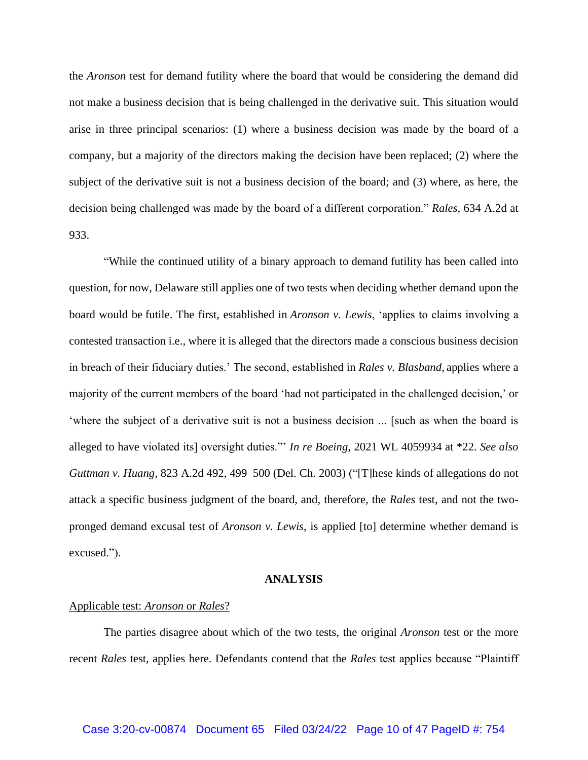the *Aronson* test for demand futility where the board that would be considering the demand did not make a business decision that is being challenged in the derivative suit. This situation would arise in three principal scenarios: (1) where a business decision was made by the board of a company, but a majority of the directors making the decision have been replaced; (2) where the subject of the derivative suit is not a business decision of the board; and (3) where, as here, the decision being challenged was made by the board of a different corporation." *Rales*, 634 A.2d at 933.

"While the continued utility of a binary approach to demand futility has been called into question, for now, Delaware still applies one of two tests when deciding whether demand upon the board would be futile. The first, established in *Aronson v. Lewis*, 'applies to claims involving a contested transaction i.e., where it is alleged that the directors made a conscious business decision in breach of their fiduciary duties.' The second, established in *Rales v. Blasband*, applies where a majority of the current members of the board 'had not participated in the challenged decision,' or 'where the subject of a derivative suit is not a business decision ... [such as when the board is alleged to have violated its] oversight duties.'" *In re Boeing*, 2021 WL 4059934 at *22. *See also Guttman v. Huang*, 823 A.2d 492, 499–500 (Del. Ch. 2003) ("[T]hese kinds of allegations do not attack a specific business judgment of the board, and, therefore, the *Rales* test, and not the two-pronged demand excusal test of *Aronson v. Lewis*, is applied [to] determine whether demand is excused.").

**ANALYSIS**

<u>Applicable test: *Aronson* or *Rales*?</u>

The parties disagree about which of the two tests, the original *Aronson* test or the more recent *Rales* test, applies here. Defendants contend that the *Rales* test applies because "Plaintiff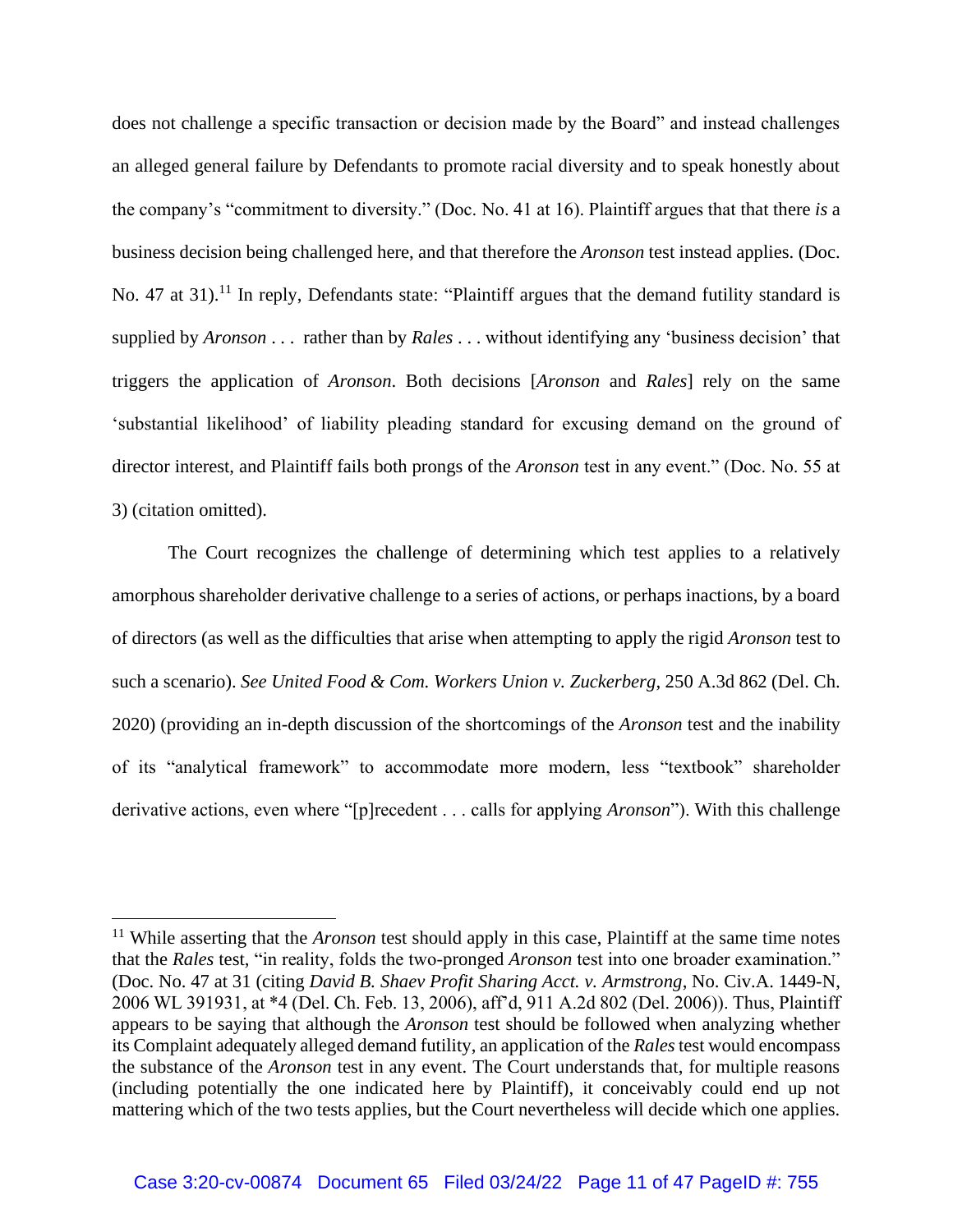does not challenge a specific transaction or decision made by the Board" and instead challenges an alleged general failure by Defendants to promote racial diversity and to speak honestly about the company's "commitment to diversity." (Doc. No. 41 at 16). Plaintiff argues that that there *is* a business decision being challenged here, and that therefore the *Aronson* test instead applies. (Doc. No. 47 at 31).[11] In reply, Defendants state: "Plaintiff argues that the demand futility standard is supplied by *Aronson* . . . rather than by *Rales* . . . without identifying any 'business decision' that triggers the application of *Aronson*. Both decisions [*Aronson* and *Rales*] rely on the same 'substantial likelihood' of liability pleading standard for excusing demand on the ground of director interest, and Plaintiff fails both prongs of the *Aronson* test in any event." (Doc. No. 55 at 3) (citation omitted).

The Court recognizes the challenge of determining which test applies to a relatively amorphous shareholder derivative challenge to a series of actions, or perhaps inactions, by a board of directors (as well as the difficulties that arise when attempting to apply the rigid *Aronson* test to such a scenario). *See United Food & Com. Workers Union v. Zuckerberg*, 250 A.3d 862 (Del. Ch. 2020) (providing an in-depth discussion of the shortcomings of the *Aronson* test and the inability of its "analytical framework" to accommodate more modern, less "textbook" shareholder derivative actions, even where "[p]recedent . . . calls for applying *Aronson*"). With this challenge

---

[11] While asserting that the *Aronson* test should apply in this case, Plaintiff at the same time notes that the *Rales* test, "in reality, folds the two-pronged *Aronson* test into one broader examination." (Doc. No. 47 at 31 (citing *David B. Shaev Profit Sharing Acct. v. Armstrong*, No. Civ.A. 1449-N, 2006 WL 391931, at *4 (Del. Ch. Feb. 13, 2006), aff'd, 911 A.2d 802 (Del. 2006)). Thus, Plaintiff appears to be saying that although the *Aronson* test should be followed when analyzing whether its Complaint adequately alleged demand futility, an application of the *Rales* test would encompass the substance of the *Aronson* test in any event. The Court understands that, for multiple reasons (including potentially the one indicated here by Plaintiff), it conceivably could end up not mattering which of the two tests applies, but the Court nevertheless will decide which one applies.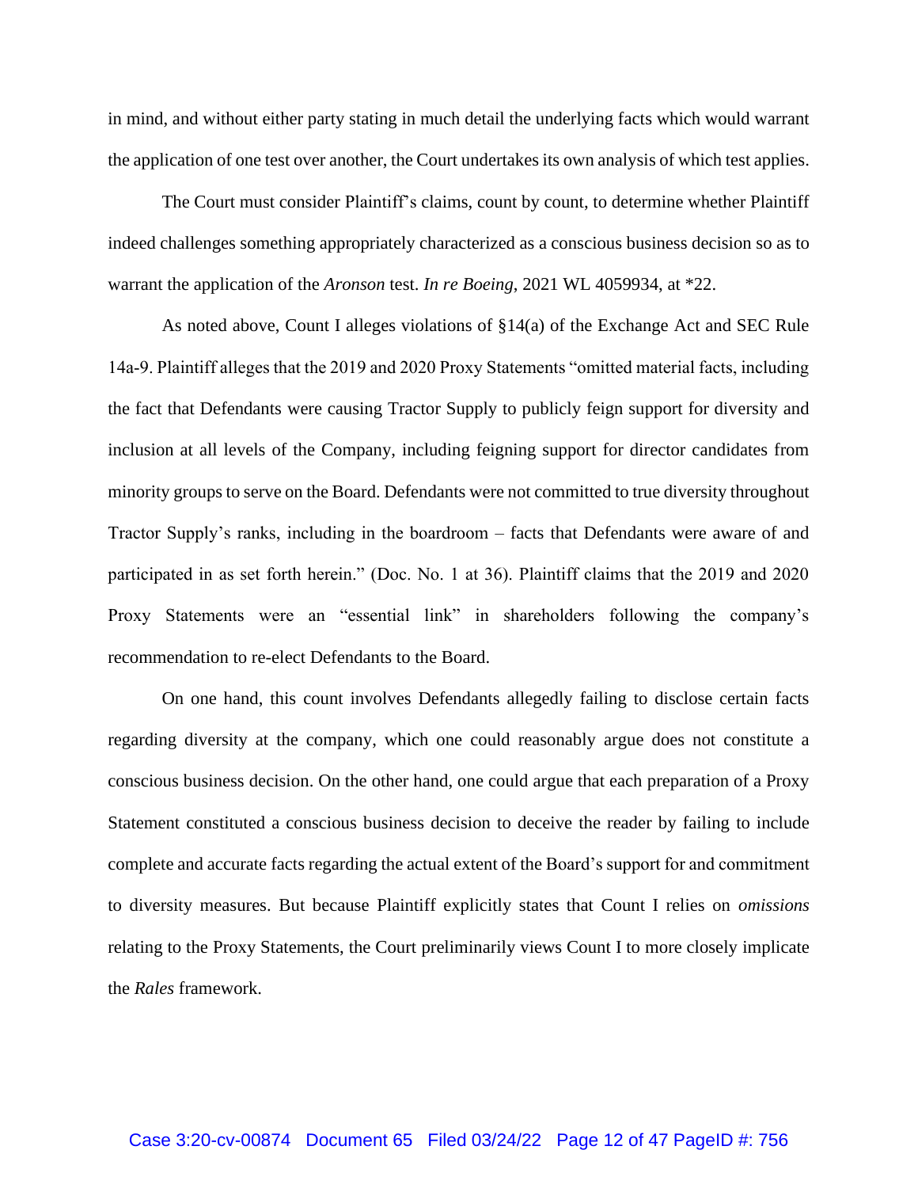in mind, and without either party stating in much detail the underlying facts which would warrant the application of one test over another, the Court undertakes its own analysis of which test applies.

The Court must consider Plaintiff's claims, count by count, to determine whether Plaintiff indeed challenges something appropriately characterized as a conscious business decision so as to warrant the application of the *Aronson* test. *In re Boeing*, 2021 WL 4059934, at *22.

As noted above, Count I alleges violations of §14(a) of the Exchange Act and SEC Rule 14a-9. Plaintiff alleges that the 2019 and 2020 Proxy Statements "omitted material facts, including the fact that Defendants were causing Tractor Supply to publicly feign support for diversity and inclusion at all levels of the Company, including feigning support for director candidates from minority groups to serve on the Board. Defendants were not committed to true diversity throughout Tractor Supply's ranks, including in the boardroom – facts that Defendants were aware of and participated in as set forth herein." (Doc. No. 1 at 36). Plaintiff claims that the 2019 and 2020 Proxy Statements were an "essential link" in shareholders following the company's recommendation to re-elect Defendants to the Board.

On one hand, this count involves Defendants allegedly failing to disclose certain facts regarding diversity at the company, which one could reasonably argue does not constitute a conscious business decision. On the other hand, one could argue that each preparation of a Proxy Statement constituted a conscious business decision to deceive the reader by failing to include complete and accurate facts regarding the actual extent of the Board's support for and commitment to diversity measures. But because Plaintiff explicitly states that Count I relies on *omissions* relating to the Proxy Statements, the Court preliminarily views Count I to more closely implicate the *Rales* framework.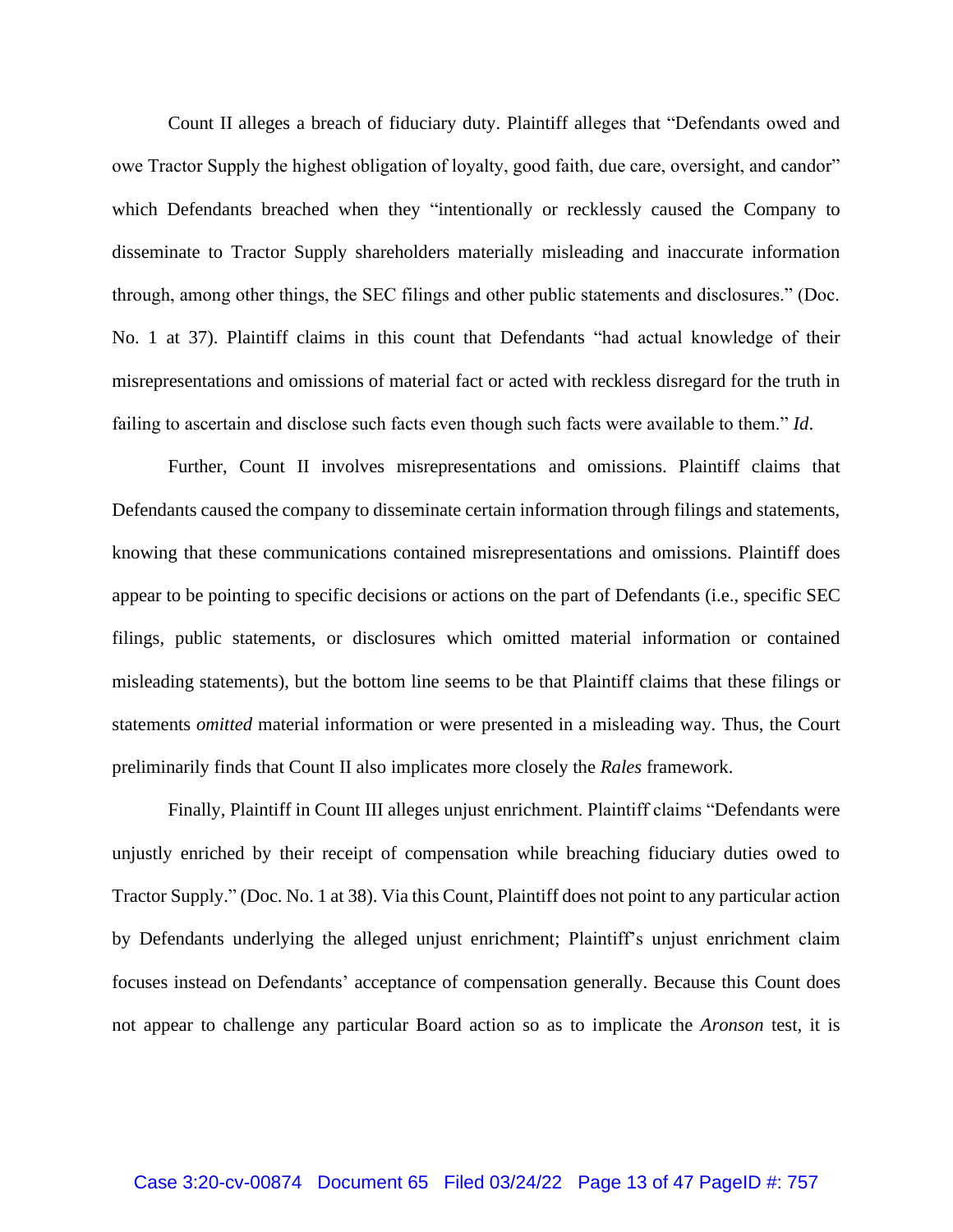Count II alleges a breach of fiduciary duty. Plaintiff alleges that "Defendants owed and owe Tractor Supply the highest obligation of loyalty, good faith, due care, oversight, and candor" which Defendants breached when they "intentionally or recklessly caused the Company to disseminate to Tractor Supply shareholders materially misleading and inaccurate information through, among other things, the SEC filings and other public statements and disclosures." (Doc. No. 1 at 37). Plaintiff claims in this count that Defendants "had actual knowledge of their misrepresentations and omissions of material fact or acted with reckless disregard for the truth in failing to ascertain and disclose such facts even though such facts were available to them." *Id*.

Further, Count II involves misrepresentations and omissions. Plaintiff claims that Defendants caused the company to disseminate certain information through filings and statements, knowing that these communications contained misrepresentations and omissions. Plaintiff does appear to be pointing to specific decisions or actions on the part of Defendants (i.e., specific SEC filings, public statements, or disclosures which omitted material information or contained misleading statements), but the bottom line seems to be that Plaintiff claims that these filings or statements *omitted* material information or were presented in a misleading way. Thus, the Court preliminarily finds that Count II also implicates more closely the *Rales* framework.

Finally, Plaintiff in Count III alleges unjust enrichment. Plaintiff claims "Defendants were unjustly enriched by their receipt of compensation while breaching fiduciary duties owed to Tractor Supply." (Doc. No. 1 at 38). Via this Count, Plaintiff does not point to any particular action by Defendants underlying the alleged unjust enrichment; Plaintiff's unjust enrichment claim focuses instead on Defendants' acceptance of compensation generally. Because this Count does not appear to challenge any particular Board action so as to implicate the *Aronson* test, it is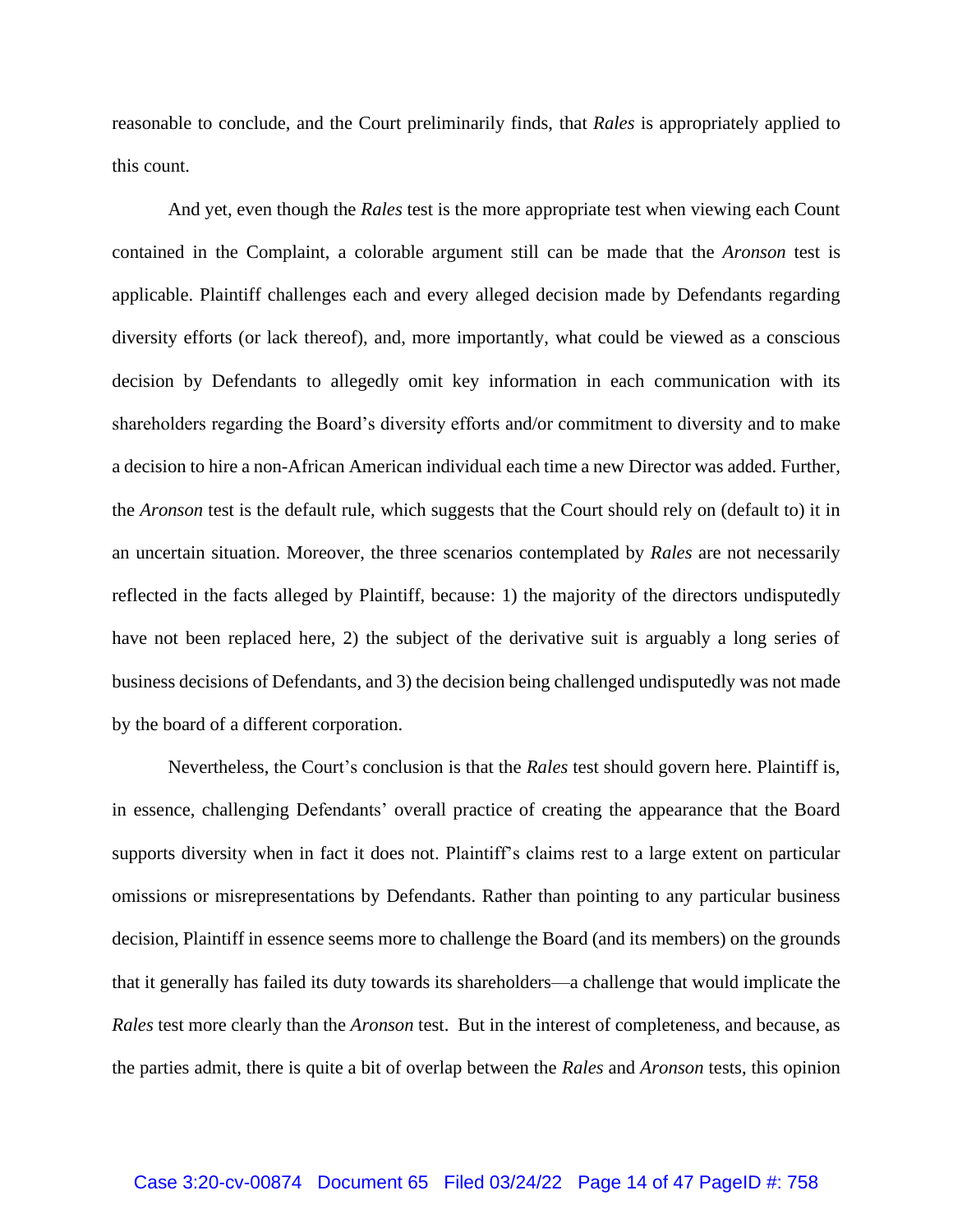reasonable to conclude, and the Court preliminarily finds, that *Rales* is appropriately applied to this count.

And yet, even though the *Rales* test is the more appropriate test when viewing each Count contained in the Complaint, a colorable argument still can be made that the *Aronson* test is applicable. Plaintiff challenges each and every alleged decision made by Defendants regarding diversity efforts (or lack thereof), and, more importantly, what could be viewed as a conscious decision by Defendants to allegedly omit key information in each communication with its shareholders regarding the Board's diversity efforts and/or commitment to diversity and to make a decision to hire a non-African American individual each time a new Director was added. Further, the *Aronson* test is the default rule, which suggests that the Court should rely on (default to) it in an uncertain situation. Moreover, the three scenarios contemplated by *Rales* are not necessarily reflected in the facts alleged by Plaintiff, because: 1) the majority of the directors undisputedly have not been replaced here, 2) the subject of the derivative suit is arguably a long series of business decisions of Defendants, and 3) the decision being challenged undisputedly was not made by the board of a different corporation.

Nevertheless, the Court's conclusion is that the *Rales* test should govern here. Plaintiff is, in essence, challenging Defendants' overall practice of creating the appearance that the Board supports diversity when in fact it does not. Plaintiff's claims rest to a large extent on particular omissions or misrepresentations by Defendants. Rather than pointing to any particular business decision, Plaintiff in essence seems more to challenge the Board (and its members) on the grounds that it generally has failed its duty towards its shareholders—a challenge that would implicate the *Rales* test more clearly than the *Aronson* test. But in the interest of completeness, and because, as the parties admit, there is quite a bit of overlap between the *Rales* and *Aronson* tests, this opinion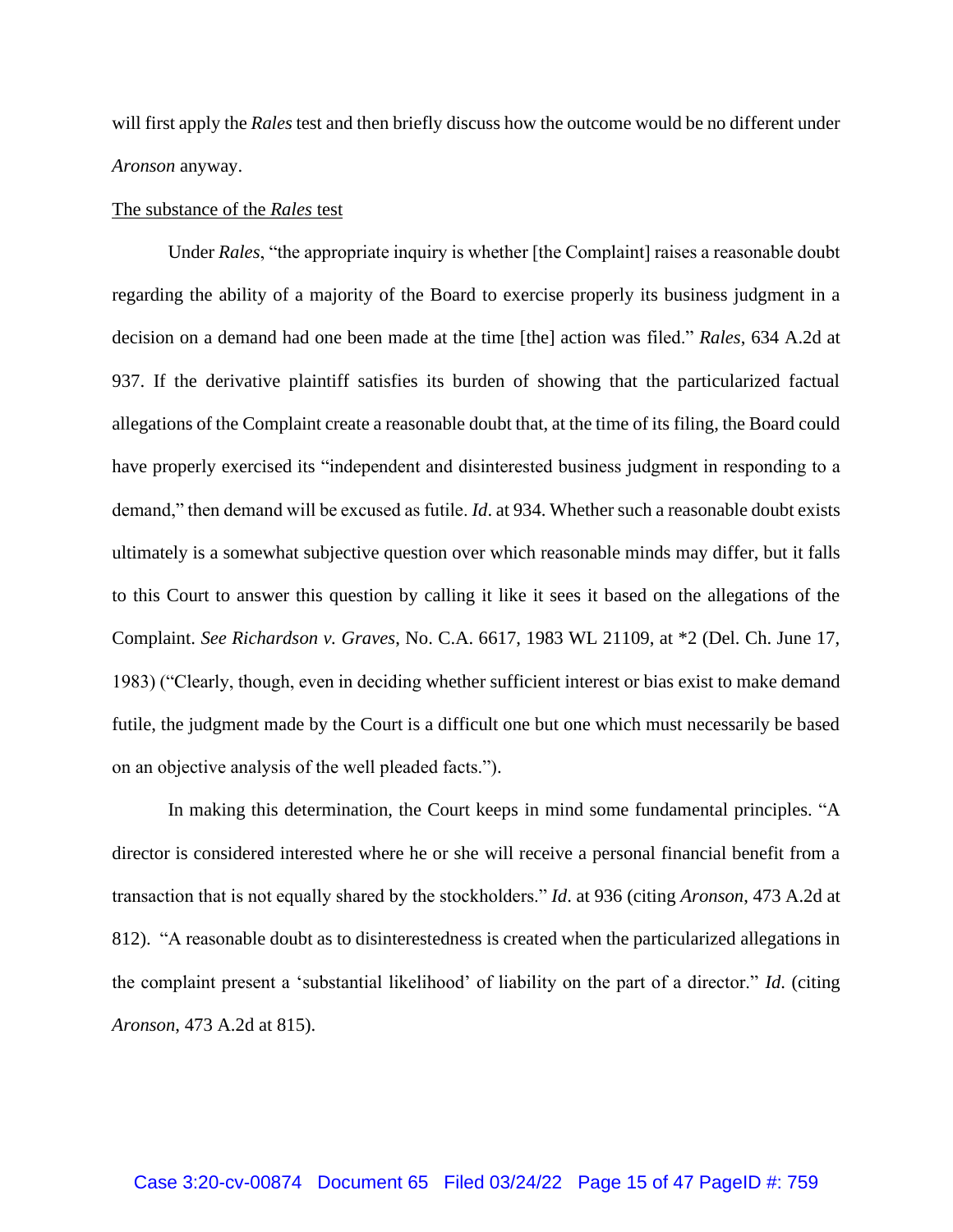will first apply the *Rales* test and then briefly discuss how the outcome would be no different under *Aronson* anyway.

<u>The substance of the *Rales* test</u>

Under *Rales*, "the appropriate inquiry is whether [the Complaint] raises a reasonable doubt regarding the ability of a majority of the Board to exercise properly its business judgment in a decision on a demand had one been made at the time [the] action was filed." *Rales*, 634 A.2d at 937. If the derivative plaintiff satisfies its burden of showing that the particularized factual allegations of the Complaint create a reasonable doubt that, at the time of its filing, the Board could have properly exercised its "independent and disinterested business judgment in responding to a demand," then demand will be excused as futile. *Id*. at 934. Whether such a reasonable doubt exists ultimately is a somewhat subjective question over which reasonable minds may differ, but it falls to this Court to answer this question by calling it like it sees it based on the allegations of the Complaint. *See Richardson v. Graves*, No. C.A. 6617, 1983 WL 21109, at *2 (Del. Ch. June 17, 1983) ("Clearly, though, even in deciding whether sufficient interest or bias exist to make demand futile, the judgment made by the Court is a difficult one but one which must necessarily be based on an objective analysis of the well pleaded facts.").

In making this determination, the Court keeps in mind some fundamental principles. "A director is considered interested where he or she will receive a personal financial benefit from a transaction that is not equally shared by the stockholders." *Id*. at 936 (citing *Aronson*, 473 A.2d at 812). "A reasonable doubt as to disinterestedness is created when the particularized allegations in the complaint present a 'substantial likelihood' of liability on the part of a director." *Id*. (citing *Aronson*, 473 A.2d at 815).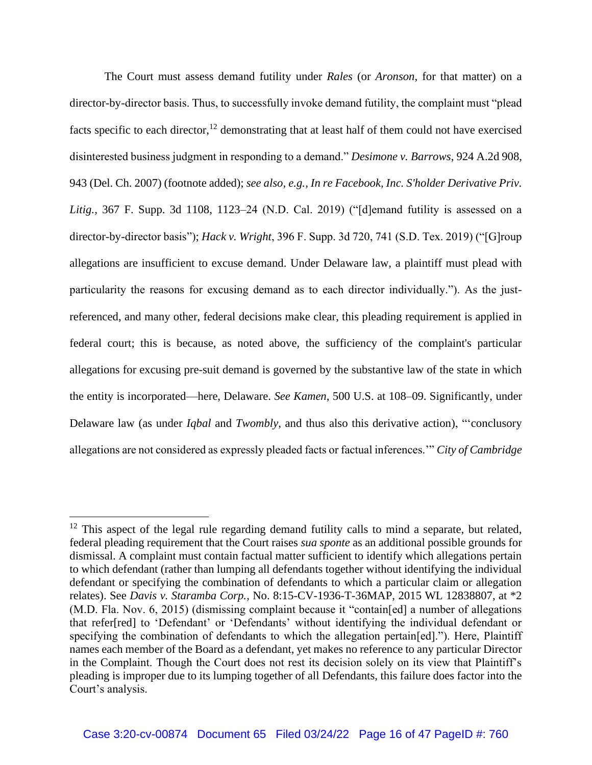The Court must assess demand futility under *Rales* (or *Aronson*, for that matter) on a director-by-director basis. Thus, to successfully invoke demand futility, the complaint must "plead facts specific to each director,[12] demonstrating that at least half of them could not have exercised disinterested business judgment in responding to a demand." *Desimone v. Barrows*, 924 A.2d 908, 943 (Del. Ch. 2007) (footnote added); *see also, e.g., In re Facebook, Inc. S'holder Derivative Priv. Litig.*, 367 F. Supp. 3d 1108, 1123–24 (N.D. Cal. 2019) ("[d]emand futility is assessed on a director-by-director basis"); *Hack v. Wright*, 396 F. Supp. 3d 720, 741 (S.D. Tex. 2019) ("[G]roup allegations are insufficient to excuse demand. Under Delaware law, a plaintiff must plead with particularity the reasons for excusing demand as to each director individually."). As the just-referenced, and many other, federal decisions make clear, this pleading requirement is applied in federal court; this is because, as noted above, the sufficiency of the complaint's particular allegations for excusing pre-suit demand is governed by the substantive law of the state in which the entity is incorporated—here, Delaware. *See Kamen*, 500 U.S. at 108–09. Significantly, under Delaware law (as under *Iqbal* and *Twombly*, and thus also this derivative action), "'conclusory allegations are not considered as expressly pleaded facts or factual inferences.'" *City of Cambridge*

---

[12] This aspect of the legal rule regarding demand futility calls to mind a separate, but related, federal pleading requirement that the Court raises *sua sponte* as an additional possible grounds for dismissal. A complaint must contain factual matter sufficient to identify which allegations pertain to which defendant (rather than lumping all defendants together without identifying the individual defendant or specifying the combination of defendants to which a particular claim or allegation relates). See *Davis v. Staramba Corp.*, No. 8:15-CV-1936-T-36MAP, 2015 WL 12838807, at *2 (M.D. Fla. Nov. 6, 2015) (dismissing complaint because it "contain[ed] a number of allegations that refer[red] to 'Defendant' or 'Defendants' without identifying the individual defendant or specifying the combination of defendants to which the allegation pertain[ed]."). Here, Plaintiff names each member of the Board as a defendant, yet makes no reference to any particular Director in the Complaint. Though the Court does not rest its decision solely on its view that Plaintiff's pleading is improper due to its lumping together of all Defendants, this failure does factor into the Court's analysis.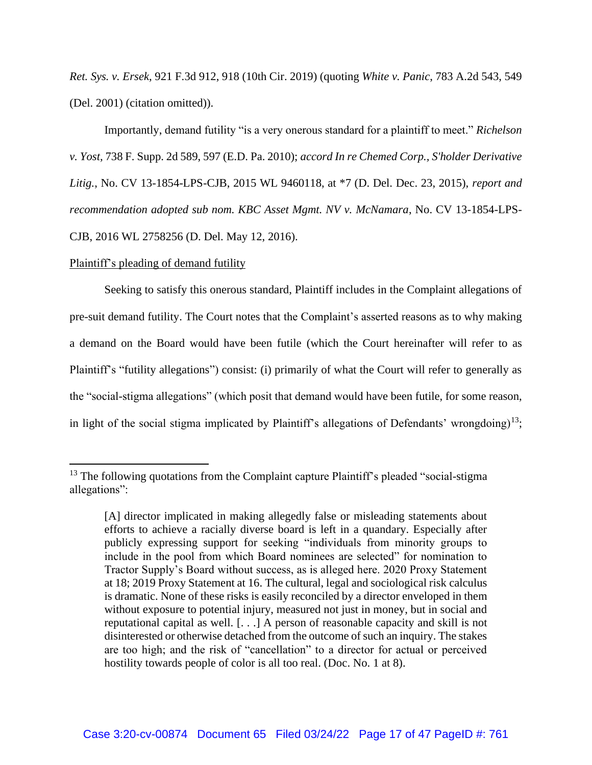*Ret. Sys. v. Ersek*, 921 F.3d 912, 918 (10th Cir. 2019) (quoting *White v. Panic*, 783 A.2d 543, 549 (Del. 2001) (citation omitted)).

Importantly, demand futility "is a very onerous standard for a plaintiff to meet." *Richelson v. Yost*, 738 F. Supp. 2d 589, 597 (E.D. Pa. 2010); *accord In re Chemed Corp., S'holder Derivative Litig.*, No. CV 13-1854-LPS-CJB, 2015 WL 9460118, at *7 (D. Del. Dec. 23, 2015), *report and recommendation adopted sub nom. KBC Asset Mgmt. NV v. McNamara*, No. CV 13-1854-LPS-CJB, 2016 WL 2758256 (D. Del. May 12, 2016).

Plaintiff's pleading of demand futility

Seeking to satisfy this onerous standard, Plaintiff includes in the Complaint allegations of pre-suit demand futility. The Court notes that the Complaint's asserted reasons as to why making a demand on the Board would have been futile (which the Court hereinafter will refer to as Plaintiff's "futility allegations") consist: (i) primarily of what the Court will refer to generally as the "social-stigma allegations" (which posit that demand would have been futile, for some reason, in light of the social stigma implicated by Plaintiff's allegations of Defendants' wrongdoing)[13];

---

[13] The following quotations from the Complaint capture Plaintiff's pleaded "social-stigma allegations":

> [A] director implicated in making allegedly false or misleading statements about efforts to achieve a racially diverse board is left in a quandary. Especially after publicly expressing support for seeking "individuals from minority groups to include in the pool from which Board nominees are selected" for nomination to Tractor Supply's Board without success, as is alleged here. 2020 Proxy Statement at 18; 2019 Proxy Statement at 16. The cultural, legal and sociological risk calculus is dramatic. None of these risks is easily reconciled by a director enveloped in them without exposure to potential injury, measured not just in money, but in social and reputational capital as well. [. . .] A person of reasonable capacity and skill is not disinterested or otherwise detached from the outcome of such an inquiry. The stakes are too high; and the risk of "cancellation" to a director for actual or perceived hostility towards people of color is all too real. (Doc. No. 1 at 8).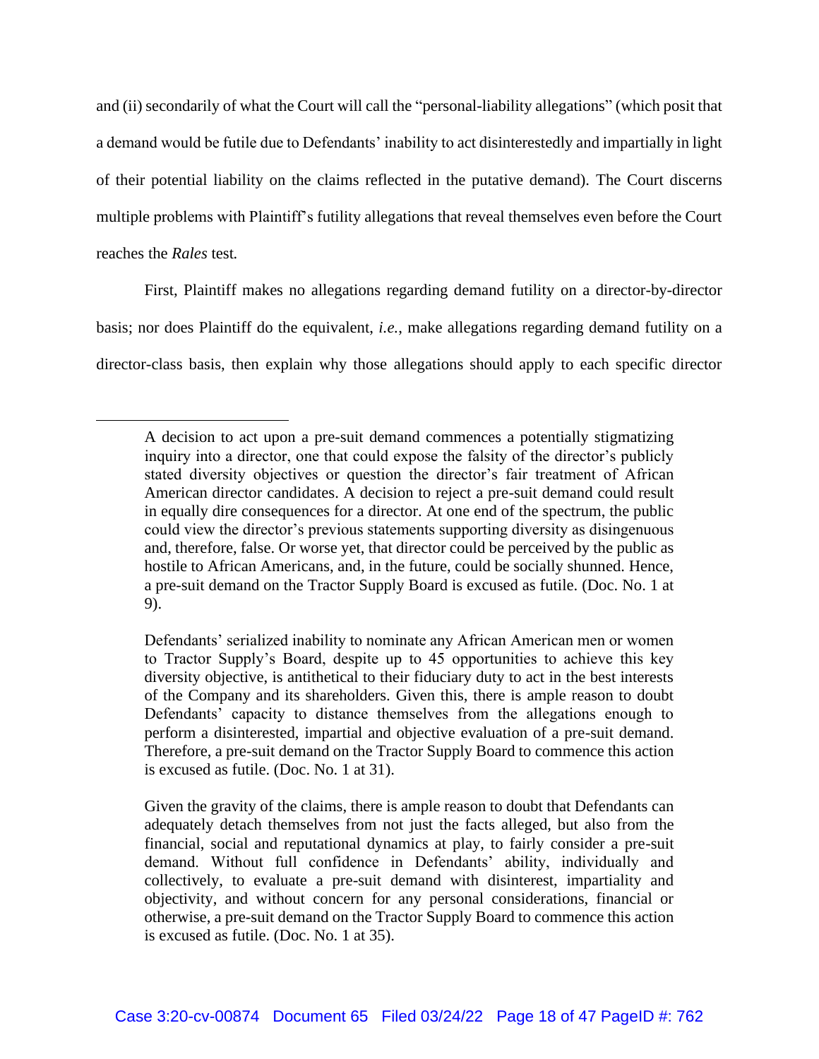and (ii) secondarily of what the Court will call the "personal-liability allegations" (which posit that a demand would be futile due to Defendants' inability to act disinterestedly and impartially in light of their potential liability on the claims reflected in the putative demand). The Court discerns multiple problems with Plaintiff's futility allegations that reveal themselves even before the Court reaches the *Rales* test.

First, Plaintiff makes no allegations regarding demand futility on a director-by-director basis; nor does Plaintiff do the equivalent, *i.e.*, make allegations regarding demand futility on a director-class basis, then explain why those allegations should apply to each specific director

---

> A decision to act upon a pre-suit demand commences a potentially stigmatizing inquiry into a director, one that could expose the falsity of the director's publicly stated diversity objectives or question the director's fair treatment of African American director candidates. A decision to reject a pre-suit demand could result in equally dire consequences for a director. At one end of the spectrum, the public could view the director's previous statements supporting diversity as disingenuous and, therefore, false. Or worse yet, that director could be perceived by the public as hostile to African Americans, and, in the future, could be socially shunned. Hence, a pre-suit demand on the Tractor Supply Board is excused as futile. (Doc. No. 1 at 9).
>
> Defendants' serialized inability to nominate any African American men or women to Tractor Supply's Board, despite up to 45 opportunities to achieve this key diversity objective, is antithetical to their fiduciary duty to act in the best interests of the Company and its shareholders. Given this, there is ample reason to doubt Defendants' capacity to distance themselves from the allegations enough to perform a disinterested, impartial and objective evaluation of a pre-suit demand. Therefore, a pre-suit demand on the Tractor Supply Board to commence this action is excused as futile. (Doc. No. 1 at 31).
>
> Given the gravity of the claims, there is ample reason to doubt that Defendants can adequately detach themselves from not just the facts alleged, but also from the financial, social and reputational dynamics at play, to fairly consider a pre-suit demand. Without full confidence in Defendants' ability, individually and collectively, to evaluate a pre-suit demand with disinterest, impartiality and objectivity, and without concern for any personal considerations, financial or otherwise, a pre-suit demand on the Tractor Supply Board to commence this action is excused as futile. (Doc. No. 1 at 35).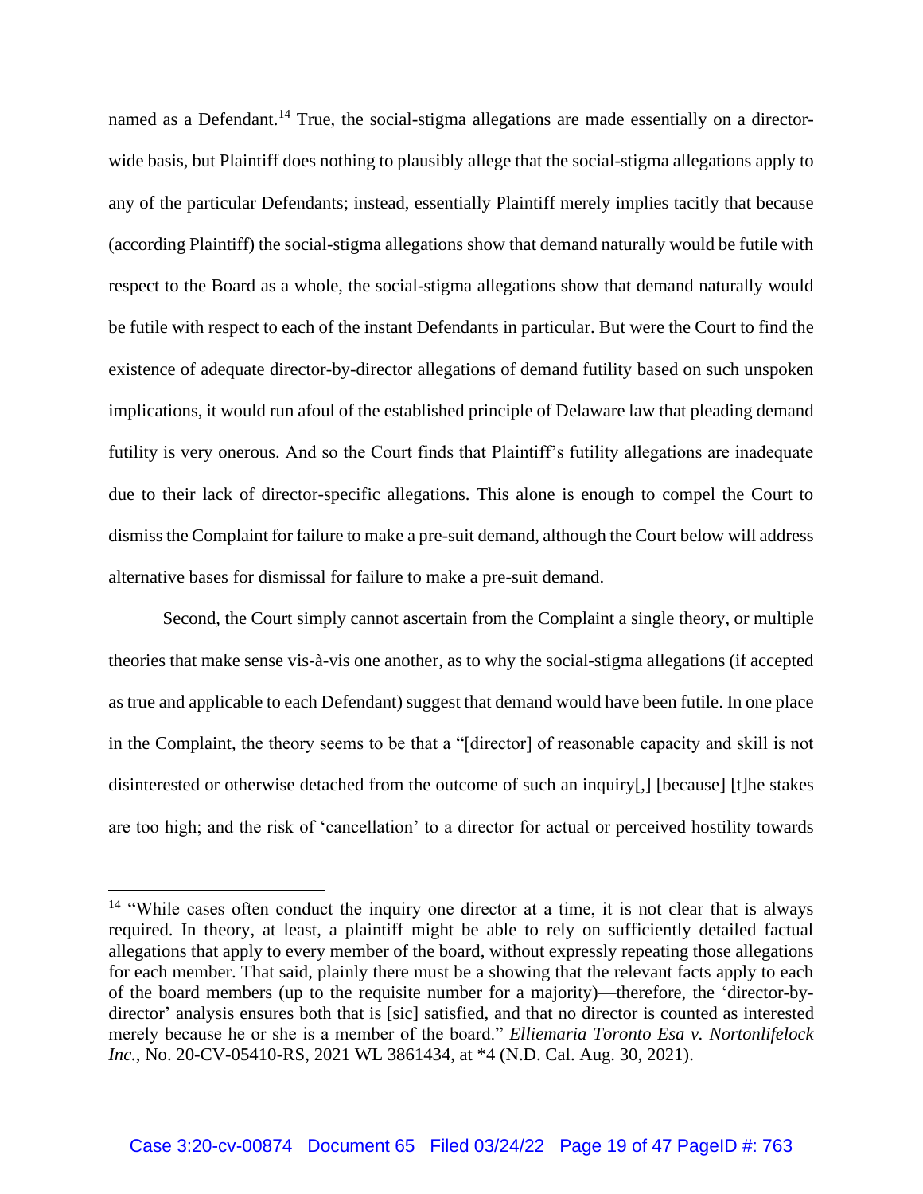named as a Defendant.[14] True, the social-stigma allegations are made essentially on a director-wide basis, but Plaintiff does nothing to plausibly allege that the social-stigma allegations apply to any of the particular Defendants; instead, essentially Plaintiff merely implies tacitly that because (according Plaintiff) the social-stigma allegations show that demand naturally would be futile with respect to the Board as a whole, the social-stigma allegations show that demand naturally would be futile with respect to each of the instant Defendants in particular. But were the Court to find the existence of adequate director-by-director allegations of demand futility based on such unspoken implications, it would run afoul of the established principle of Delaware law that pleading demand futility is very onerous. And so the Court finds that Plaintiff's futility allegations are inadequate due to their lack of director-specific allegations. This alone is enough to compel the Court to dismiss the Complaint for failure to make a pre-suit demand, although the Court below will address alternative bases for dismissal for failure to make a pre-suit demand.

Second, the Court simply cannot ascertain from the Complaint a single theory, or multiple theories that make sense vis-à-vis one another, as to why the social-stigma allegations (if accepted as true and applicable to each Defendant) suggest that demand would have been futile. In one place in the Complaint, the theory seems to be that a "[director] of reasonable capacity and skill is not disinterested or otherwise detached from the outcome of such an inquiry[,] [because] [t]he stakes are too high; and the risk of 'cancellation' to a director for actual or perceived hostility towards

---

[14] "While cases often conduct the inquiry one director at a time, it is not clear that is always required. In theory, at least, a plaintiff might be able to rely on sufficiently detailed factual allegations that apply to every member of the board, without expressly repeating those allegations for each member. That said, plainly there must be a showing that the relevant facts apply to each of the board members (up to the requisite number for a majority)—therefore, the 'director-by-director' analysis ensures both that is [sic] satisfied, and that no director is counted as interested merely because he or she is a member of the board." *Elliemaria Toronto Esa v. Nortonlifelock Inc.*, No. 20-CV-05410-RS, 2021 WL 3861434, at *4 (N.D. Cal. Aug. 30, 2021).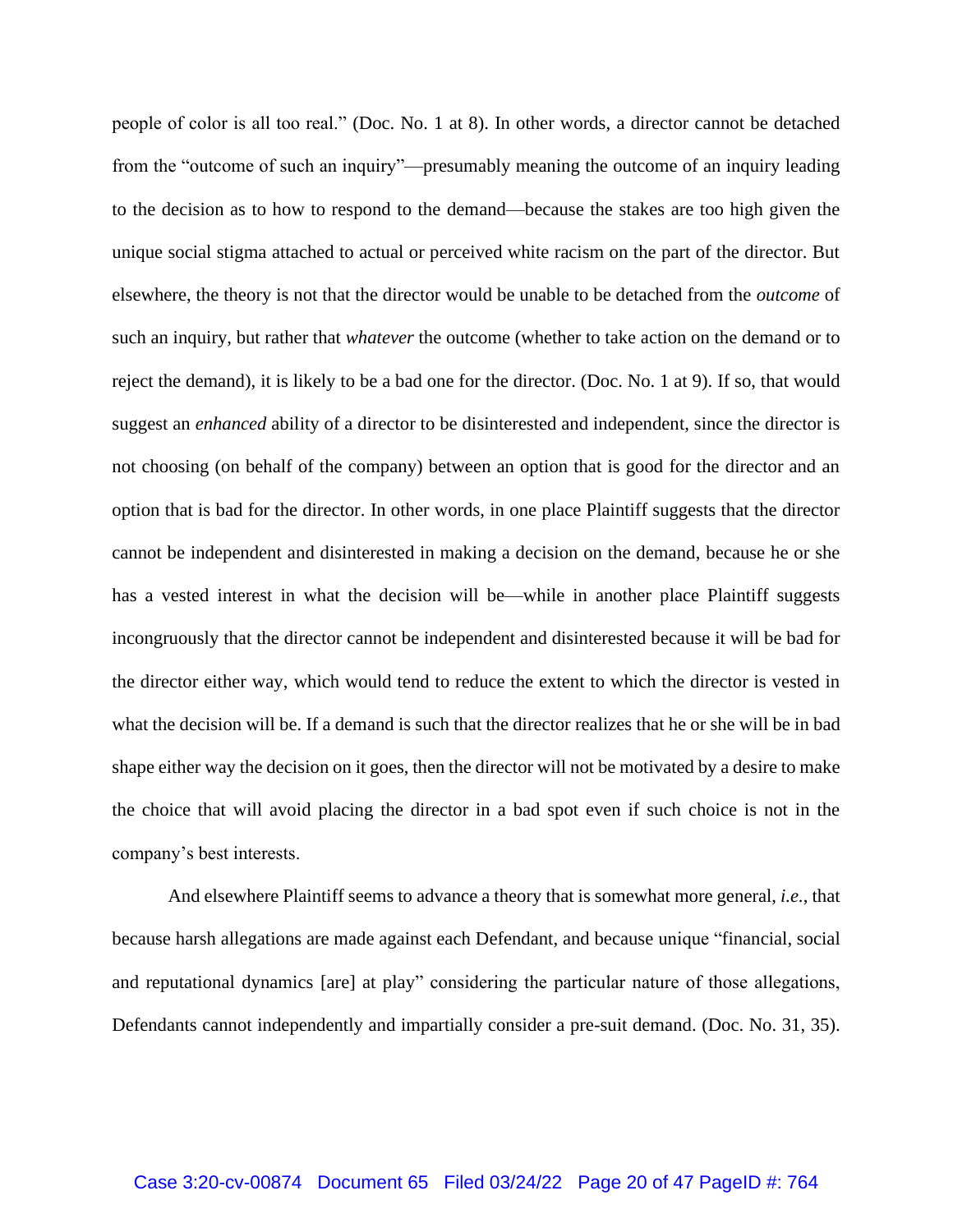people of color is all too real." (Doc. No. 1 at 8). In other words, a director cannot be detached from the "outcome of such an inquiry"—presumably meaning the outcome of an inquiry leading to the decision as to how to respond to the demand—because the stakes are too high given the unique social stigma attached to actual or perceived white racism on the part of the director. But elsewhere, the theory is not that the director would be unable to be detached from the *outcome* of such an inquiry, but rather that *whatever* the outcome (whether to take action on the demand or to reject the demand), it is likely to be a bad one for the director. (Doc. No. 1 at 9). If so, that would suggest an *enhanced* ability of a director to be disinterested and independent, since the director is not choosing (on behalf of the company) between an option that is good for the director and an option that is bad for the director. In other words, in one place Plaintiff suggests that the director cannot be independent and disinterested in making a decision on the demand, because he or she has a vested interest in what the decision will be—while in another place Plaintiff suggests incongruously that the director cannot be independent and disinterested because it will be bad for the director either way, which would tend to reduce the extent to which the director is vested in what the decision will be. If a demand is such that the director realizes that he or she will be in bad shape either way the decision on it goes, then the director will not be motivated by a desire to make the choice that will avoid placing the director in a bad spot even if such choice is not in the company's best interests.

And elsewhere Plaintiff seems to advance a theory that is somewhat more general, *i.e.*, that because harsh allegations are made against each Defendant, and because unique "financial, social and reputational dynamics [are] at play" considering the particular nature of those allegations, Defendants cannot independently and impartially consider a pre-suit demand. (Doc. No. 31, 35).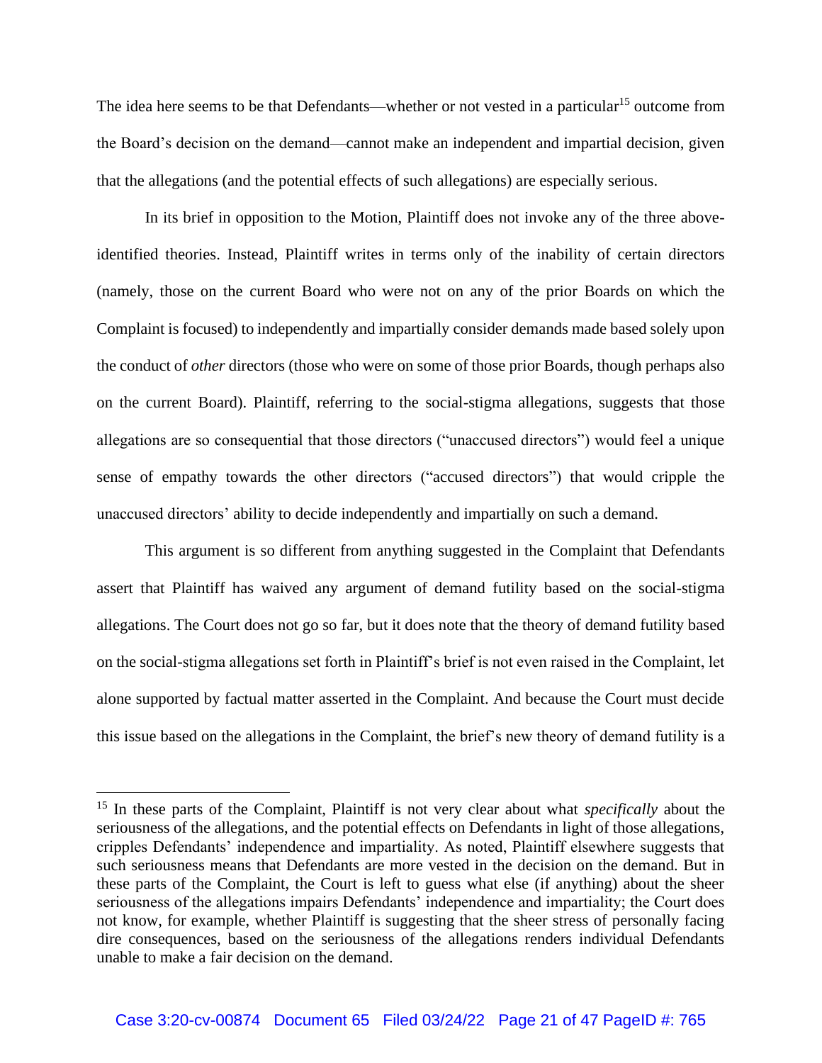The idea here seems to be that Defendants—whether or not vested in a particular[15] outcome from the Board's decision on the demand—cannot make an independent and impartial decision, given that the allegations (and the potential effects of such allegations) are especially serious.

In its brief in opposition to the Motion, Plaintiff does not invoke any of the three above-identified theories. Instead, Plaintiff writes in terms only of the inability of certain directors (namely, those on the current Board who were not on any of the prior Boards on which the Complaint is focused) to independently and impartially consider demands made based solely upon the conduct of *other* directors (those who were on some of those prior Boards, though perhaps also on the current Board). Plaintiff, referring to the social-stigma allegations, suggests that those allegations are so consequential that those directors ("unaccused directors") would feel a unique sense of empathy towards the other directors ("accused directors") that would cripple the unaccused directors' ability to decide independently and impartially on such a demand.

This argument is so different from anything suggested in the Complaint that Defendants assert that Plaintiff has waived any argument of demand futility based on the social-stigma allegations. The Court does not go so far, but it does note that the theory of demand futility based on the social-stigma allegations set forth in Plaintiff's brief is not even raised in the Complaint, let alone supported by factual matter asserted in the Complaint. And because the Court must decide this issue based on the allegations in the Complaint, the brief's new theory of demand futility is a

---

[15] In these parts of the Complaint, Plaintiff is not very clear about what *specifically* about the seriousness of the allegations, and the potential effects on Defendants in light of those allegations, cripples Defendants' independence and impartiality. As noted, Plaintiff elsewhere suggests that such seriousness means that Defendants are more vested in the decision on the demand. But in these parts of the Complaint, the Court is left to guess what else (if anything) about the sheer seriousness of the allegations impairs Defendants' independence and impartiality; the Court does not know, for example, whether Plaintiff is suggesting that the sheer stress of personally facing dire consequences, based on the seriousness of the allegations renders individual Defendants unable to make a fair decision on the demand.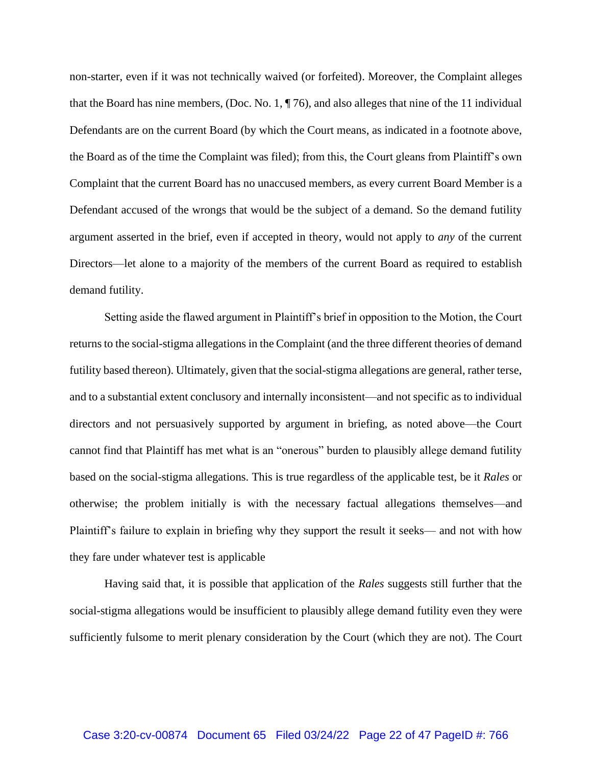non-starter, even if it was not technically waived (or forfeited). Moreover, the Complaint alleges that the Board has nine members, (Doc. No. 1, ¶ 76), and also alleges that nine of the 11 individual Defendants are on the current Board (by which the Court means, as indicated in a footnote above, the Board as of the time the Complaint was filed); from this, the Court gleans from Plaintiff's own Complaint that the current Board has no unaccused members, as every current Board Member is a Defendant accused of the wrongs that would be the subject of a demand. So the demand futility argument asserted in the brief, even if accepted in theory, would not apply to *any* of the current Directors—let alone to a majority of the members of the current Board as required to establish demand futility.

Setting aside the flawed argument in Plaintiff's brief in opposition to the Motion, the Court returns to the social-stigma allegations in the Complaint (and the three different theories of demand futility based thereon). Ultimately, given that the social-stigma allegations are general, rather terse, and to a substantial extent conclusory and internally inconsistent—and not specific as to individual directors and not persuasively supported by argument in briefing, as noted above—the Court cannot find that Plaintiff has met what is an "onerous" burden to plausibly allege demand futility based on the social-stigma allegations. This is true regardless of the applicable test, be it *Rales* or otherwise; the problem initially is with the necessary factual allegations themselves—and Plaintiff's failure to explain in briefing why they support the result it seeks— and not with how they fare under whatever test is applicable

Having said that, it is possible that application of the *Rales* suggests still further that the social-stigma allegations would be insufficient to plausibly allege demand futility even they were sufficiently fulsome to merit plenary consideration by the Court (which they are not). The Court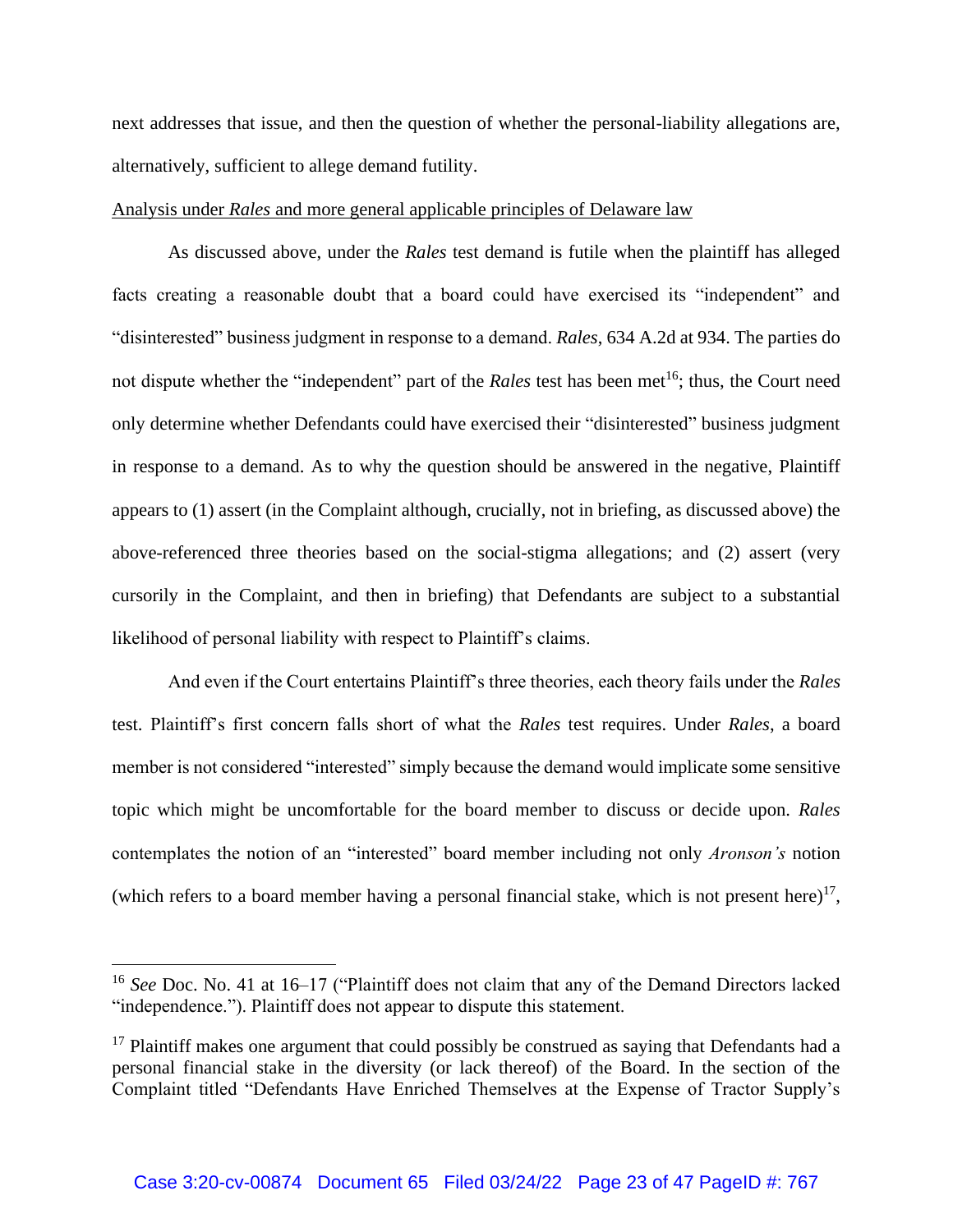next addresses that issue, and then the question of whether the personal-liability allegations are, alternatively, sufficient to allege demand futility.

Analysis under *Rales* and more general applicable principles of Delaware law

As discussed above, under the *Rales* test demand is futile when the plaintiff has alleged facts creating a reasonable doubt that a board could have exercised its "independent" and "disinterested" business judgment in response to a demand. *Rales*, 634 A.2d at 934. The parties do not dispute whether the "independent" part of the *Rales* test has been met[16]; thus, the Court need only determine whether Defendants could have exercised their "disinterested" business judgment in response to a demand. As to why the question should be answered in the negative, Plaintiff appears to (1) assert (in the Complaint although, crucially, not in briefing, as discussed above) the above-referenced three theories based on the social-stigma allegations; and (2) assert (very cursorily in the Complaint, and then in briefing) that Defendants are subject to a substantial likelihood of personal liability with respect to Plaintiff's claims.

And even if the Court entertains Plaintiff's three theories, each theory fails under the *Rales* test. Plaintiff's first concern falls short of what the *Rales* test requires. Under *Rales*, a board member is not considered "interested" simply because the demand would implicate some sensitive topic which might be uncomfortable for the board member to discuss or decide upon. *Rales* contemplates the notion of an "interested" board member including not only *Aronson's* notion (which refers to a board member having a personal financial stake, which is not present here)[17],

---

[16] *See* Doc. No. 41 at 16–17 ("Plaintiff does not claim that any of the Demand Directors lacked "independence."). Plaintiff does not appear to dispute this statement.

[17] Plaintiff makes one argument that could possibly be construed as saying that Defendants had a personal financial stake in the diversity (or lack thereof) of the Board. In the section of the Complaint titled "Defendants Have Enriched Themselves at the Expense of Tractor Supply's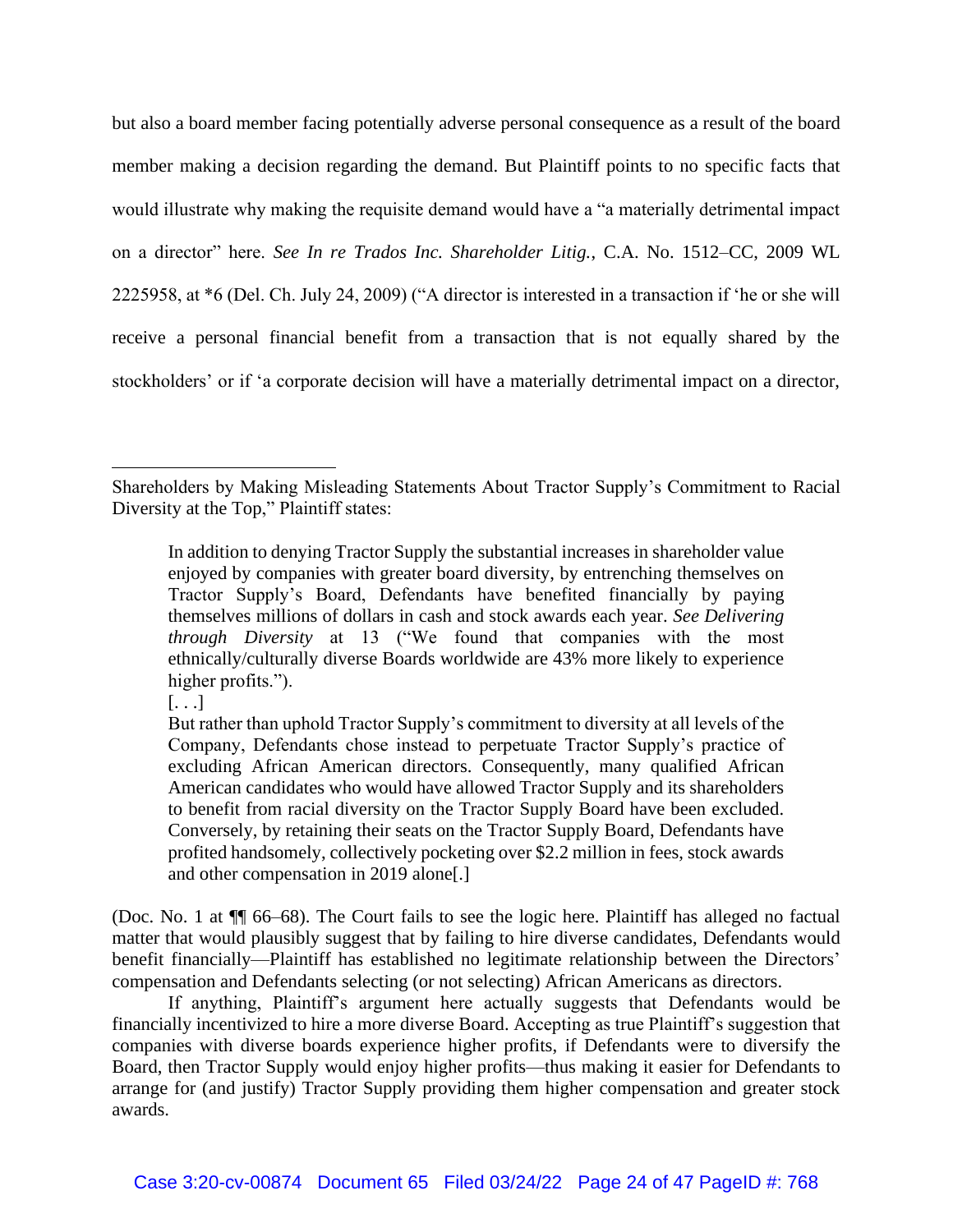but also a board member facing potentially adverse personal consequence as a result of the board member making a decision regarding the demand. But Plaintiff points to no specific facts that would illustrate why making the requisite demand would have a "a materially detrimental impact on a director" here. *See In re Trados Inc. Shareholder Litig.*, C.A. No. 1512–CC, 2009 WL 2225958, at *6 (Del. Ch. July 24, 2009) ("A director is interested in a transaction if 'he or she will receive a personal financial benefit from a transaction that is not equally shared by the stockholders' or if 'a corporate decision will have a materially detrimental impact on a director,

---

Shareholders by Making Misleading Statements About Tractor Supply's Commitment to Racial Diversity at the Top," Plaintiff states:

> In addition to denying Tractor Supply the substantial increases in shareholder value enjoyed by companies with greater board diversity, by entrenching themselves on Tractor Supply's Board, Defendants have benefited financially by paying themselves millions of dollars in cash and stock awards each year. *See Delivering through Diversity* at 13 ("We found that companies with the most ethnically/culturally diverse Boards worldwide are 43% more likely to experience higher profits.").
>
> [. . .]
>
> But rather than uphold Tractor Supply's commitment to diversity at all levels of the Company, Defendants chose instead to perpetuate Tractor Supply's practice of excluding African American directors. Consequently, many qualified African American candidates who would have allowed Tractor Supply and its shareholders to benefit from racial diversity on the Tractor Supply Board have been excluded. Conversely, by retaining their seats on the Tractor Supply Board, Defendants have profited handsomely, collectively pocketing over $2.2 million in fees, stock awards and other compensation in 2019 alone[.]

(Doc. No. 1 at ¶¶ 66–68). The Court fails to see the logic here. Plaintiff has alleged no factual matter that would plausibly suggest that by failing to hire diverse candidates, Defendants would benefit financially—Plaintiff has established no legitimate relationship between the Directors' compensation and Defendants selecting (or not selecting) African Americans as directors.

If anything, Plaintiff's argument here actually suggests that Defendants would be financially incentivized to hire a more diverse Board. Accepting as true Plaintiff's suggestion that companies with diverse boards experience higher profits, if Defendants were to diversify the Board, then Tractor Supply would enjoy higher profits—thus making it easier for Defendants to arrange for (and justify) Tractor Supply providing them higher compensation and greater stock awards.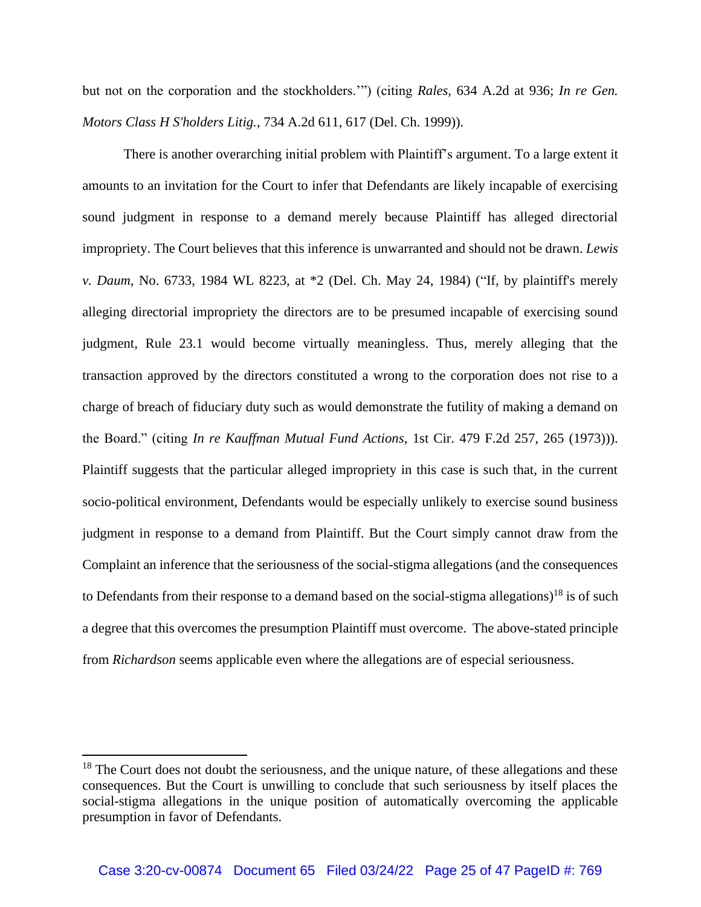but not on the corporation and the stockholders.'") (citing *Rales*, 634 A.2d at 936; *In re Gen. Motors Class H S'holders Litig.*, 734 A.2d 611, 617 (Del. Ch. 1999)).

There is another overarching initial problem with Plaintiff's argument. To a large extent it amounts to an invitation for the Court to infer that Defendants are likely incapable of exercising sound judgment in response to a demand merely because Plaintiff has alleged directorial impropriety. The Court believes that this inference is unwarranted and should not be drawn. *Lewis v. Daum*, No. 6733, 1984 WL 8223, at *2 (Del. Ch. May 24, 1984) ("If, by plaintiff's merely alleging directorial impropriety the directors are to be presumed incapable of exercising sound judgment, Rule 23.1 would become virtually meaningless. Thus, merely alleging that the transaction approved by the directors constituted a wrong to the corporation does not rise to a charge of breach of fiduciary duty such as would demonstrate the futility of making a demand on the Board." (citing *In re Kauffman Mutual Fund Actions*, 1st Cir. 479 F.2d 257, 265 (1973))). Plaintiff suggests that the particular alleged impropriety in this case is such that, in the current socio-political environment, Defendants would be especially unlikely to exercise sound business judgment in response to a demand from Plaintiff. But the Court simply cannot draw from the Complaint an inference that the seriousness of the social-stigma allegations (and the consequences to Defendants from their response to a demand based on the social-stigma allegations)[18] is of such a degree that this overcomes the presumption Plaintiff must overcome. The above-stated principle from *Richardson* seems applicable even where the allegations are of especial seriousness.

---

[18] The Court does not doubt the seriousness, and the unique nature, of these allegations and these consequences. But the Court is unwilling to conclude that such seriousness by itself places the social-stigma allegations in the unique position of automatically overcoming the applicable presumption in favor of Defendants.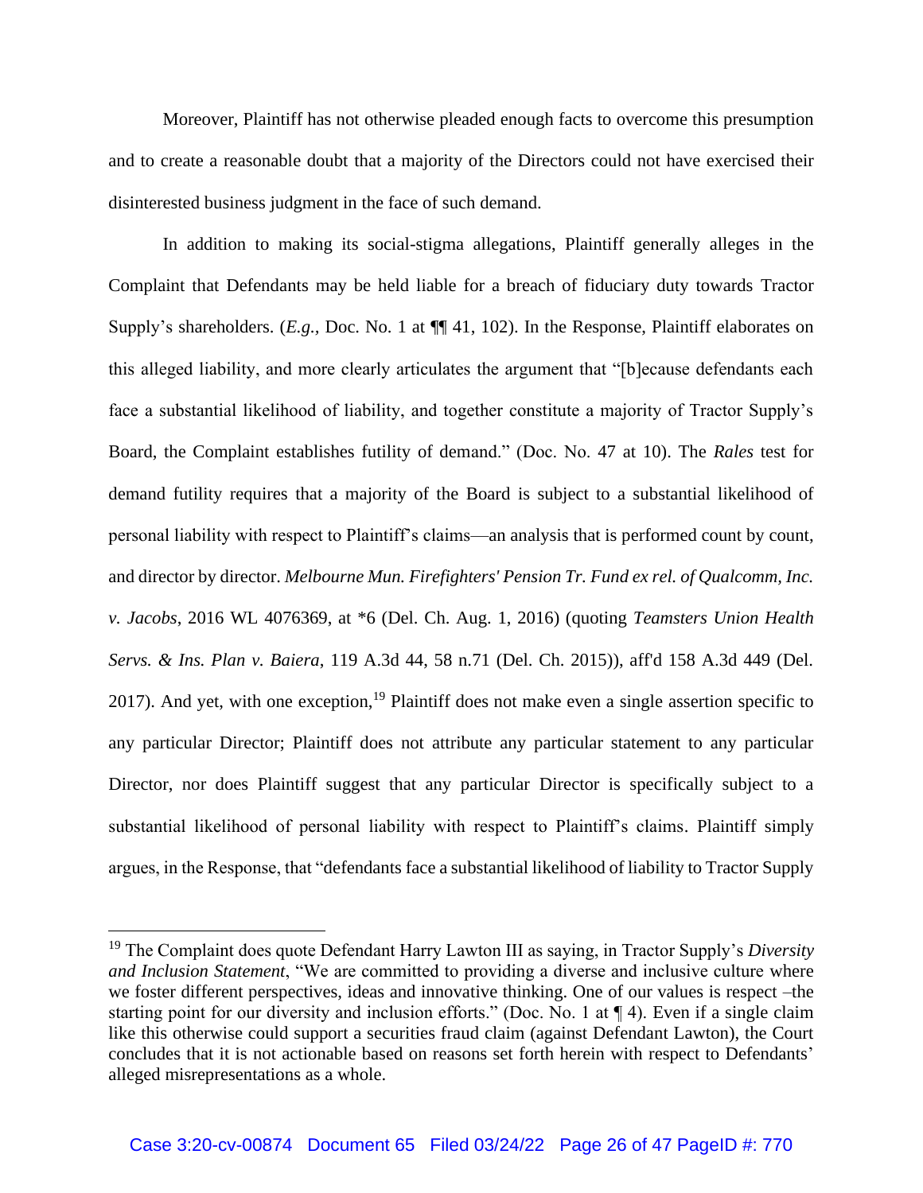Moreover, Plaintiff has not otherwise pleaded enough facts to overcome this presumption and to create a reasonable doubt that a majority of the Directors could not have exercised their disinterested business judgment in the face of such demand.

In addition to making its social-stigma allegations, Plaintiff generally alleges in the Complaint that Defendants may be held liable for a breach of fiduciary duty towards Tractor Supply's shareholders. (*E.g.,* Doc. No. 1 at ¶¶ 41, 102). In the Response, Plaintiff elaborates on this alleged liability, and more clearly articulates the argument that "[b]ecause defendants each face a substantial likelihood of liability, and together constitute a majority of Tractor Supply's Board, the Complaint establishes futility of demand." (Doc. No. 47 at 10). The *Rales* test for demand futility requires that a majority of the Board is subject to a substantial likelihood of personal liability with respect to Plaintiff's claims—an analysis that is performed count by count, and director by director. *Melbourne Mun. Firefighters' Pension Tr. Fund ex rel. of Qualcomm, Inc. v. Jacobs*, 2016 WL 4076369, at *6 (Del. Ch. Aug. 1, 2016) (quoting *Teamsters Union Health Servs. & Ins. Plan v. Baiera*, 119 A.3d 44, 58 n.71 (Del. Ch. 2015)), aff'd 158 A.3d 449 (Del. 2017). And yet, with one exception,[19] Plaintiff does not make even a single assertion specific to any particular Director; Plaintiff does not attribute any particular statement to any particular Director, nor does Plaintiff suggest that any particular Director is specifically subject to a substantial likelihood of personal liability with respect to Plaintiff's claims. Plaintiff simply argues, in the Response, that "defendants face a substantial likelihood of liability to Tractor Supply

---

[19] The Complaint does quote Defendant Harry Lawton III as saying, in Tractor Supply's *Diversity and Inclusion Statement*, "We are committed to providing a diverse and inclusive culture where we foster different perspectives, ideas and innovative thinking. One of our values is respect –the starting point for our diversity and inclusion efforts." (Doc. No. 1 at ¶ 4). Even if a single claim like this otherwise could support a securities fraud claim (against Defendant Lawton), the Court concludes that it is not actionable based on reasons set forth herein with respect to Defendants' alleged misrepresentations as a whole.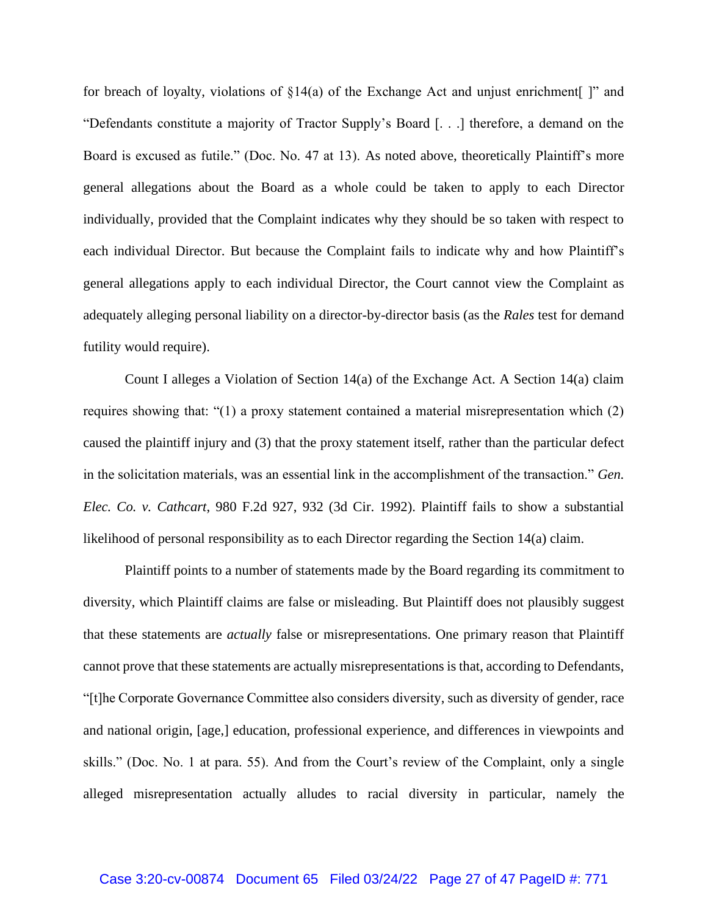for breach of loyalty, violations of §14(a) of the Exchange Act and unjust enrichment[ ]" and "Defendants constitute a majority of Tractor Supply's Board [. . .] therefore, a demand on the Board is excused as futile." (Doc. No. 47 at 13). As noted above, theoretically Plaintiff's more general allegations about the Board as a whole could be taken to apply to each Director individually, provided that the Complaint indicates why they should be so taken with respect to each individual Director. But because the Complaint fails to indicate why and how Plaintiff's general allegations apply to each individual Director, the Court cannot view the Complaint as adequately alleging personal liability on a director-by-director basis (as the *Rales* test for demand futility would require).

Count I alleges a Violation of Section 14(a) of the Exchange Act. A Section 14(a) claim requires showing that: "(1) a proxy statement contained a material misrepresentation which (2) caused the plaintiff injury and (3) that the proxy statement itself, rather than the particular defect in the solicitation materials, was an essential link in the accomplishment of the transaction." *Gen. Elec. Co. v. Cathcart*, 980 F.2d 927, 932 (3d Cir. 1992). Plaintiff fails to show a substantial likelihood of personal responsibility as to each Director regarding the Section 14(a) claim.

Plaintiff points to a number of statements made by the Board regarding its commitment to diversity, which Plaintiff claims are false or misleading. But Plaintiff does not plausibly suggest that these statements are *actually* false or misrepresentations. One primary reason that Plaintiff cannot prove that these statements are actually misrepresentations is that, according to Defendants, "[t]he Corporate Governance Committee also considers diversity, such as diversity of gender, race and national origin, [age,] education, professional experience, and differences in viewpoints and skills." (Doc. No. 1 at para. 55). And from the Court's review of the Complaint, only a single alleged misrepresentation actually alludes to racial diversity in particular, namely the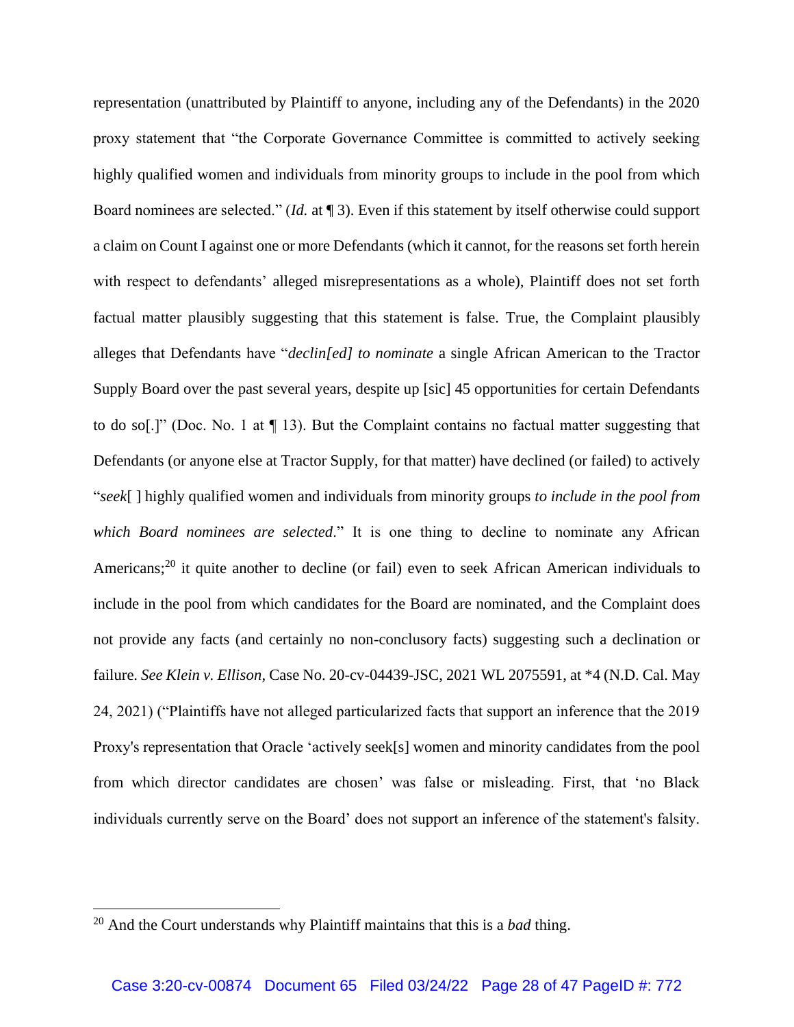representation (unattributed by Plaintiff to anyone, including any of the Defendants) in the 2020 proxy statement that "the Corporate Governance Committee is committed to actively seeking highly qualified women and individuals from minority groups to include in the pool from which Board nominees are selected." (*Id.* at ¶ 3). Even if this statement by itself otherwise could support a claim on Count I against one or more Defendants (which it cannot, for the reasons set forth herein with respect to defendants' alleged misrepresentations as a whole), Plaintiff does not set forth factual matter plausibly suggesting that this statement is false. True, the Complaint plausibly alleges that Defendants have "*declin[ed] to nominate* a single African American to the Tractor Supply Board over the past several years, despite up [sic] 45 opportunities for certain Defendants to do so[.]" (Doc. No. 1 at ¶ 13). But the Complaint contains no factual matter suggesting that Defendants (or anyone else at Tractor Supply, for that matter) have declined (or failed) to actively "*seek*[ ] highly qualified women and individuals from minority groups *to include in the pool from which Board nominees are selected*." It is one thing to decline to nominate any African Americans;[20] it quite another to decline (or fail) even to seek African American individuals to include in the pool from which candidates for the Board are nominated, and the Complaint does not provide any facts (and certainly no non-conclusory facts) suggesting such a declination or failure. *See Klein v. Ellison*, Case No. 20-cv-04439-JSC, 2021 WL 2075591, at *4 (N.D. Cal. May 24, 2021) ("Plaintiffs have not alleged particularized facts that support an inference that the 2019 Proxy's representation that Oracle 'actively seek[s] women and minority candidates from the pool from which director candidates are chosen' was false or misleading. First, that 'no Black individuals currently serve on the Board' does not support an inference of the statement's falsity.

---

[20] And the Court understands why Plaintiff maintains that this is a *bad* thing.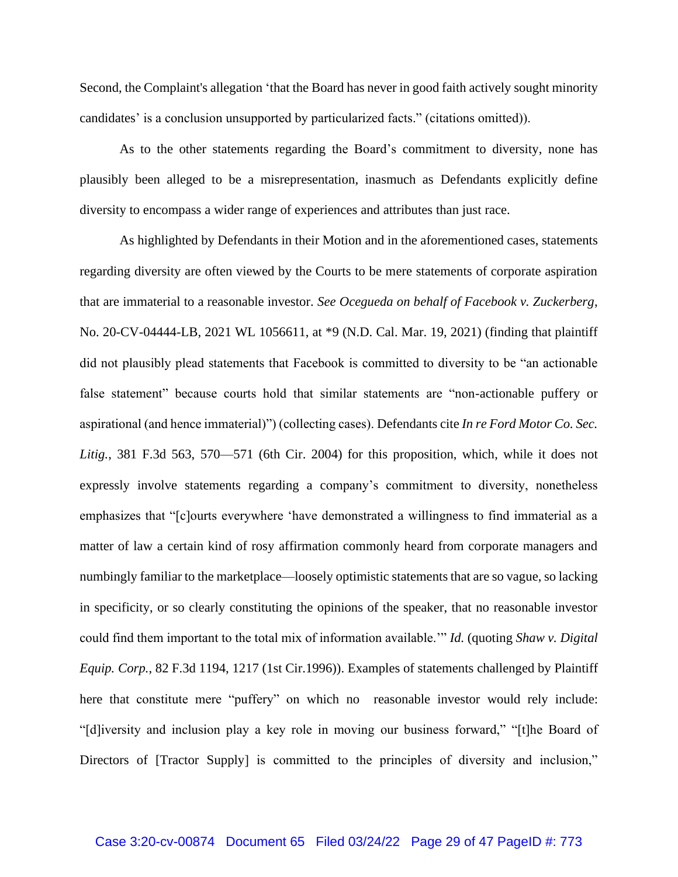Second, the Complaint's allegation 'that the Board has never in good faith actively sought minority candidates' is a conclusion unsupported by particularized facts." (citations omitted)).

As to the other statements regarding the Board's commitment to diversity, none has plausibly been alleged to be a misrepresentation, inasmuch as Defendants explicitly define diversity to encompass a wider range of experiences and attributes than just race.

As highlighted by Defendants in their Motion and in the aforementioned cases, statements regarding diversity are often viewed by the Courts to be mere statements of corporate aspiration that are immaterial to a reasonable investor. *See Ocegueda on behalf of Facebook v. Zuckerberg*, No. 20-CV-04444-LB, 2021 WL 1056611, at *9 (N.D. Cal. Mar. 19, 2021) (finding that plaintiff did not plausibly plead statements that Facebook is committed to diversity to be "an actionable false statement" because courts hold that similar statements are "non-actionable puffery or aspirational (and hence immaterial)") (collecting cases). Defendants cite *In re Ford Motor Co. Sec. Litig.*, 381 F.3d 563, 570—571 (6th Cir. 2004) for this proposition, which, while it does not expressly involve statements regarding a company's commitment to diversity, nonetheless emphasizes that "[c]ourts everywhere 'have demonstrated a willingness to find immaterial as a matter of law a certain kind of rosy affirmation commonly heard from corporate managers and numbingly familiar to the marketplace—loosely optimistic statements that are so vague, so lacking in specificity, or so clearly constituting the opinions of the speaker, that no reasonable investor could find them important to the total mix of information available.'" *Id.* (quoting *Shaw v. Digital Equip. Corp.*, 82 F.3d 1194, 1217 (1st Cir.1996)). Examples of statements challenged by Plaintiff here that constitute mere "puffery" on which no reasonable investor would rely include: "[d]iversity and inclusion play a key role in moving our business forward," "[t]he Board of Directors of [Tractor Supply] is committed to the principles of diversity and inclusion,"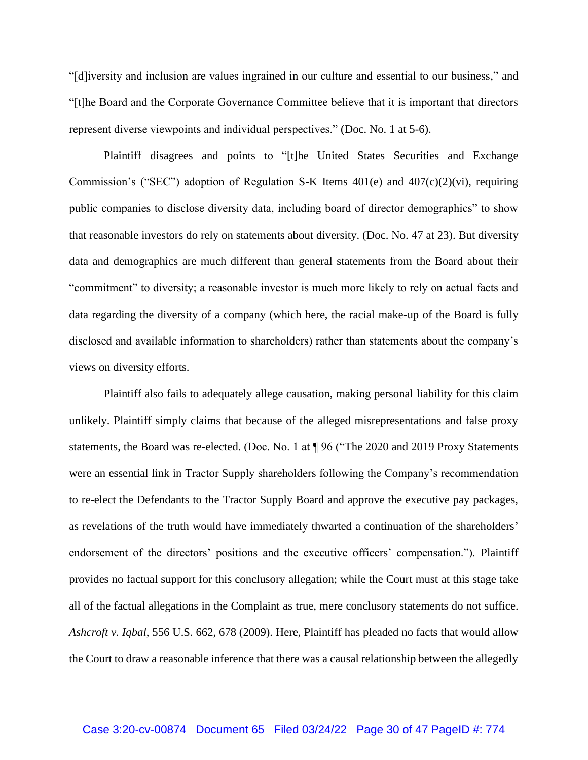"[d]iversity and inclusion are values ingrained in our culture and essential to our business," and "[t]he Board and the Corporate Governance Committee believe that it is important that directors represent diverse viewpoints and individual perspectives." (Doc. No. 1 at 5-6).

Plaintiff disagrees and points to "[t]he United States Securities and Exchange Commission's ("SEC") adoption of Regulation S-K Items 401(e) and 407(c)(2)(vi), requiring public companies to disclose diversity data, including board of director demographics" to show that reasonable investors do rely on statements about diversity. (Doc. No. 47 at 23). But diversity data and demographics are much different than general statements from the Board about their "commitment" to diversity; a reasonable investor is much more likely to rely on actual facts and data regarding the diversity of a company (which here, the racial make-up of the Board is fully disclosed and available information to shareholders) rather than statements about the company's views on diversity efforts.

Plaintiff also fails to adequately allege causation, making personal liability for this claim unlikely. Plaintiff simply claims that because of the alleged misrepresentations and false proxy statements, the Board was re-elected. (Doc. No. 1 at ¶ 96 ("The 2020 and 2019 Proxy Statements were an essential link in Tractor Supply shareholders following the Company's recommendation to re-elect the Defendants to the Tractor Supply Board and approve the executive pay packages, as revelations of the truth would have immediately thwarted a continuation of the shareholders' endorsement of the directors' positions and the executive officers' compensation."). Plaintiff provides no factual support for this conclusory allegation; while the Court must at this stage take all of the factual allegations in the Complaint as true, mere conclusory statements do not suffice. *Ashcroft v. Iqbal*, 556 U.S. 662, 678 (2009). Here, Plaintiff has pleaded no facts that would allow the Court to draw a reasonable inference that there was a causal relationship between the allegedly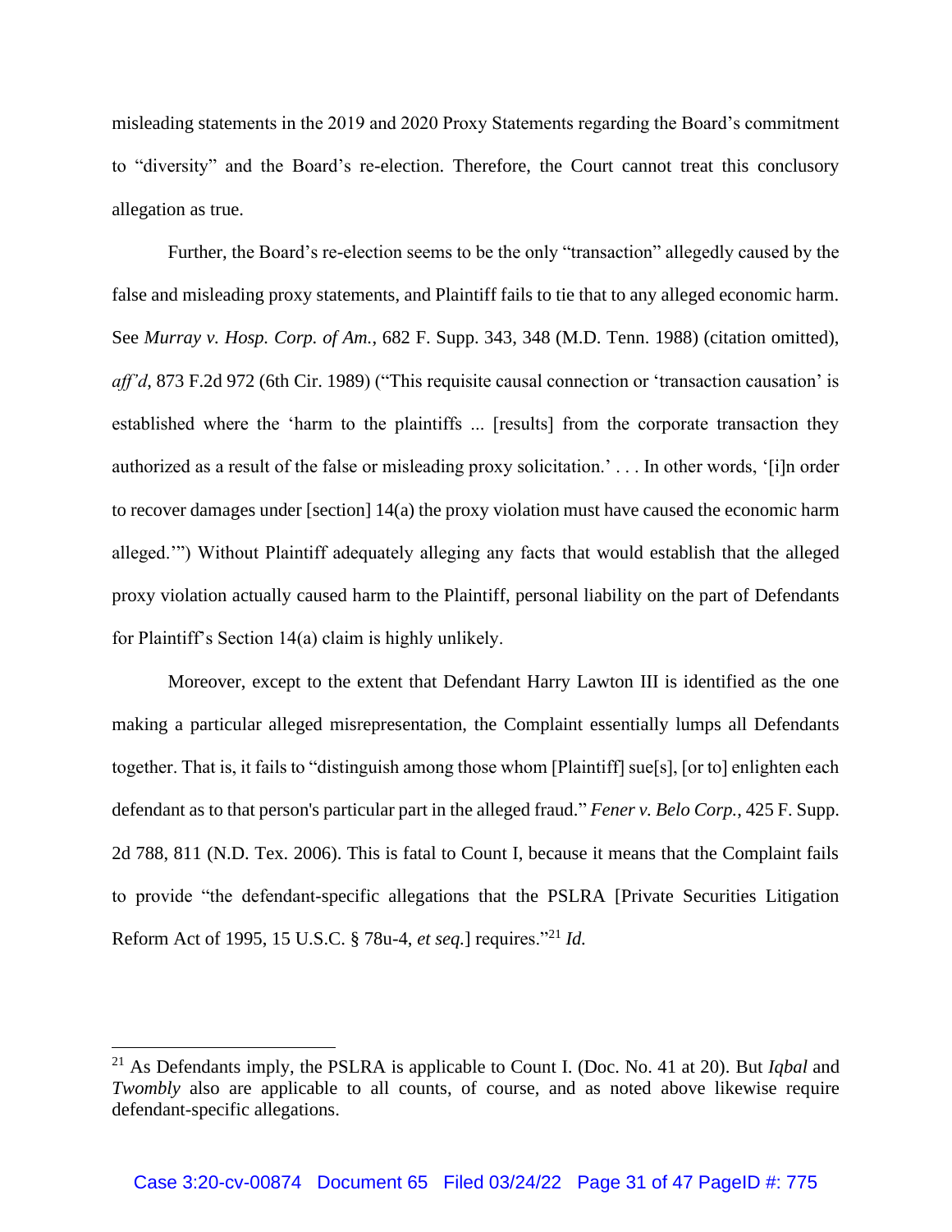misleading statements in the 2019 and 2020 Proxy Statements regarding the Board's commitment to "diversity" and the Board's re-election. Therefore, the Court cannot treat this conclusory allegation as true.

Further, the Board's re-election seems to be the only "transaction" allegedly caused by the false and misleading proxy statements, and Plaintiff fails to tie that to any alleged economic harm. See *Murray v. Hosp. Corp. of Am.*, 682 F. Supp. 343, 348 (M.D. Tenn. 1988) (citation omitted), *aff'd*, 873 F.2d 972 (6th Cir. 1989) ("This requisite causal connection or 'transaction causation' is established where the 'harm to the plaintiffs ... [results] from the corporate transaction they authorized as a result of the false or misleading proxy solicitation.' . . . In other words, '[i]n order to recover damages under [section] 14(a) the proxy violation must have caused the economic harm alleged.'") Without Plaintiff adequately alleging any facts that would establish that the alleged proxy violation actually caused harm to the Plaintiff, personal liability on the part of Defendants for Plaintiff's Section 14(a) claim is highly unlikely.

Moreover, except to the extent that Defendant Harry Lawton III is identified as the one making a particular alleged misrepresentation, the Complaint essentially lumps all Defendants together. That is, it fails to "distinguish among those whom [Plaintiff] sue[s], [or to] enlighten each defendant as to that person's particular part in the alleged fraud." *Fener v. Belo Corp.*, 425 F. Supp. 2d 788, 811 (N.D. Tex. 2006). This is fatal to Count I, because it means that the Complaint fails to provide "the defendant-specific allegations that the PSLRA [Private Securities Litigation Reform Act of 1995, 15 U.S.C. § 78u-4, *et seq.*] requires."[21] *Id.*

---

[21] As Defendants imply, the PSLRA is applicable to Count I. (Doc. No. 41 at 20). But *Iqbal* and *Twombly* also are applicable to all counts, of course, and as noted above likewise require defendant-specific allegations.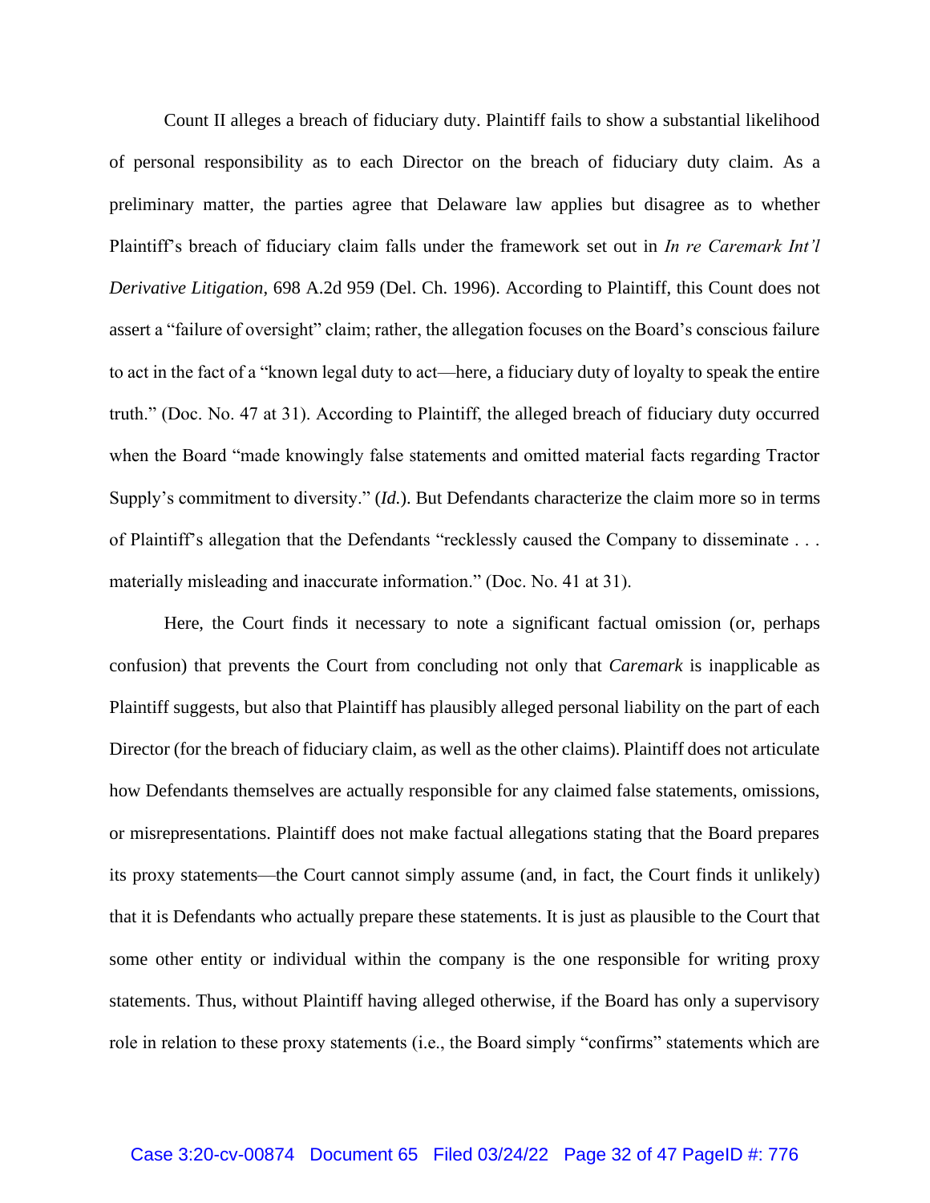Count II alleges a breach of fiduciary duty. Plaintiff fails to show a substantial likelihood of personal responsibility as to each Director on the breach of fiduciary duty claim. As a preliminary matter, the parties agree that Delaware law applies but disagree as to whether Plaintiff's breach of fiduciary claim falls under the framework set out in *In re Caremark Int'l Derivative Litigation*, 698 A.2d 959 (Del. Ch. 1996). According to Plaintiff, this Count does not assert a "failure of oversight" claim; rather, the allegation focuses on the Board's conscious failure to act in the fact of a "known legal duty to act—here, a fiduciary duty of loyalty to speak the entire truth." (Doc. No. 47 at 31). According to Plaintiff, the alleged breach of fiduciary duty occurred when the Board "made knowingly false statements and omitted material facts regarding Tractor Supply's commitment to diversity." (*Id.*). But Defendants characterize the claim more so in terms of Plaintiff's allegation that the Defendants "recklessly caused the Company to disseminate . . . materially misleading and inaccurate information." (Doc. No. 41 at 31).

Here, the Court finds it necessary to note a significant factual omission (or, perhaps confusion) that prevents the Court from concluding not only that *Caremark* is inapplicable as Plaintiff suggests, but also that Plaintiff has plausibly alleged personal liability on the part of each Director (for the breach of fiduciary claim, as well as the other claims). Plaintiff does not articulate how Defendants themselves are actually responsible for any claimed false statements, omissions, or misrepresentations. Plaintiff does not make factual allegations stating that the Board prepares its proxy statements—the Court cannot simply assume (and, in fact, the Court finds it unlikely) that it is Defendants who actually prepare these statements. It is just as plausible to the Court that some other entity or individual within the company is the one responsible for writing proxy statements. Thus, without Plaintiff having alleged otherwise, if the Board has only a supervisory role in relation to these proxy statements (i.e., the Board simply "confirms" statements which are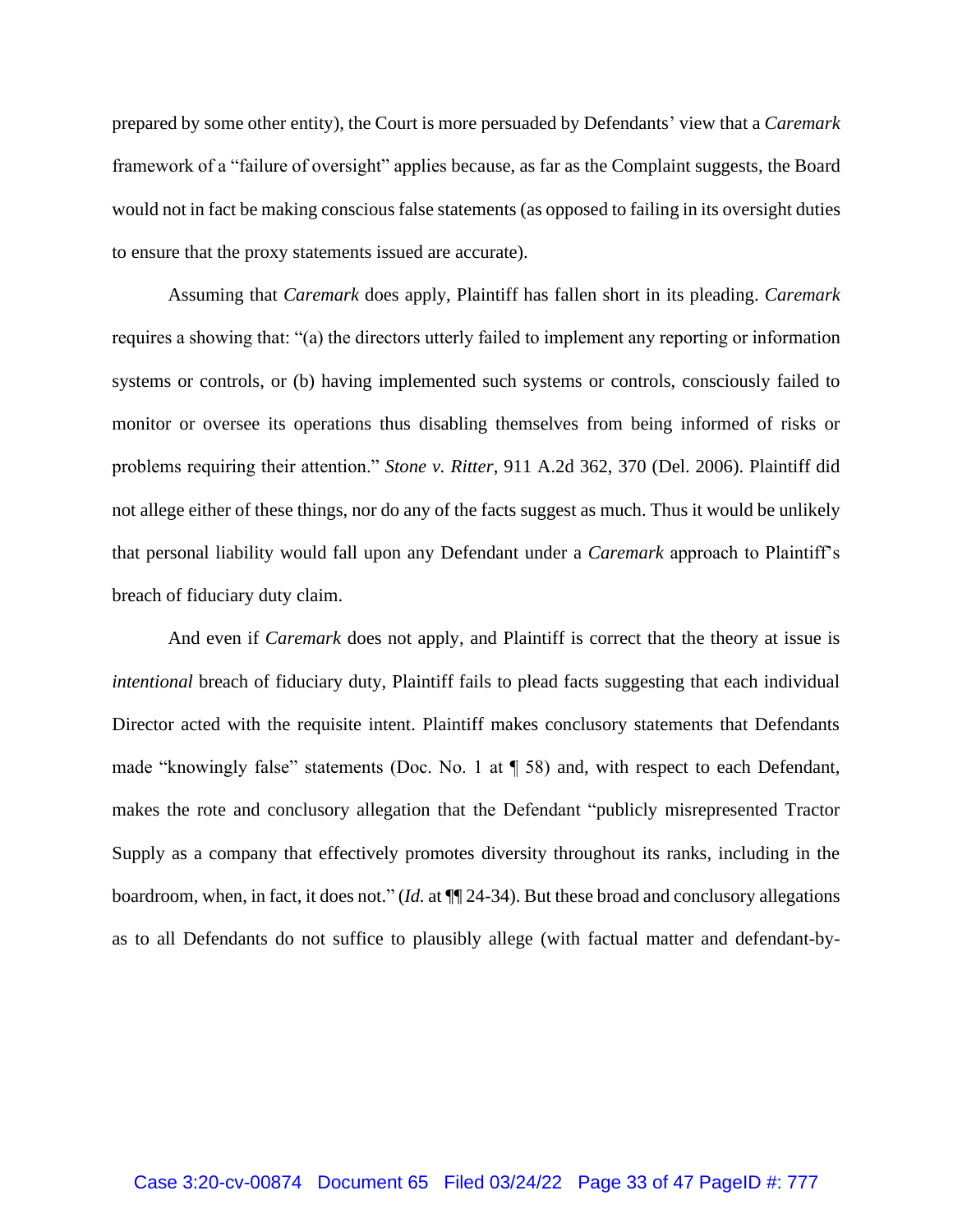prepared by some other entity), the Court is more persuaded by Defendants' view that a *Caremark* framework of a "failure of oversight" applies because, as far as the Complaint suggests, the Board would not in fact be making conscious false statements (as opposed to failing in its oversight duties to ensure that the proxy statements issued are accurate).

Assuming that *Caremark* does apply, Plaintiff has fallen short in its pleading. *Caremark* requires a showing that: "(a) the directors utterly failed to implement any reporting or information systems or controls, or (b) having implemented such systems or controls, consciously failed to monitor or oversee its operations thus disabling themselves from being informed of risks or problems requiring their attention." *Stone v. Ritter*, 911 A.2d 362, 370 (Del. 2006). Plaintiff did not allege either of these things, nor do any of the facts suggest as much. Thus it would be unlikely that personal liability would fall upon any Defendant under a *Caremark* approach to Plaintiff's breach of fiduciary duty claim.

And even if *Caremark* does not apply, and Plaintiff is correct that the theory at issue is *intentional* breach of fiduciary duty, Plaintiff fails to plead facts suggesting that each individual Director acted with the requisite intent. Plaintiff makes conclusory statements that Defendants made "knowingly false" statements (Doc. No. 1 at ¶ 58) and, with respect to each Defendant, makes the rote and conclusory allegation that the Defendant "publicly misrepresented Tractor Supply as a company that effectively promotes diversity throughout its ranks, including in the boardroom, when, in fact, it does not." (*Id.* at ¶¶ 24-34). But these broad and conclusory allegations as to all Defendants do not suffice to plausibly allege (with factual matter and defendant-by-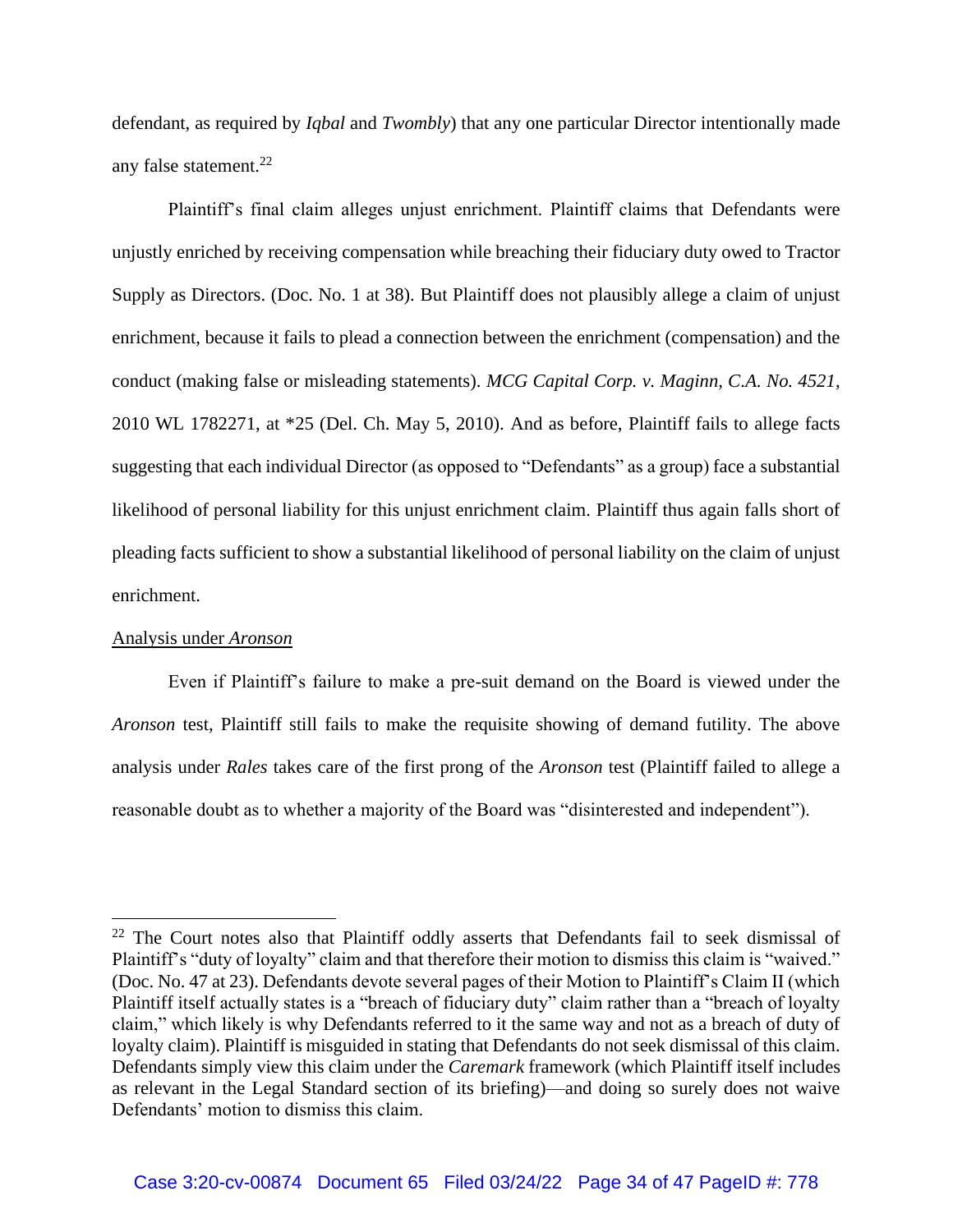defendant, as required by *Iqbal* and *Twombly*) that any one particular Director intentionally made any false statement.[22]

Plaintiff's final claim alleges unjust enrichment. Plaintiff claims that Defendants were unjustly enriched by receiving compensation while breaching their fiduciary duty owed to Tractor Supply as Directors. (Doc. No. 1 at 38). But Plaintiff does not plausibly allege a claim of unjust enrichment, because it fails to plead a connection between the enrichment (compensation) and the conduct (making false or misleading statements). *MCG Capital Corp. v. Maginn, C.A. No. 4521*, 2010 WL 1782271, at *25 (Del. Ch. May 5, 2010). And as before, Plaintiff fails to allege facts suggesting that each individual Director (as opposed to "Defendants" as a group) face a substantial likelihood of personal liability for this unjust enrichment claim. Plaintiff thus again falls short of pleading facts sufficient to show a substantial likelihood of personal liability on the claim of unjust enrichment.

<u>Analysis under *Aronson*</u>

Even if Plaintiff's failure to make a pre-suit demand on the Board is viewed under the *Aronson* test, Plaintiff still fails to make the requisite showing of demand futility. The above analysis under *Rales* takes care of the first prong of the *Aronson* test (Plaintiff failed to allege a reasonable doubt as to whether a majority of the Board was "disinterested and independent").

---

[22] The Court notes also that Plaintiff oddly asserts that Defendants fail to seek dismissal of Plaintiff's "duty of loyalty" claim and that therefore their motion to dismiss this claim is "waived." (Doc. No. 47 at 23). Defendants devote several pages of their Motion to Plaintiff's Claim II (which Plaintiff itself actually states is a "breach of fiduciary duty" claim rather than a "breach of loyalty claim," which likely is why Defendants referred to it the same way and not as a breach of duty of loyalty claim). Plaintiff is misguided in stating that Defendants do not seek dismissal of this claim. Defendants simply view this claim under the *Caremark* framework (which Plaintiff itself includes as relevant in the Legal Standard section of its briefing)—and doing so surely does not waive Defendants' motion to dismiss this claim.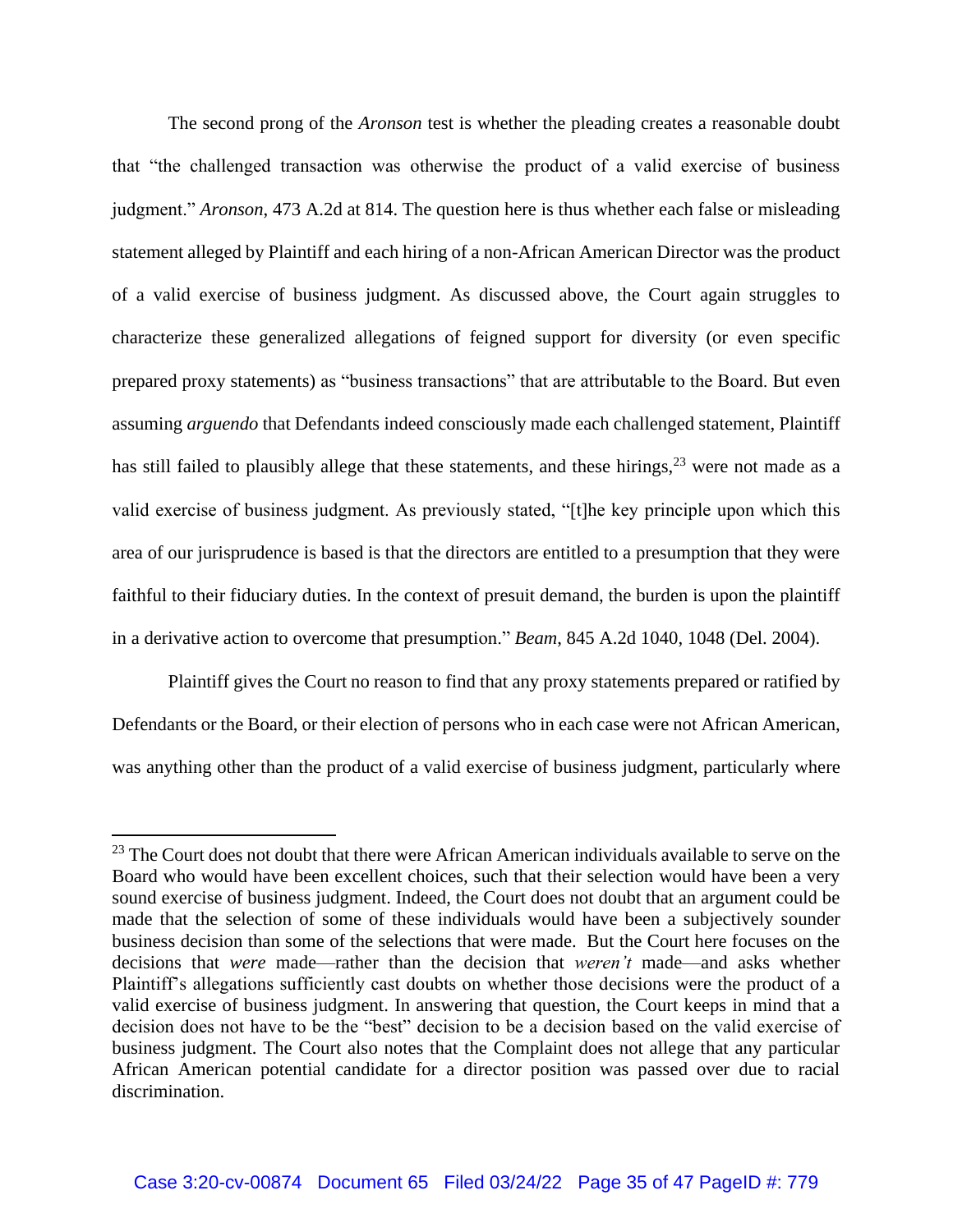The second prong of the *Aronson* test is whether the pleading creates a reasonable doubt that "the challenged transaction was otherwise the product of a valid exercise of business judgment." *Aronson*, 473 A.2d at 814. The question here is thus whether each false or misleading statement alleged by Plaintiff and each hiring of a non-African American Director was the product of a valid exercise of business judgment. As discussed above, the Court again struggles to characterize these generalized allegations of feigned support for diversity (or even specific prepared proxy statements) as "business transactions" that are attributable to the Board. But even assuming *arguendo* that Defendants indeed consciously made each challenged statement, Plaintiff has still failed to plausibly allege that these statements, and these hirings,[23] were not made as a valid exercise of business judgment. As previously stated, "[t]he key principle upon which this area of our jurisprudence is based is that the directors are entitled to a presumption that they were faithful to their fiduciary duties. In the context of presuit demand, the burden is upon the plaintiff in a derivative action to overcome that presumption." *Beam*, 845 A.2d 1040, 1048 (Del. 2004).

Plaintiff gives the Court no reason to find that any proxy statements prepared or ratified by Defendants or the Board, or their election of persons who in each case were not African American, was anything other than the product of a valid exercise of business judgment, particularly where

[23] The Court does not doubt that there were African American individuals available to serve on the Board who would have been excellent choices, such that their selection would have been a very sound exercise of business judgment. Indeed, the Court does not doubt that an argument could be made that the selection of some of these individuals would have been a subjectively sounder business decision than some of the selections that were made. But the Court here focuses on the decisions that *were* made—rather than the decision that *weren't* made—and asks whether Plaintiff's allegations sufficiently cast doubts on whether those decisions were the product of a valid exercise of business judgment. In answering that question, the Court keeps in mind that a decision does not have to be the "best" decision to be a decision based on the valid exercise of business judgment. The Court also notes that the Complaint does not allege that any particular African American potential candidate for a director position was passed over due to racial discrimination.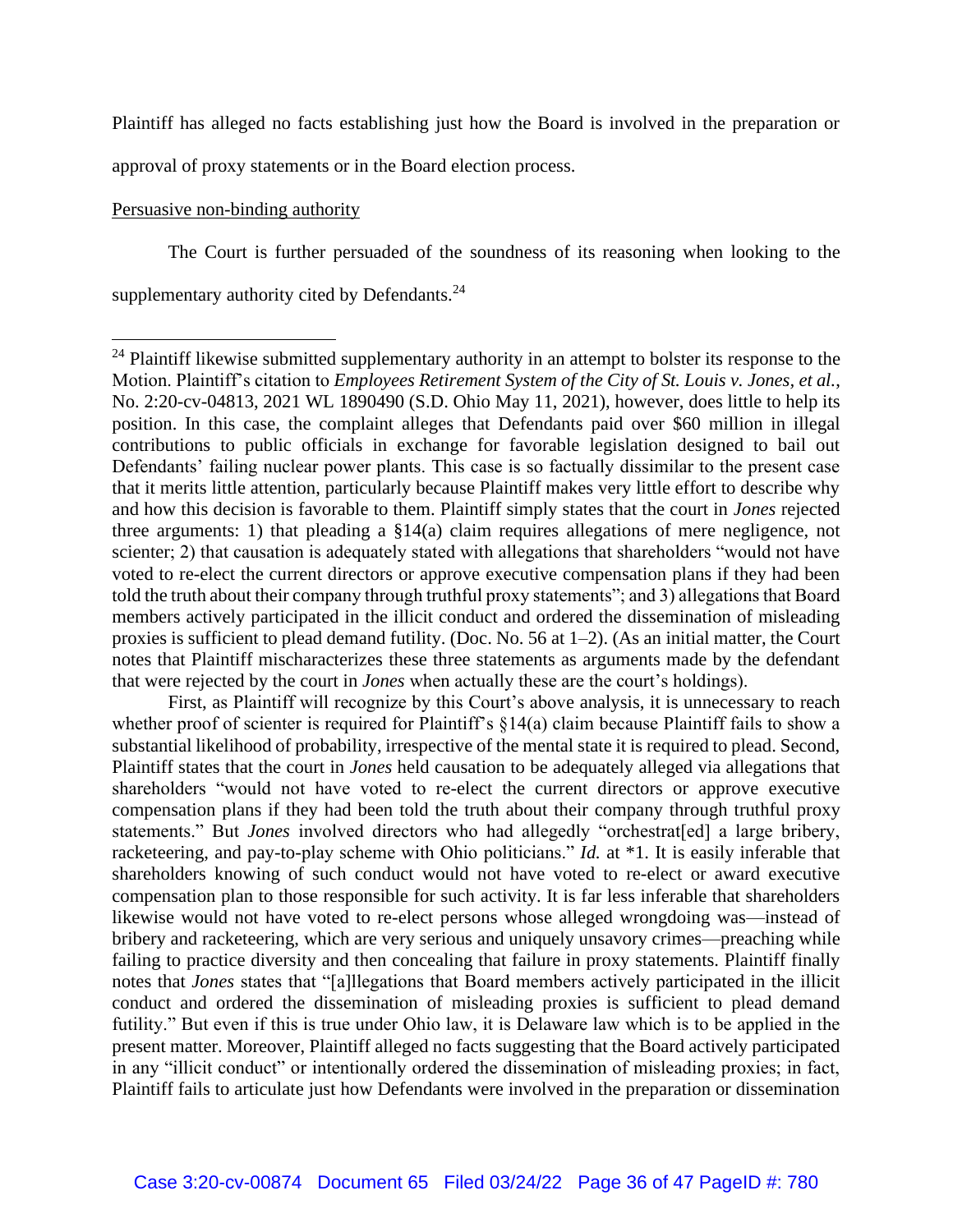Plaintiff has alleged no facts establishing just how the Board is involved in the preparation or approval of proxy statements or in the Board election process.

Persuasive non-binding authority

The Court is further persuaded of the soundness of its reasoning when looking to the supplementary authority cited by Defendants.[24]

---

[24] Plaintiff likewise submitted supplementary authority in an attempt to bolster its response to the Motion. Plaintiff's citation to *Employees Retirement System of the City of St. Louis v. Jones, et al.*, No. 2:20-cv-04813, 2021 WL 1890490 (S.D. Ohio May 11, 2021), however, does little to help its position. In this case, the complaint alleges that Defendants paid over $60 million in illegal contributions to public officials in exchange for favorable legislation designed to bail out Defendants' failing nuclear power plants. This case is so factually dissimilar to the present case that it merits little attention, particularly because Plaintiff makes very little effort to describe why and how this decision is favorable to them. Plaintiff simply states that the court in *Jones* rejected three arguments: 1) that pleading a §14(a) claim requires allegations of mere negligence, not scienter; 2) that causation is adequately stated with allegations that shareholders "would not have voted to re-elect the current directors or approve executive compensation plans if they had been told the truth about their company through truthful proxy statements"; and 3) allegations that Board members actively participated in the illicit conduct and ordered the dissemination of misleading proxies is sufficient to plead demand futility. (Doc. No. 56 at 1–2). (As an initial matter, the Court notes that Plaintiff mischaracterizes these three statements as arguments made by the defendant that were rejected by the court in *Jones* when actually these are the court's holdings).

First, as Plaintiff will recognize by this Court's above analysis, it is unnecessary to reach whether proof of scienter is required for Plaintiff's §14(a) claim because Plaintiff fails to show a substantial likelihood of probability, irrespective of the mental state it is required to plead. Second, Plaintiff states that the court in *Jones* held causation to be adequately alleged via allegations that shareholders "would not have voted to re-elect the current directors or approve executive compensation plans if they had been told the truth about their company through truthful proxy statements." But *Jones* involved directors who had allegedly "orchestrat[ed] a large bribery, racketeering, and pay-to-play scheme with Ohio politicians." *Id.* at *1. It is easily inferable that shareholders knowing of such conduct would not have voted to re-elect or award executive compensation plan to those responsible for such activity. It is far less inferable that shareholders likewise would not have voted to re-elect persons whose alleged wrongdoing was—instead of bribery and racketeering, which are very serious and uniquely unsavory crimes—preaching while failing to practice diversity and then concealing that failure in proxy statements. Plaintiff finally notes that *Jones* states that "[a]llegations that Board members actively participated in the illicit conduct and ordered the dissemination of misleading proxies is sufficient to plead demand futility." But even if this is true under Ohio law, it is Delaware law which is to be applied in the present matter. Moreover, Plaintiff alleged no facts suggesting that the Board actively participated in any "illicit conduct" or intentionally ordered the dissemination of misleading proxies; in fact, Plaintiff fails to articulate just how Defendants were involved in the preparation or dissemination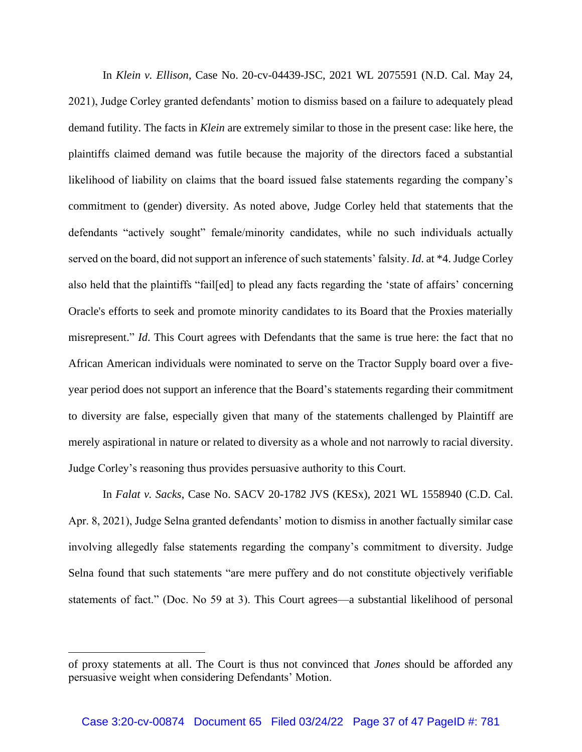In *Klein v. Ellison*, Case No. 20-cv-04439-JSC, 2021 WL 2075591 (N.D. Cal. May 24, 2021), Judge Corley granted defendants' motion to dismiss based on a failure to adequately plead demand futility. The facts in *Klein* are extremely similar to those in the present case: like here, the plaintiffs claimed demand was futile because the majority of the directors faced a substantial likelihood of liability on claims that the board issued false statements regarding the company's commitment to (gender) diversity. As noted above, Judge Corley held that statements that the defendants "actively sought" female/minority candidates, while no such individuals actually served on the board, did not support an inference of such statements' falsity. *Id*. at *4. Judge Corley also held that the plaintiffs "fail[ed] to plead any facts regarding the 'state of affairs' concerning Oracle's efforts to seek and promote minority candidates to its Board that the Proxies materially misrepresent." *Id*. This Court agrees with Defendants that the same is true here: the fact that no African American individuals were nominated to serve on the Tractor Supply board over a five-year period does not support an inference that the Board's statements regarding their commitment to diversity are false, especially given that many of the statements challenged by Plaintiff are merely aspirational in nature or related to diversity as a whole and not narrowly to racial diversity. Judge Corley's reasoning thus provides persuasive authority to this Court.

In *Falat v. Sacks*, Case No. SACV 20-1782 JVS (KESx), 2021 WL 1558940 (C.D. Cal. Apr. 8, 2021), Judge Selna granted defendants' motion to dismiss in another factually similar case involving allegedly false statements regarding the company's commitment to diversity. Judge Selna found that such statements "are mere puffery and do not constitute objectively verifiable statements of fact." (Doc. No 59 at 3). This Court agrees—a substantial likelihood of personal

---

of proxy statements at all. The Court is thus not convinced that *Jones* should be afforded any persuasive weight when considering Defendants' Motion.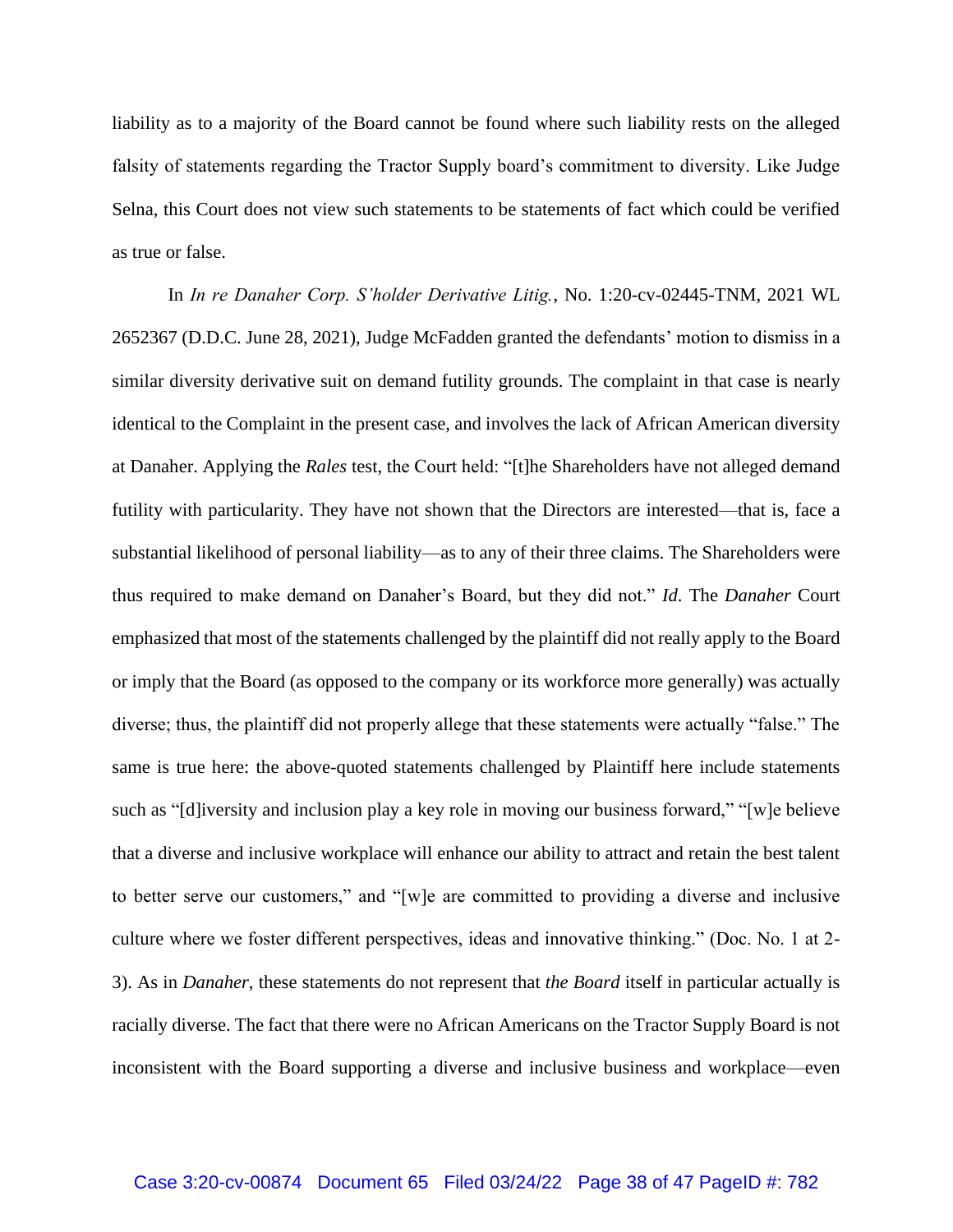liability as to a majority of the Board cannot be found where such liability rests on the alleged falsity of statements regarding the Tractor Supply board's commitment to diversity. Like Judge Selna, this Court does not view such statements to be statements of fact which could be verified as true or false.

In *In re Danaher Corp. S'holder Derivative Litig.*, No. 1:20-cv-02445-TNM, 2021 WL 2652367 (D.D.C. June 28, 2021), Judge McFadden granted the defendants' motion to dismiss in a similar diversity derivative suit on demand futility grounds. The complaint in that case is nearly identical to the Complaint in the present case, and involves the lack of African American diversity at Danaher. Applying the *Rales* test, the Court held: "[t]he Shareholders have not alleged demand futility with particularity. They have not shown that the Directors are interested—that is, face a substantial likelihood of personal liability—as to any of their three claims. The Shareholders were thus required to make demand on Danaher's Board, but they did not." *Id*. The *Danaher* Court emphasized that most of the statements challenged by the plaintiff did not really apply to the Board or imply that the Board (as opposed to the company or its workforce more generally) was actually diverse; thus, the plaintiff did not properly allege that these statements were actually "false." The same is true here: the above-quoted statements challenged by Plaintiff here include statements such as "[d]iversity and inclusion play a key role in moving our business forward," "[w]e believe that a diverse and inclusive workplace will enhance our ability to attract and retain the best talent to better serve our customers," and "[w]e are committed to providing a diverse and inclusive culture where we foster different perspectives, ideas and innovative thinking." (Doc. No. 1 at 2-3). As in *Danaher*, these statements do not represent that *the Board* itself in particular actually is racially diverse. The fact that there were no African Americans on the Tractor Supply Board is not inconsistent with the Board supporting a diverse and inclusive business and workplace—even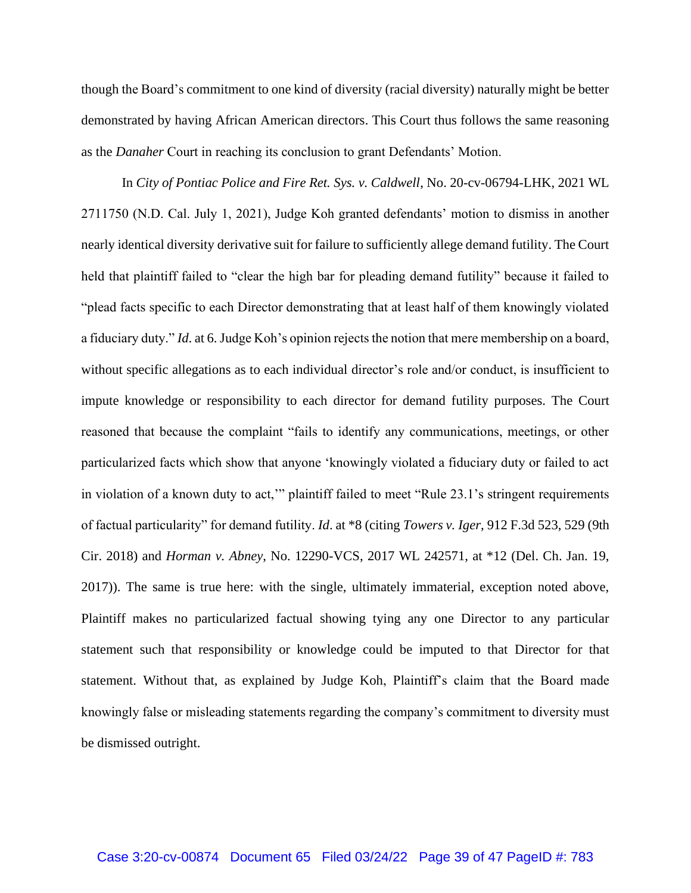though the Board's commitment to one kind of diversity (racial diversity) naturally might be better demonstrated by having African American directors. This Court thus follows the same reasoning as the *Danaher* Court in reaching its conclusion to grant Defendants' Motion.

In *City of Pontiac Police and Fire Ret. Sys. v. Caldwell*, No. 20-cv-06794-LHK, 2021 WL 2711750 (N.D. Cal. July 1, 2021), Judge Koh granted defendants' motion to dismiss in another nearly identical diversity derivative suit for failure to sufficiently allege demand futility. The Court held that plaintiff failed to "clear the high bar for pleading demand futility" because it failed to "plead facts specific to each Director demonstrating that at least half of them knowingly violated a fiduciary duty." *Id*. at 6. Judge Koh's opinion rejects the notion that mere membership on a board, without specific allegations as to each individual director's role and/or conduct, is insufficient to impute knowledge or responsibility to each director for demand futility purposes. The Court reasoned that because the complaint "fails to identify any communications, meetings, or other particularized facts which show that anyone 'knowingly violated a fiduciary duty or failed to act in violation of a known duty to act,'" plaintiff failed to meet "Rule 23.1's stringent requirements of factual particularity" for demand futility. *Id*. at *8 (citing *Towers v. Iger*, 912 F.3d 523, 529 (9th Cir. 2018) and *Horman v. Abney*, No. 12290-VCS, 2017 WL 242571, at *12 (Del. Ch. Jan. 19, 2017)). The same is true here: with the single, ultimately immaterial, exception noted above, Plaintiff makes no particularized factual showing tying any one Director to any particular statement such that responsibility or knowledge could be imputed to that Director for that statement. Without that, as explained by Judge Koh, Plaintiff's claim that the Board made knowingly false or misleading statements regarding the company's commitment to diversity must be dismissed outright.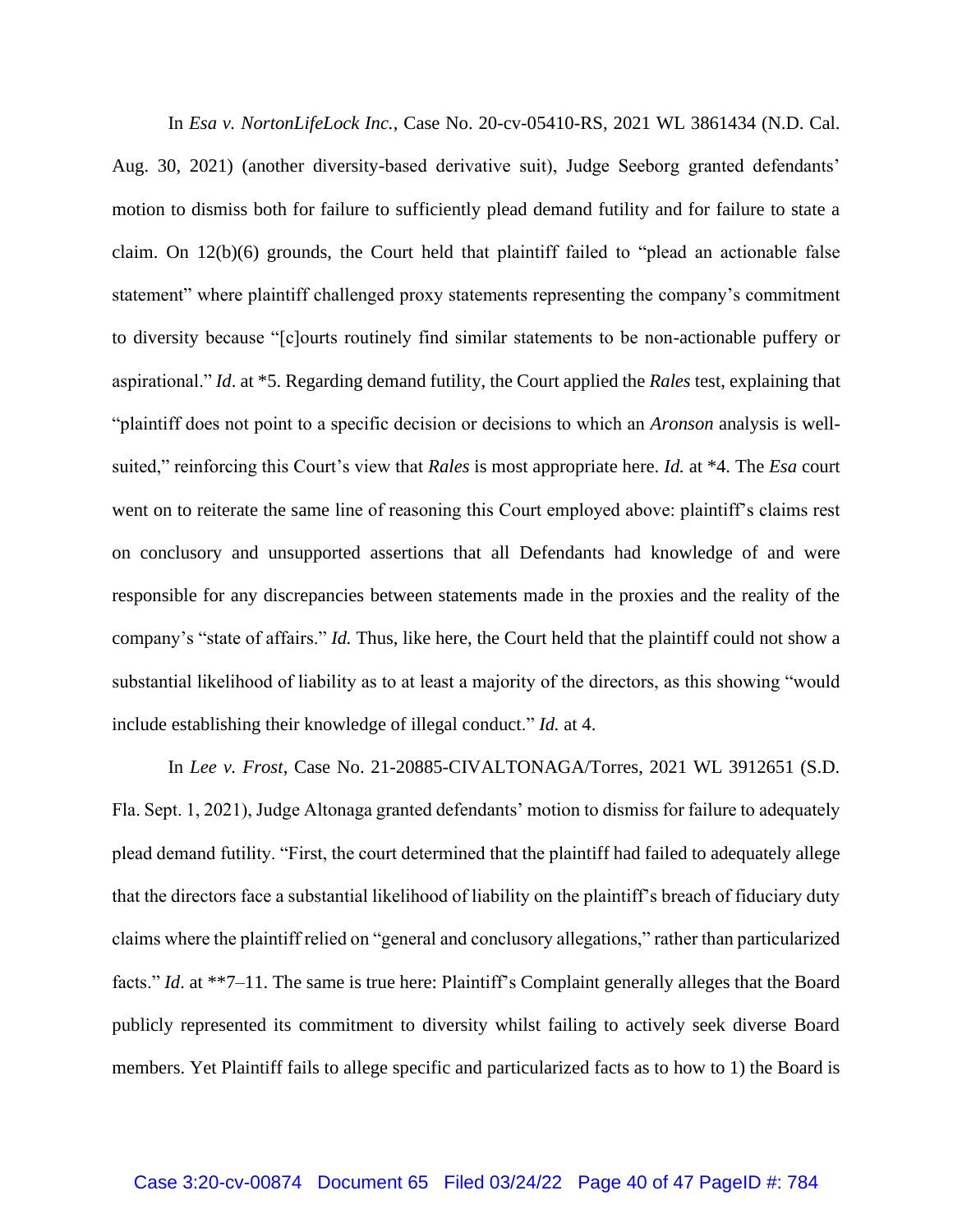In *Esa v. NortonLifeLock Inc.*, Case No. 20-cv-05410-RS, 2021 WL 3861434 (N.D. Cal. Aug. 30, 2021) (another diversity-based derivative suit), Judge Seeborg granted defendants' motion to dismiss both for failure to sufficiently plead demand futility and for failure to state a claim. On 12(b)(6) grounds, the Court held that plaintiff failed to "plead an actionable false statement" where plaintiff challenged proxy statements representing the company's commitment to diversity because "[c]ourts routinely find similar statements to be non-actionable puffery or aspirational." *Id*. at *5. Regarding demand futility, the Court applied the *Rales* test, explaining that "plaintiff does not point to a specific decision or decisions to which an *Aronson* analysis is well-suited," reinforcing this Court's view that *Rales* is most appropriate here. *Id.* at *4. The *Esa* court went on to reiterate the same line of reasoning this Court employed above: plaintiff's claims rest on conclusory and unsupported assertions that all Defendants had knowledge of and were responsible for any discrepancies between statements made in the proxies and the reality of the company's "state of affairs." *Id.* Thus, like here, the Court held that the plaintiff could not show a substantial likelihood of liability as to at least a majority of the directors, as this showing "would include establishing their knowledge of illegal conduct." *Id.* at 4.

In *Lee v. Frost*, Case No. 21-20885-CIVALTONAGA/Torres, 2021 WL 3912651 (S.D. Fla. Sept. 1, 2021), Judge Altonaga granted defendants' motion to dismiss for failure to adequately plead demand futility. "First, the court determined that the plaintiff had failed to adequately allege that the directors face a substantial likelihood of liability on the plaintiff's breach of fiduciary duty claims where the plaintiff relied on "general and conclusory allegations," rather than particularized facts." *Id*. at **7–11. The same is true here: Plaintiff's Complaint generally alleges that the Board publicly represented its commitment to diversity whilst failing to actively seek diverse Board members. Yet Plaintiff fails to allege specific and particularized facts as to how to 1) the Board is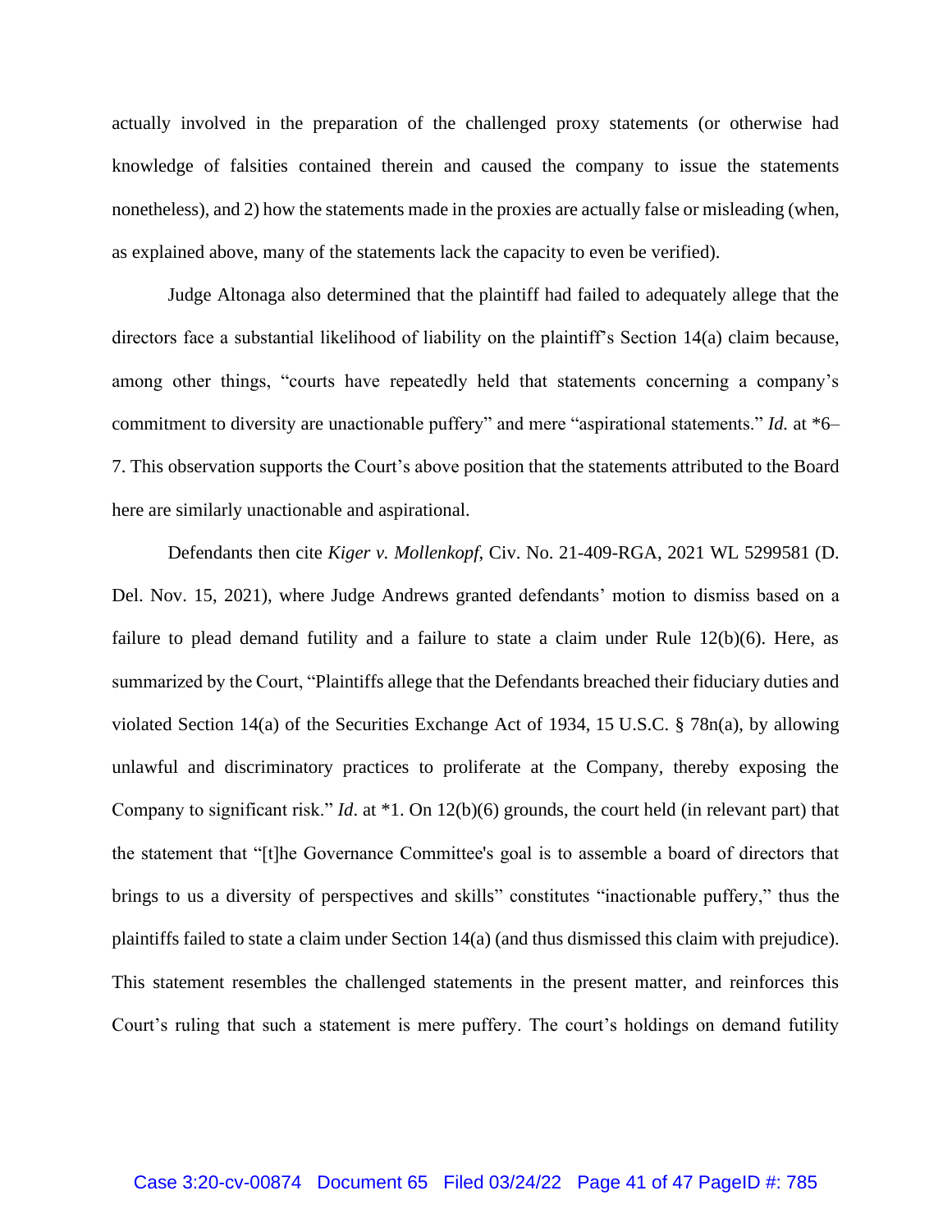actually involved in the preparation of the challenged proxy statements (or otherwise had knowledge of falsities contained therein and caused the company to issue the statements nonetheless), and 2) how the statements made in the proxies are actually false or misleading (when, as explained above, many of the statements lack the capacity to even be verified).

Judge Altonaga also determined that the plaintiff had failed to adequately allege that the directors face a substantial likelihood of liability on the plaintiff's Section 14(a) claim because, among other things, "courts have repeatedly held that statements concerning a company's commitment to diversity are unactionable puffery" and mere "aspirational statements." *Id.* at *6–7. This observation supports the Court's above position that the statements attributed to the Board here are similarly unactionable and aspirational.

Defendants then cite *Kiger v. Mollenkopf*, Civ. No. 21-409-RGA, 2021 WL 5299581 (D. Del. Nov. 15, 2021), where Judge Andrews granted defendants' motion to dismiss based on a failure to plead demand futility and a failure to state a claim under Rule 12(b)(6). Here, as summarized by the Court, "Plaintiffs allege that the Defendants breached their fiduciary duties and violated Section 14(a) of the Securities Exchange Act of 1934, 15 U.S.C. § 78n(a), by allowing unlawful and discriminatory practices to proliferate at the Company, thereby exposing the Company to significant risk." *Id*. at *1. On 12(b)(6) grounds, the court held (in relevant part) that the statement that "[t]he Governance Committee's goal is to assemble a board of directors that brings to us a diversity of perspectives and skills" constitutes "inactionable puffery," thus the plaintiffs failed to state a claim under Section 14(a) (and thus dismissed this claim with prejudice). This statement resembles the challenged statements in the present matter, and reinforces this Court's ruling that such a statement is mere puffery. The court's holdings on demand futility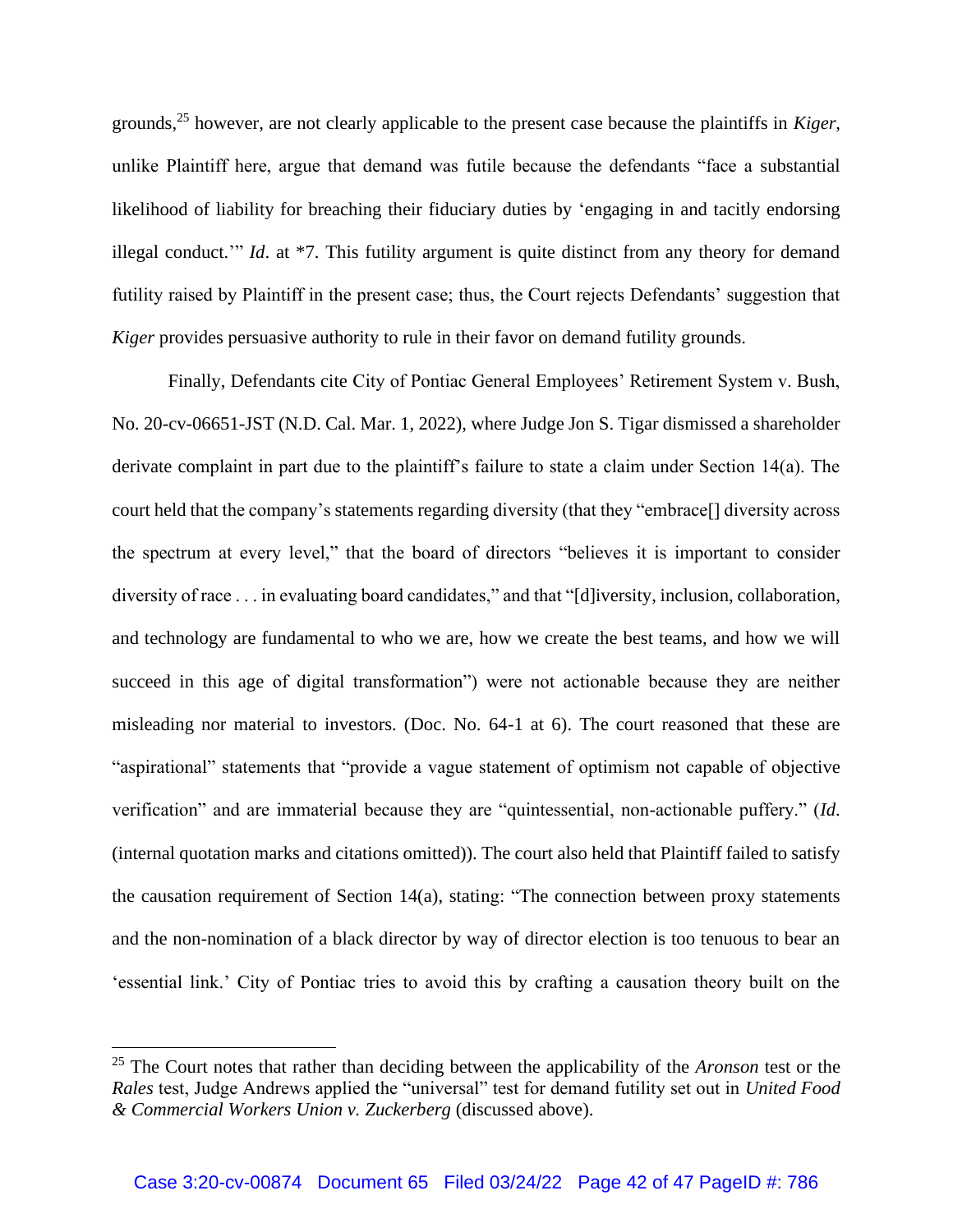grounds,[25] however, are not clearly applicable to the present case because the plaintiffs in *Kiger*, unlike Plaintiff here, argue that demand was futile because the defendants "face a substantial likelihood of liability for breaching their fiduciary duties by 'engaging in and tacitly endorsing illegal conduct.'" *Id*. at *7. This futility argument is quite distinct from any theory for demand futility raised by Plaintiff in the present case; thus, the Court rejects Defendants' suggestion that *Kiger* provides persuasive authority to rule in their favor on demand futility grounds.

Finally, Defendants cite City of Pontiac General Employees' Retirement System v. Bush, No. 20-cv-06651-JST (N.D. Cal. Mar. 1, 2022), where Judge Jon S. Tigar dismissed a shareholder derivate complaint in part due to the plaintiff's failure to state a claim under Section 14(a). The court held that the company's statements regarding diversity (that they "embrace[] diversity across the spectrum at every level," that the board of directors "believes it is important to consider diversity of race . . . in evaluating board candidates," and that "[d]iversity, inclusion, collaboration, and technology are fundamental to who we are, how we create the best teams, and how we will succeed in this age of digital transformation") were not actionable because they are neither misleading nor material to investors. (Doc. No. 64-1 at 6). The court reasoned that these are "aspirational" statements that "provide a vague statement of optimism not capable of objective verification" and are immaterial because they are "quintessential, non-actionable puffery." (*Id*. (internal quotation marks and citations omitted)). The court also held that Plaintiff failed to satisfy the causation requirement of Section 14(a), stating: "The connection between proxy statements and the non-nomination of a black director by way of director election is too tenuous to bear an 'essential link.' City of Pontiac tries to avoid this by crafting a causation theory built on the

---

[25] The Court notes that rather than deciding between the applicability of the *Aronson* test or the *Rales* test, Judge Andrews applied the "universal" test for demand futility set out in *United Food & Commercial Workers Union v. Zuckerberg* (discussed above).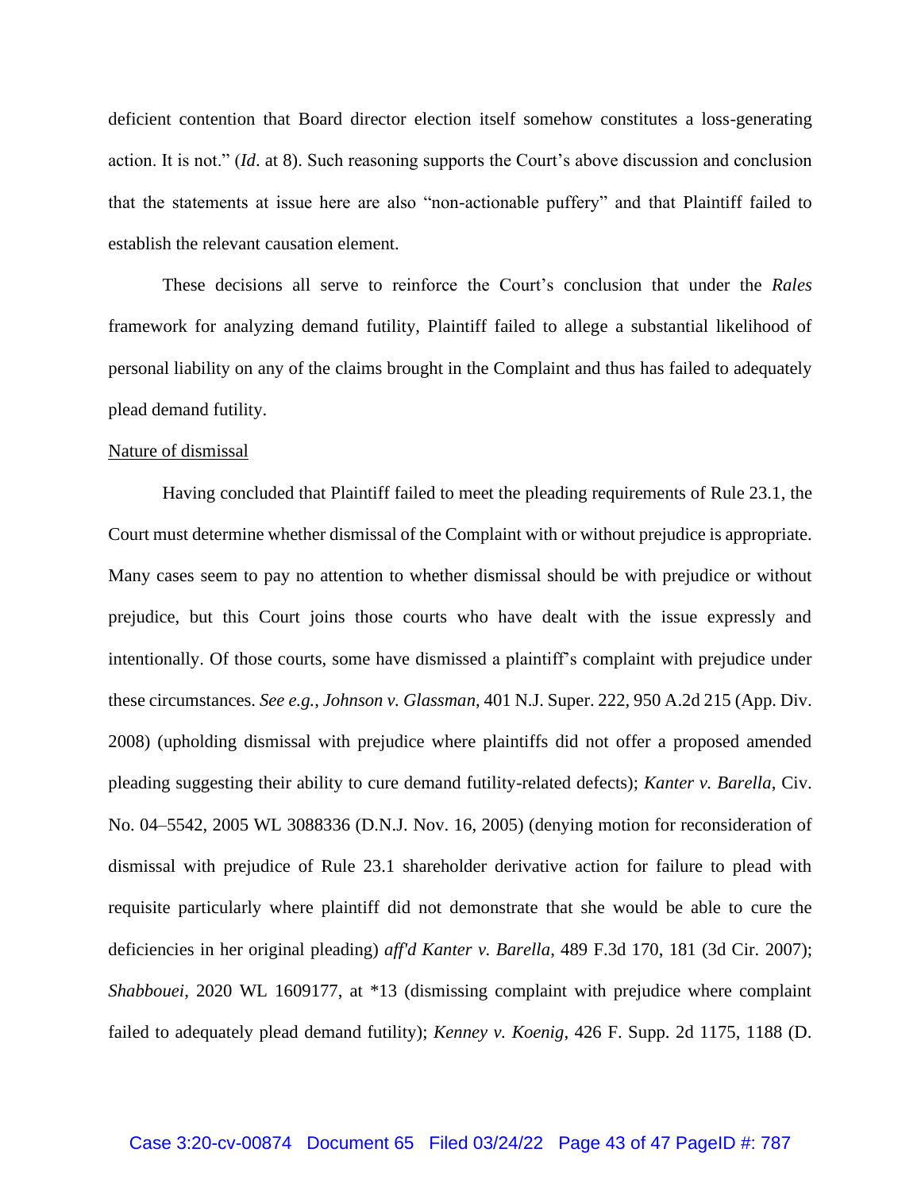deficient contention that Board director election itself somehow constitutes a loss-generating action. It is not." (*Id*. at 8). Such reasoning supports the Court's above discussion and conclusion that the statements at issue here are also "non-actionable puffery" and that Plaintiff failed to establish the relevant causation element.

These decisions all serve to reinforce the Court's conclusion that under the *Rales* framework for analyzing demand futility, Plaintiff failed to allege a substantial likelihood of personal liability on any of the claims brought in the Complaint and thus has failed to adequately plead demand futility.

<u>Nature of dismissal</u>

Having concluded that Plaintiff failed to meet the pleading requirements of Rule 23.1, the Court must determine whether dismissal of the Complaint with or without prejudice is appropriate. Many cases seem to pay no attention to whether dismissal should be with prejudice or without prejudice, but this Court joins those courts who have dealt with the issue expressly and intentionally. Of those courts, some have dismissed a plaintiff's complaint with prejudice under these circumstances. *See e.g.*, *Johnson v. Glassman*, 401 N.J. Super. 222, 950 A.2d 215 (App. Div. 2008) (upholding dismissal with prejudice where plaintiffs did not offer a proposed amended pleading suggesting their ability to cure demand futility-related defects); *Kanter v. Barella*, Civ. No. 04–5542, 2005 WL 3088336 (D.N.J. Nov. 16, 2005) (denying motion for reconsideration of dismissal with prejudice of Rule 23.1 shareholder derivative action for failure to plead with requisite particularly where plaintiff did not demonstrate that she would be able to cure the deficiencies in her original pleading) *aff'd Kanter v. Barella*, 489 F.3d 170, 181 (3d Cir. 2007); *Shabbouei*, 2020 WL 1609177, at \*13 (dismissing complaint with prejudice where complaint failed to adequately plead demand futility); *Kenney v. Koenig*, 426 F. Supp. 2d 1175, 1188 (D.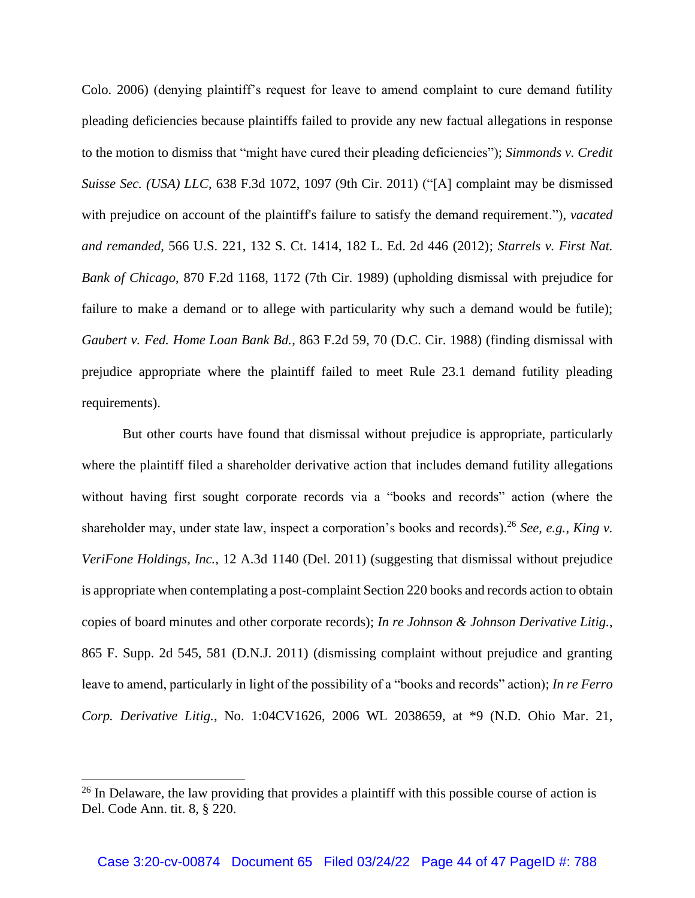Colo. 2006) (denying plaintiff's request for leave to amend complaint to cure demand futility pleading deficiencies because plaintiffs failed to provide any new factual allegations in response to the motion to dismiss that "might have cured their pleading deficiencies"); *Simmonds v. Credit Suisse Sec. (USA) LLC*, 638 F.3d 1072, 1097 (9th Cir. 2011) ("[A] complaint may be dismissed with prejudice on account of the plaintiff's failure to satisfy the demand requirement."), *vacated and remanded*, 566 U.S. 221, 132 S. Ct. 1414, 182 L. Ed. 2d 446 (2012); *Starrels v. First Nat. Bank of Chicago*, 870 F.2d 1168, 1172 (7th Cir. 1989) (upholding dismissal with prejudice for failure to make a demand or to allege with particularity why such a demand would be futile); *Gaubert v. Fed. Home Loan Bank Bd.*, 863 F.2d 59, 70 (D.C. Cir. 1988) (finding dismissal with prejudice appropriate where the plaintiff failed to meet Rule 23.1 demand futility pleading requirements).

But other courts have found that dismissal without prejudice is appropriate, particularly where the plaintiff filed a shareholder derivative action that includes demand futility allegations without having first sought corporate records via a "books and records" action (where the shareholder may, under state law, inspect a corporation's books and records).[26] *See, e.g.*, *King v. VeriFone Holdings, Inc.*, 12 A.3d 1140 (Del. 2011) (suggesting that dismissal without prejudice is appropriate when contemplating a post-complaint Section 220 books and records action to obtain copies of board minutes and other corporate records); *In re Johnson & Johnson Derivative Litig.*, 865 F. Supp. 2d 545, 581 (D.N.J. 2011) (dismissing complaint without prejudice and granting leave to amend, particularly in light of the possibility of a "books and records" action); *In re Ferro Corp. Derivative Litig.*, No. 1:04CV1626, 2006 WL 2038659, at *9 (N.D. Ohio Mar. 21,

[26] In Delaware, the law providing that provides a plaintiff with this possible course of action is Del. Code Ann. tit. 8, § 220.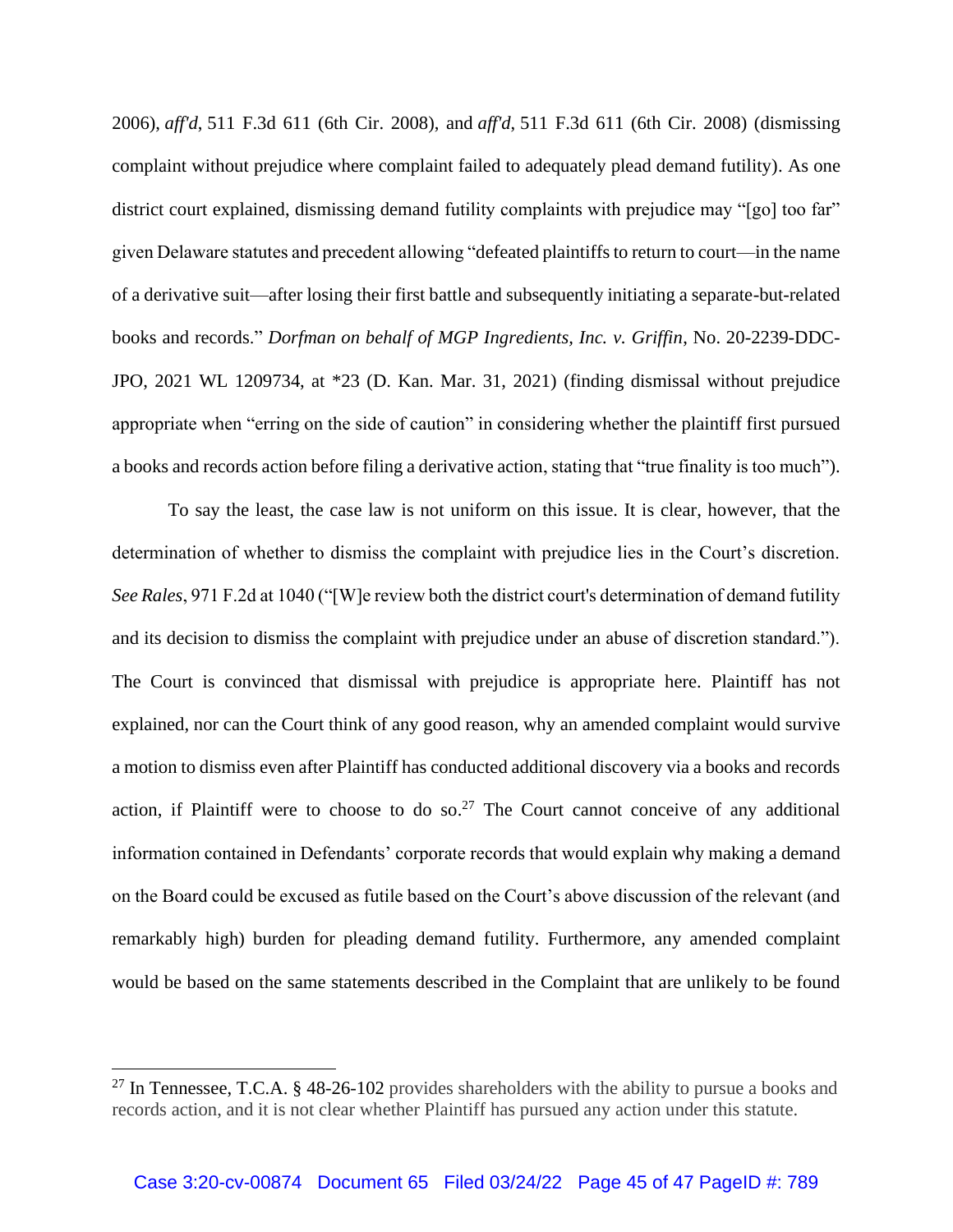2006), *aff'd*, 511 F.3d 611 (6th Cir. 2008), and *aff'd*, 511 F.3d 611 (6th Cir. 2008) (dismissing complaint without prejudice where complaint failed to adequately plead demand futility). As one district court explained, dismissing demand futility complaints with prejudice may "[go] too far" given Delaware statutes and precedent allowing "defeated plaintiffs to return to court—in the name of a derivative suit—after losing their first battle and subsequently initiating a separate-but-related books and records." *Dorfman on behalf of MGP Ingredients, Inc. v. Griffin*, No. 20-2239-DDC-JPO, 2021 WL 1209734, at *23 (D. Kan. Mar. 31, 2021) (finding dismissal without prejudice appropriate when "erring on the side of caution" in considering whether the plaintiff first pursued a books and records action before filing a derivative action, stating that "true finality is too much").

To say the least, the case law is not uniform on this issue. It is clear, however, that the determination of whether to dismiss the complaint with prejudice lies in the Court's discretion. *See Rales*, 971 F.2d at 1040 ("[W]e review both the district court's determination of demand futility and its decision to dismiss the complaint with prejudice under an abuse of discretion standard."). The Court is convinced that dismissal with prejudice is appropriate here. Plaintiff has not explained, nor can the Court think of any good reason, why an amended complaint would survive a motion to dismiss even after Plaintiff has conducted additional discovery via a books and records action, if Plaintiff were to choose to do so.[27] The Court cannot conceive of any additional information contained in Defendants' corporate records that would explain why making a demand on the Board could be excused as futile based on the Court's above discussion of the relevant (and remarkably high) burden for pleading demand futility. Furthermore, any amended complaint would be based on the same statements described in the Complaint that are unlikely to be found

---

[27] In Tennessee, T.C.A. § 48-26-102 provides shareholders with the ability to pursue a books and records action, and it is not clear whether Plaintiff has pursued any action under this statute.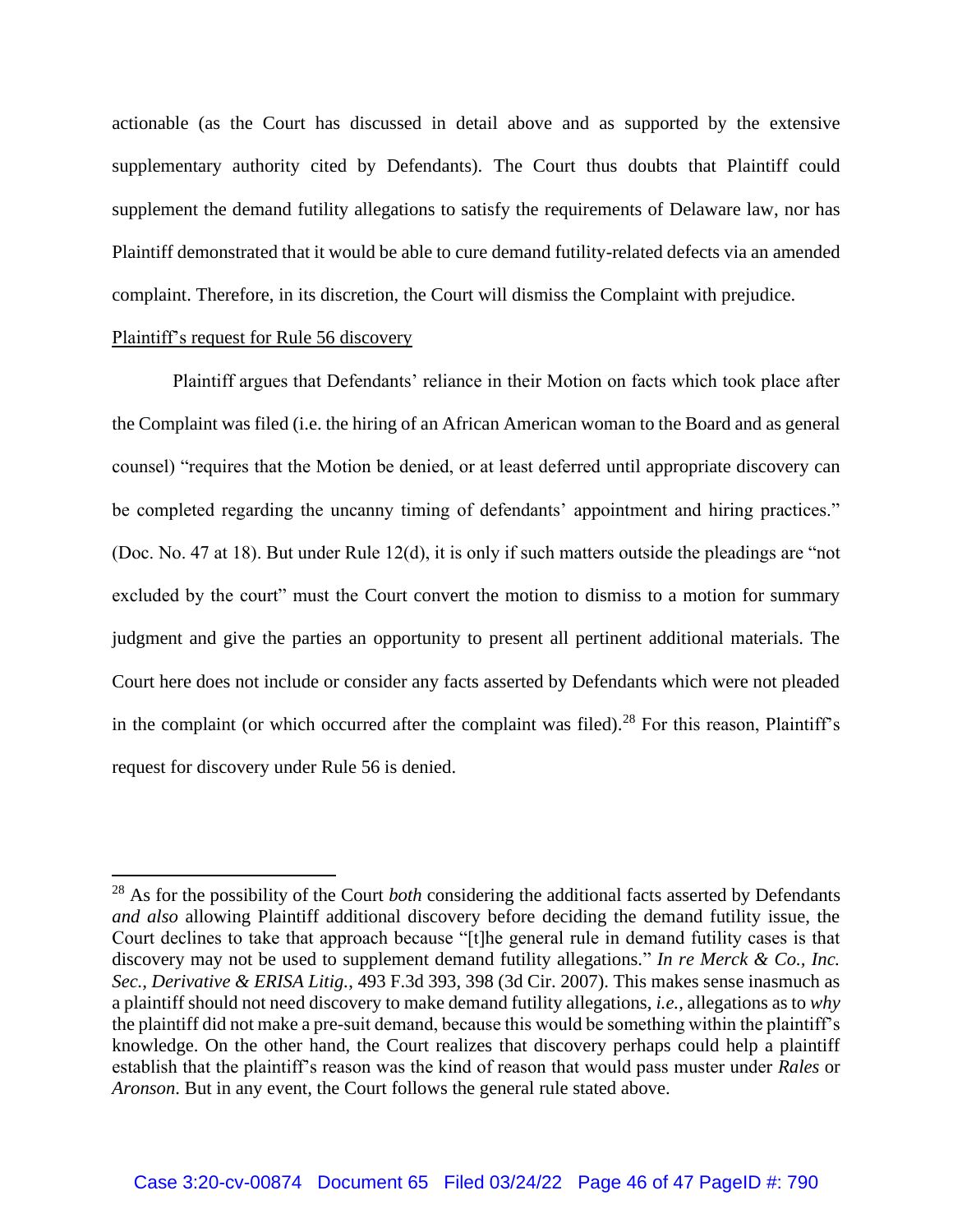actionable (as the Court has discussed in detail above and as supported by the extensive supplementary authority cited by Defendants). The Court thus doubts that Plaintiff could supplement the demand futility allegations to satisfy the requirements of Delaware law, nor has Plaintiff demonstrated that it would be able to cure demand futility-related defects via an amended complaint. Therefore, in its discretion, the Court will dismiss the Complaint with prejudice.

<u>Plaintiff's request for Rule 56 discovery</u>

Plaintiff argues that Defendants' reliance in their Motion on facts which took place after the Complaint was filed (i.e. the hiring of an African American woman to the Board and as general counsel) "requires that the Motion be denied, or at least deferred until appropriate discovery can be completed regarding the uncanny timing of defendants' appointment and hiring practices." (Doc. No. 47 at 18). But under Rule 12(d), it is only if such matters outside the pleadings are "not excluded by the court" must the Court convert the motion to dismiss to a motion for summary judgment and give the parties an opportunity to present all pertinent additional materials. The Court here does not include or consider any facts asserted by Defendants which were not pleaded in the complaint (or which occurred after the complaint was filed).[28] For this reason, Plaintiff's request for discovery under Rule 56 is denied.

---

[28] As for the possibility of the Court *both* considering the additional facts asserted by Defendants *and also* allowing Plaintiff additional discovery before deciding the demand futility issue, the Court declines to take that approach because "[t]he general rule in demand futility cases is that discovery may not be used to supplement demand futility allegations." *In re Merck & Co., Inc. Sec., Derivative & ERISA Litig.*, 493 F.3d 393, 398 (3d Cir. 2007). This makes sense inasmuch as a plaintiff should not need discovery to make demand futility allegations, *i.e.*, allegations as to *why* the plaintiff did not make a pre-suit demand, because this would be something within the plaintiff's knowledge. On the other hand, the Court realizes that discovery perhaps could help a plaintiff establish that the plaintiff's reason was the kind of reason that would pass muster under *Rales* or *Aronson*. But in any event, the Court follows the general rule stated above.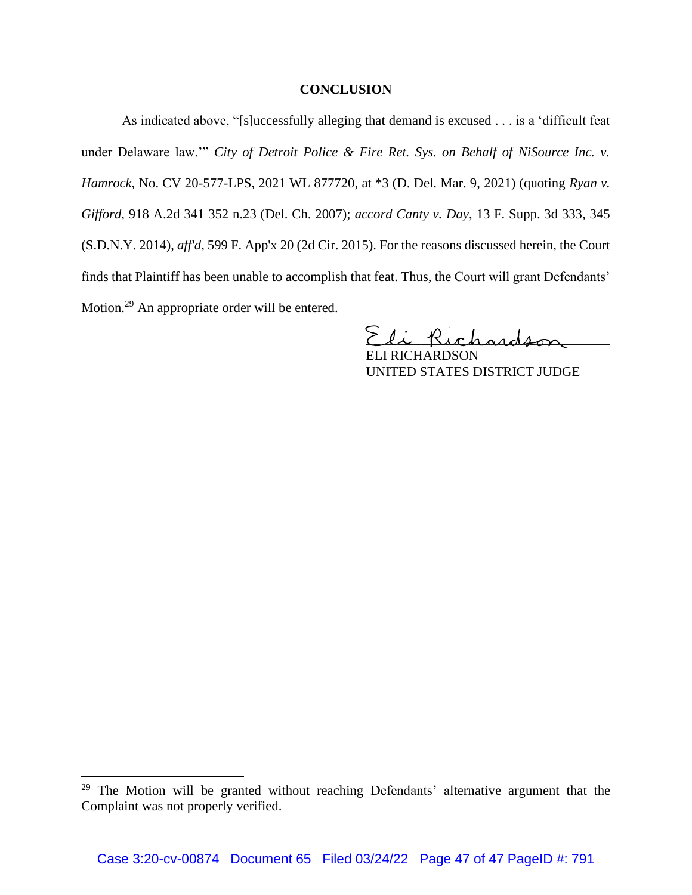## CONCLUSION

As indicated above, "[s]uccessfully alleging that demand is excused . . . is a 'difficult feat under Delaware law.'" *City of Detroit Police & Fire Ret. Sys. on Behalf of NiSource Inc. v. Hamrock*, No. CV 20-577-LPS, 2021 WL 877720, at *3 (D. Del. Mar. 9, 2021) (quoting *Ryan v. Gifford*, 918 A.2d 341 352 n.23 (Del. Ch. 2007); *accord Canty v. Day*, 13 F. Supp. 3d 333, 345 (S.D.N.Y. 2014), *aff'd*, 599 F. App'x 20 (2d Cir. 2015). For the reasons discussed herein, the Court finds that Plaintiff has been unable to accomplish that feat. Thus, the Court will grant Defendants' Motion.[29] An appropriate order will be entered.

Eli Richardson
ELI RICHARDSON
UNITED STATES DISTRICT JUDGE

[29] The Motion will be granted without reaching Defendants' alternative argument that the Complaint was not properly verified.